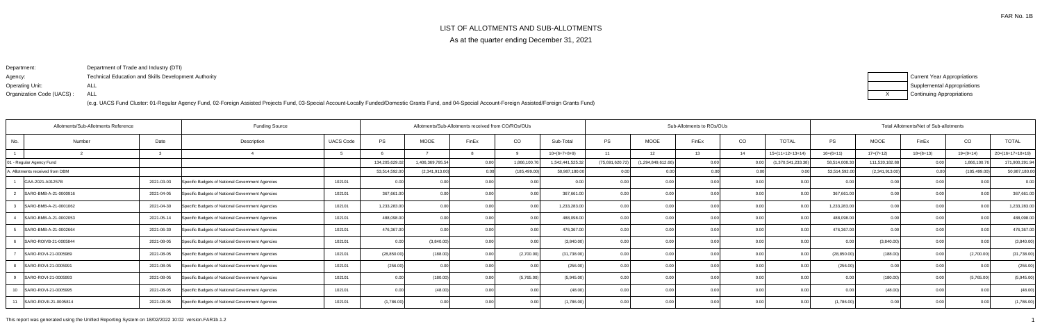FAR No. 1B

# LIST OF ALLOTMENTS AND SUB-ALLOTMENTS

As at the quarter ending December 31, 2021

Department: Department of Trade and Industry (DTI)
Agency: Technical Education and Skills Development Authority
Operating Unit: ALL
Organization Code (UACS) : ALL

(e.g. UACS Fund Cluster: 01-Regular Agency Fund, 02-Foreign Assisted Projects Fund, 03-Special Account-Locally Funded/Domestic Grants Fund, and 04-Special Account-Foreign Assisted/Foreign Grants Fund)

| | Current Year Appropriations |
|---|---|
| | Supplemental Appropriations |
| X | Continuing Appropriations |

| Allotments/Sub-Allotments Reference | | | Funding Source | | Allotments/Sub-Allotments received from CO/ROs/OUs | | | | | Sub-Allotments to ROs/OUs | | | | | Total Allotments/Net of Sub-allotments | | | | |
|---|---|---|---|---|---|---|---|---|---|---|---|---|---|---|---|---|---|---|---|
| No. | Number | Date | Description | UACS Code | PS | MOOE | FinEx | CO | Sub-Total | PS | MOOE | FinEx | CO | TOTAL | PS | MOOE | FinEx | CO | TOTAL |
| 1 | 2 | 3 | 4 | 5 | 6 | 7 | 8 | 9 | 10=(6+7+8+9) | 11 | 12 | 13 | 14 | 15=(11+12+13+14) | 16=(6+11) | 17=(7+12) | 18=(8+13) | 19=(9+14) | 20=(16+17+18+19) |
| 01 - Regular Agency Fund | | | | | 134,205,629.02 | 1,406,369,795.54 | 0.00 | 1,866,100.76 | 1,542,441,525.32 | (75,691,620.72) | (1,294,849,612.66) | 0.00 | 0.00 | (1,370,541,233.38) | 58,514,008.30 | 111,520,182.88 | 0.00 | 1,866,100.76 | 171,900,291.94 |
| A. Allotments received from DBM | | | | | 53,514,592.00 | (2,341,913.00) | 0.00 | (185,499.00) | 50,987,180.00 | 0.00 | 0.00 | 0.00 | 0.00 | 0.00 | 53,514,592.00 | (2,341,913.00) | 0.00 | (185,499.00) | 50,987,180.00 |
| 1 | GAA-2021-A01257B | 2021-03-03 | Specific Budgets of National Government Agencies | 102101 | 0.00 | 0.00 | 0.00 | 0.00 | 0.00 | 0.00 | 0.00 | 0.00 | 0.00 | 0.00 | 0.00 | 0.00 | 0.00 | 0.00 | 0.00 |
| 2 | SARO-BMB-A-21-0000916 | 2021-04-05 | Specific Budgets of National Government Agencies | 102101 | 367,661.00 | 0.00 | 0.00 | 0.00 | 367,661.00 | 0.00 | 0.00 | 0.00 | 0.00 | 0.00 | 367,661.00 | 0.00 | 0.00 | 0.00 | 367,661.00 |
| 3 | SARO-BMB-A-21-0001062 | 2021-04-30 | Specific Budgets of National Government Agencies | 102101 | 1,233,283.00 | 0.00 | 0.00 | 0.00 | 1,233,283.00 | 0.00 | 0.00 | 0.00 | 0.00 | 0.00 | 1,233,283.00 | 0.00 | 0.00 | 0.00 | 1,233,283.00 |
| 4 | SARO-BMB-A-21-0002053 | 2021-05-14 | Specific Budgets of National Government Agencies | 102101 | 488,098.00 | 0.00 | 0.00 | 0.00 | 488,098.00 | 0.00 | 0.00 | 0.00 | 0.00 | 0.00 | 488,098.00 | 0.00 | 0.00 | 0.00 | 488,098.00 |
| 5 | SARO-BMB-A-21-0002664 | 2021-06-30 | Specific Budgets of National Government Agencies | 102101 | 476,367.00 | 0.00 | 0.00 | 0.00 | 476,367.00 | 0.00 | 0.00 | 0.00 | 0.00 | 0.00 | 476,367.00 | 0.00 | 0.00 | 0.00 | 476,367.00 |
| 6 | SARO-ROIVB-21-0005844 | 2021-08-05 | Specific Budgets of National Government Agencies | 102101 | 0.00 | (3,840.00) | 0.00 | 0.00 | (3,840.00) | 0.00 | 0.00 | 0.00 | 0.00 | 0.00 | 0.00 | (3,840.00) | 0.00 | 0.00 | (3,840.00) |
| 7 | SARO-ROVI-21-0005989 | 2021-08-05 | Specific Budgets of National Government Agencies | 102101 | (28,850.00) | (188.00) | 0.00 | (2,700.00) | (31,738.00) | 0.00 | 0.00 | 0.00 | 0.00 | 0.00 | (28,850.00) | (188.00) | 0.00 | (2,700.00) | (31,738.00) |
| 8 | SARO-ROVI-21-0005991 | 2021-08-05 | Specific Budgets of National Government Agencies | 102101 | (256.00) | 0.00 | 0.00 | 0.00 | (256.00) | 0.00 | 0.00 | 0.00 | 0.00 | 0.00 | (256.00) | 0.00 | 0.00 | 0.00 | (256.00) |
| 9 | SARO-ROVI-21-0005993 | 2021-08-05 | Specific Budgets of National Government Agencies | 102101 | 0.00 | (180.00) | 0.00 | (5,765.00) | (5,945.00) | 0.00 | 0.00 | 0.00 | 0.00 | 0.00 | 0.00 | (180.00) | 0.00 | (5,765.00) | (5,945.00) |
| 10 | SARO-ROVI-21-0005995 | 2021-08-05 | Specific Budgets of National Government Agencies | 102101 | 0.00 | (48.00) | 0.00 | 0.00 | (48.00) | 0.00 | 0.00 | 0.00 | 0.00 | 0.00 | 0.00 | (48.00) | 0.00 | 0.00 | (48.00) |
| 11 | SARO-ROVII-21-0005814 | 2021-08-05 | Specific Budgets of National Government Agencies | 102101 | (1,786.00) | 0.00 | 0.00 | 0.00 | (1,786.00) | 0.00 | 0.00 | 0.00 | 0.00 | 0.00 | (1,786.00) | 0.00 | 0.00 | 0.00 | (1,786.00) |

This report was generated using the Unified Reporting System on 18/02/2022 10:02 version.FAR1b.1.2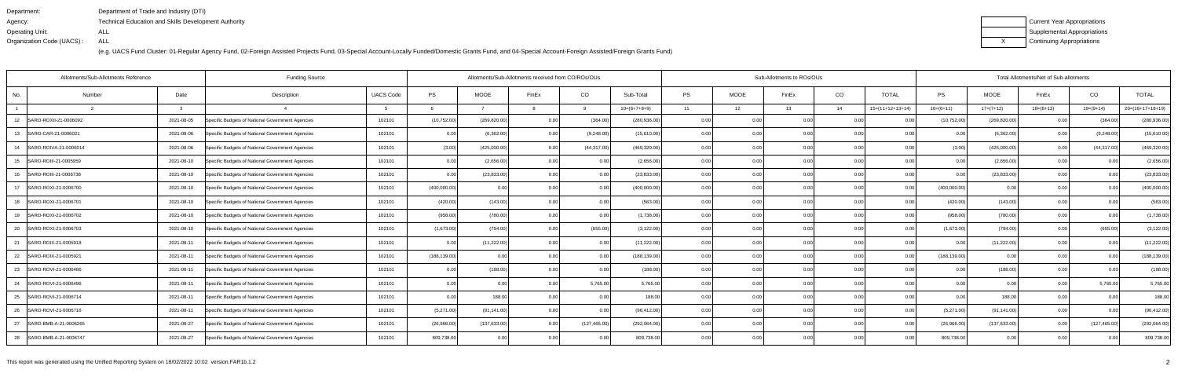Department: Department of Trade and Industry (DTI)
Agency: Technical Education and Skills Development Authority
Operating Unit: ALL
Organization Code (UACS) : ALL

(e.g. UACS Fund Cluster: 01-Regular Agency Fund, 02-Foreign Assisted Projects Fund, 03-Special Account-Locally Funded/Domestic Grants Fund, and 04-Special Account-Foreign Assisted/Foreign Grants Fund)

| | Current Year Appropriations |
|---|---|
| | Supplemental Appropriations |
| X | Continuing Appropriations |

| Allotments/Sub-Allotments Reference | | | Funding Source | | Allotments/Sub-Allotments received from CO/ROs/OUs | | | | | Sub-Allotments to ROs/OUs | | | | | Total Allotments/Net of Sub-allotments | | | | |
|---|---|---|---|---|---|---|---|---|---|---|---|---|---|---|---|---|---|---|---|
| No. | Number | Date | Description | UACS Code | PS | MOOE | FinEx | CO | Sub-Total | PS | MOOE | FinEx | CO | TOTAL | PS | MOOE | FinEx | CO | TOTAL |
| 1 | 2 | 3 | 4 | 5 | 6 | 7 | 8 | 9 | 10=(6+7+8+9) | 11 | 12 | 13 | 14 | 15=(11+12+13+14) | 16=(6+11) | 17=(7+12) | 18=(8+13) | 19=(9+14) | 20=(16+17+18+19) |
| 12 | SARO-ROXII-21-0006092 | 2021-08-05 | Specific Budgets of National Government Agencies | 102101 | (10,752.00) | (269,820.00) | 0.00 | (364.00) | (280,936.00) | 0.00 | 0.00 | 0.00 | 0.00 | 0.00 | (10,752.00) | (269,820.00) | 0.00 | (364.00) | (280,936.00) |
| 13 | SARO-CAR-21-0006021 | 2021-08-06 | Specific Budgets of National Government Agencies | 102101 | 0.00 | (6,362.00) | 0.00 | (9,248.00) | (15,610.00) | 0.00 | 0.00 | 0.00 | 0.00 | 0.00 | 0.00 | (6,362.00) | 0.00 | (9,248.00) | (15,610.00) |
| 14 | SARO-ROIVA-21-0006014 | 2021-08-06 | Specific Budgets of National Government Agencies | 102101 | (3.00) | (425,000.00) | 0.00 | (44,317.00) | (469,320.00) | 0.00 | 0.00 | 0.00 | 0.00 | 0.00 | (3.00) | (425,000.00) | 0.00 | (44,317.00) | (469,320.00) |
| 15 | SARO-ROIII-21-0005959 | 2021-08-10 | Specific Budgets of National Government Agencies | 102101 | 0.00 | (2,656.00) | 0.00 | 0.00 | (2,656.00) | 0.00 | 0.00 | 0.00 | 0.00 | 0.00 | 0.00 | (2,656.00) | 0.00 | 0.00 | (2,656.00) |
| 16 | SARO-ROIII-21-0006738 | 2021-08-10 | Specific Budgets of National Government Agencies | 102101 | 0.00 | (23,833.00) | 0.00 | 0.00 | (23,833.00) | 0.00 | 0.00 | 0.00 | 0.00 | 0.00 | 0.00 | (23,833.00) | 0.00 | 0.00 | (23,833.00) |
| 17 | SARO-ROXI-21-0006700 | 2021-08-10 | Specific Budgets of National Government Agencies | 102101 | (400,000.00) | 0.00 | 0.00 | 0.00 | (400,000.00) | 0.00 | 0.00 | 0.00 | 0.00 | 0.00 | (400,000.00) | 0.00 | 0.00 | 0.00 | (400,000.00) |
| 18 | SARO-ROXI-21-0006701 | 2021-08-10 | Specific Budgets of National Government Agencies | 102101 | (420.00) | (143.00) | 0.00 | 0.00 | (563.00) | 0.00 | 0.00 | 0.00 | 0.00 | 0.00 | (420.00) | (143.00) | 0.00 | 0.00 | (563.00) |
| 19 | SARO-ROXI-21-0006702 | 2021-08-10 | Specific Budgets of National Government Agencies | 102101 | (958.00) | (780.00) | 0.00 | 0.00 | (1,738.00) | 0.00 | 0.00 | 0.00 | 0.00 | 0.00 | (958.00) | (780.00) | 0.00 | 0.00 | (1,738.00) |
| 20 | SARO-ROXI-21-0006703 | 2021-08-10 | Specific Budgets of National Government Agencies | 102101 | (1,673.00) | (794.00) | 0.00 | (655.00) | (3,122.00) | 0.00 | 0.00 | 0.00 | 0.00 | 0.00 | (1,673.00) | (794.00) | 0.00 | (655.00) | (3,122.00) |
| 21 | SARO-ROIX-21-0005918 | 2021-08-11 | Specific Budgets of National Government Agencies | 102101 | 0.00 | (11,222.00) | 0.00 | 0.00 | (11,222.00) | 0.00 | 0.00 | 0.00 | 0.00 | 0.00 | 0.00 | (11,222.00) | 0.00 | 0.00 | (11,222.00) |
| 22 | SARO-ROIX-21-0005921 | 2021-08-11 | Specific Budgets of National Government Agencies | 102101 | (188,139.00) | 0.00 | 0.00 | 0.00 | (188,139.00) | 0.00 | 0.00 | 0.00 | 0.00 | 0.00 | (188,139.00) | 0.00 | 0.00 | 0.00 | (188,139.00) |
| 23 | SARO-ROVI-21-0006486 | 2021-08-11 | Specific Budgets of National Government Agencies | 102101 | 0.00 | (188.00) | 0.00 | 0.00 | (188.00) | 0.00 | 0.00 | 0.00 | 0.00 | 0.00 | 0.00 | (188.00) | 0.00 | 0.00 | (188.00) |
| 24 | SARO-ROVI-21-0006496 | 2021-08-11 | Specific Budgets of National Government Agencies | 102101 | 0.00 | 0.00 | 0.00 | 5,765.00 | 5,765.00 | 0.00 | 0.00 | 0.00 | 0.00 | 0.00 | 0.00 | 0.00 | 0.00 | 5,765.00 | 5,765.00 |
| 25 | SARO-ROVI-21-0006714 | 2021-08-11 | Specific Budgets of National Government Agencies | 102101 | 0.00 | 188.00 | 0.00 | 0.00 | 188.00 | 0.00 | 0.00 | 0.00 | 0.00 | 0.00 | 0.00 | 188.00 | 0.00 | 0.00 | 188.00 |
| 26 | SARO-ROVI-21-0006716 | 2021-08-11 | Specific Budgets of National Government Agencies | 102101 | (5,271.00) | (91,141.00) | 0.00 | 0.00 | (96,412.00) | 0.00 | 0.00 | 0.00 | 0.00 | 0.00 | (5,271.00) | (91,141.00) | 0.00 | 0.00 | (96,412.00) |
| 27 | SARO-BMB-A-21-0006265 | 2021-08-27 | Specific Budgets of National Government Agencies | 102101 | (26,966.00) | (137,633.00) | 0.00 | (127,465.00) | (292,064.00) | 0.00 | 0.00 | 0.00 | 0.00 | 0.00 | (26,966.00) | (137,633.00) | 0.00 | (127,465.00) | (292,064.00) |
| 28 | SARO-BMB-A-21-0006747 | 2021-08-27 | Specific Budgets of National Government Agencies | 102101 | 809,738.00 | 0.00 | 0.00 | 0.00 | 809,738.00 | 0.00 | 0.00 | 0.00 | 0.00 | 0.00 | 809,738.00 | 0.00 | 0.00 | 0.00 | 809,738.00 |

This report was generated using the Unified Reporting System on 18/02/2022 10:02 version.FAR1b.1.2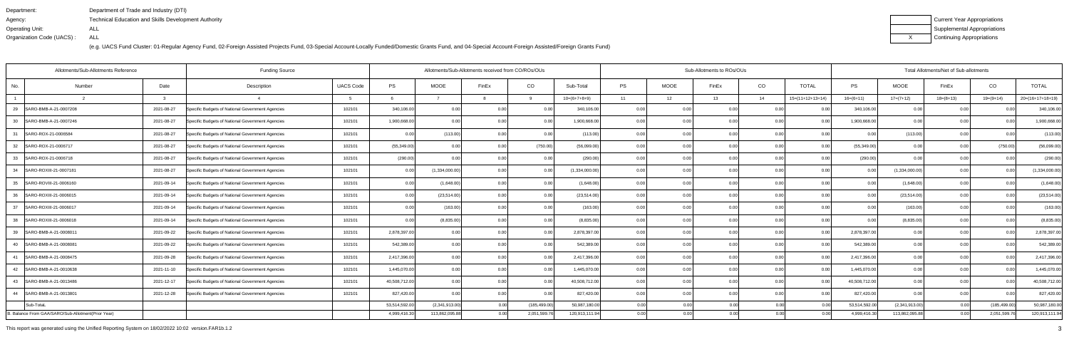Department: Department of Trade and Industry (DTI)
Agency: Technical Education and Skills Development Authority
Operating Unit: ALL
Organization Code (UACS) : ALL

| | Current Year Appropriations |
|---|---|
| | Supplemental Appropriations |
| X | Continuing Appropriations |

(e.g. UACS Fund Cluster: 01-Regular Agency Fund, 02-Foreign Assisted Projects Fund, 03-Special Account-Locally Funded/Domestic Grants Fund, and 04-Special Account-Foreign Assisted/Foreign Grants Fund)

| Allotments/Sub-Allotments Reference | | | Funding Source | | Allotments/Sub-Allotments received from CO/ROs/OUs | | | | | Sub-Allotments to ROs/OUs | | | | | Total Allotments/Net of Sub-allotments | | | | |
|---|---|---|---|---|---|---|---|---|---|---|---|---|---|---|---|---|---|---|---|
| No. | Number | Date | Description | UACS Code | PS | MOOE | FinEx | CO | Sub-Total | PS | MOOE | FinEx | CO | TOTAL | PS | MOOE | FinEx | CO | TOTAL |
| 1 | 2 | 3 | 4 | 5 | 6 | 7 | 8 | 9 | 10=(6+7+8+9) | 11 | 12 | 13 | 14 | 15=(11+12+13+14) | 16=(6+11) | 17=(7+12) | 18=(8+13) | 19=(9+14) | 20=(16+17+18+19) |
| 29 | SARO-BMB-A-21-0007208 | 2021-08-27 | Specific Budgets of National Government Agencies | 102101 | 340,106.00 | 0.00 | 0.00 | 0.00 | 340,106.00 | 0.00 | 0.00 | 0.00 | 0.00 | 0.00 | 340,106.00 | 0.00 | 0.00 | 0.00 | 340,106.00 |
| 30 | SARO-BMB-A-21-0007246 | 2021-08-27 | Specific Budgets of National Government Agencies | 102101 | 1,900,668.00 | 0.00 | 0.00 | 0.00 | 1,900,668.00 | 0.00 | 0.00 | 0.00 | 0.00 | 0.00 | 1,900,668.00 | 0.00 | 0.00 | 0.00 | 1,900,668.00 |
| 31 | SARO-ROX-21-0006584 | 2021-08-27 | Specific Budgets of National Government Agencies | 102101 | 0.00 | (113.00) | 0.00 | 0.00 | (113.00) | 0.00 | 0.00 | 0.00 | 0.00 | 0.00 | 0.00 | (113.00) | 0.00 | 0.00 | (113.00) |
| 32 | SARO-ROX-21-0006717 | 2021-08-27 | Specific Budgets of National Government Agencies | 102101 | (55,349.00) | 0.00 | 0.00 | (750.00) | (56,099.00) | 0.00 | 0.00 | 0.00 | 0.00 | 0.00 | (55,349.00) | 0.00 | 0.00 | (750.00) | (56,099.00) |
| 33 | SARO-ROX-21-0006718 | 2021-08-27 | Specific Budgets of National Government Agencies | 102101 | (290.00) | 0.00 | 0.00 | 0.00 | (290.00) | 0.00 | 0.00 | 0.00 | 0.00 | 0.00 | (290.00) | 0.00 | 0.00 | 0.00 | (290.00) |
| 34 | SARO-ROXIII-21-0007181 | 2021-08-27 | Specific Budgets of National Government Agencies | 102101 | 0.00 | (1,334,000.00) | 0.00 | 0.00 | (1,334,000.00) | 0.00 | 0.00 | 0.00 | 0.00 | 0.00 | 0.00 | (1,334,000.00) | 0.00 | 0.00 | (1,334,000.00) |
| 35 | SARO-ROVIII-21-0006160 | 2021-09-14 | Specific Budgets of National Government Agencies | 102101 | 0.00 | (1,648.00) | 0.00 | 0.00 | (1,648.00) | 0.00 | 0.00 | 0.00 | 0.00 | 0.00 | 0.00 | (1,648.00) | 0.00 | 0.00 | (1,648.00) |
| 36 | SARO-ROXIII-21-0006015 | 2021-09-14 | Specific Budgets of National Government Agencies | 102101 | 0.00 | (23,514.00) | 0.00 | 0.00 | (23,514.00) | 0.00 | 0.00 | 0.00 | 0.00 | 0.00 | 0.00 | (23,514.00) | 0.00 | 0.00 | (23,514.00) |
| 37 | SARO-ROXIII-21-0006017 | 2021-09-14 | Specific Budgets of National Government Agencies | 102101 | 0.00 | (163.00) | 0.00 | 0.00 | (163.00) | 0.00 | 0.00 | 0.00 | 0.00 | 0.00 | 0.00 | (163.00) | 0.00 | 0.00 | (163.00) |
| 38 | SARO-ROXIII-21-0006018 | 2021-09-14 | Specific Budgets of National Government Agencies | 102101 | 0.00 | (8,835.00) | 0.00 | 0.00 | (8,835.00) | 0.00 | 0.00 | 0.00 | 0.00 | 0.00 | 0.00 | (8,835.00) | 0.00 | 0.00 | (8,835.00) |
| 39 | SARO-BMB-A-21-0008011 | 2021-09-22 | Specific Budgets of National Government Agencies | 102101 | 2,878,397.00 | 0.00 | 0.00 | 0.00 | 2,878,397.00 | 0.00 | 0.00 | 0.00 | 0.00 | 0.00 | 2,878,397.00 | 0.00 | 0.00 | 0.00 | 2,878,397.00 |
| 40 | SARO-BMB-A-21-0008081 | 2021-09-22 | Specific Budgets of National Government Agencies | 102101 | 542,389.00 | 0.00 | 0.00 | 0.00 | 542,389.00 | 0.00 | 0.00 | 0.00 | 0.00 | 0.00 | 542,389.00 | 0.00 | 0.00 | 0.00 | 542,389.00 |
| 41 | SARO-BMB-A-21-0008475 | 2021-09-28 | Specific Budgets of National Government Agencies | 102101 | 2,417,396.00 | 0.00 | 0.00 | 0.00 | 2,417,396.00 | 0.00 | 0.00 | 0.00 | 0.00 | 0.00 | 2,417,396.00 | 0.00 | 0.00 | 0.00 | 2,417,396.00 |
| 42 | SARO-BMB-A-21-0010638 | 2021-11-10 | Specific Budgets of National Government Agencies | 102101 | 1,445,070.00 | 0.00 | 0.00 | 0.00 | 1,445,070.00 | 0.00 | 0.00 | 0.00 | 0.00 | 0.00 | 1,445,070.00 | 0.00 | 0.00 | 0.00 | 1,445,070.00 |
| 43 | SARO-BMB-A-21-0013486 | 2021-12-17 | Specific Budgets of National Government Agencies | 102101 | 40,508,712.00 | 0.00 | 0.00 | 0.00 | 40,508,712.00 | 0.00 | 0.00 | 0.00 | 0.00 | 0.00 | 40,508,712.00 | 0.00 | 0.00 | 0.00 | 40,508,712.00 |
| 44 | SARO-BMB-A-21-0013801 | 2021-12-28 | Specific Budgets of National Government Agencies | 102101 | 827,420.00 | 0.00 | 0.00 | 0.00 | 827,420.00 | 0.00 | 0.00 | 0.00 | 0.00 | 0.00 | 827,420.00 | 0.00 | 0.00 | 0.00 | 827,420.00 |
| | Sub-Total. | | | | 53,514,592.00 | (2,341,913.00) | 0.00 | (185,499.00) | 50,987,180.00 | 0.00 | 0.00 | 0.00 | 0.00 | 0.00 | 53,514,592.00 | (2,341,913.00) | 0.00 | (185,499.00) | 50,987,180.00 |
| B. Balance From GAA/SARO/Sub-Allotment(Prior Year) | | | | | 4,999,416.30 | 113,862,095.88 | 0.00 | 2,051,599.76 | 120,913,111.94 | 0.00 | 0.00 | 0.00 | 0.00 | 0.00 | 4,999,416.30 | 113,862,095.88 | 0.00 | 2,051,599.76 | 120,913,111.94 |

This report was generated using the Unified Reporting System on 18/02/2022 10:02 version.FAR1b.1.2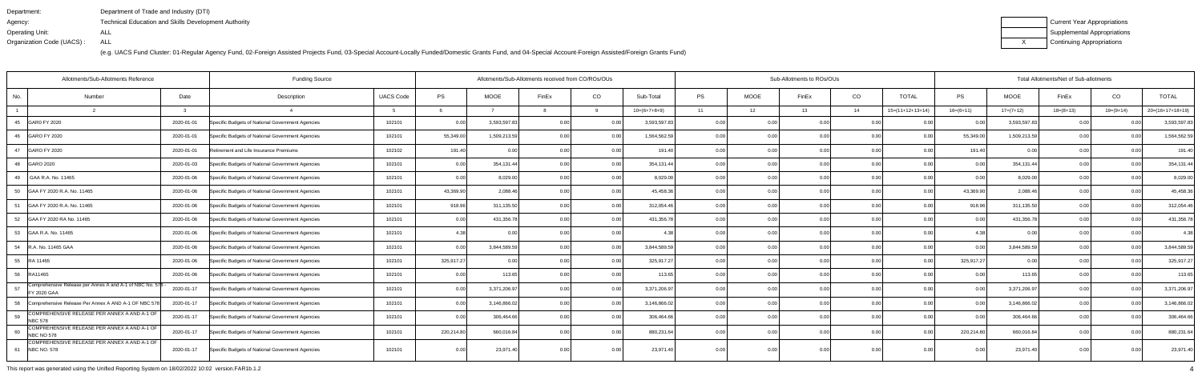Department: Department of Trade and Industry (DTI)
Agency: Technical Education and Skills Development Authority
Operating Unit: ALL
Organization Code (UACS) : ALL

(e.g. UACS Fund Cluster: 01-Regular Agency Fund, 02-Foreign Assisted Projects Fund, 03-Special Account-Locally Funded/Domestic Grants Fund, and 04-Special Account-Foreign Assisted/Foreign Grants Fund)

| | Current Year Appropriations |
|---|---|
| | Supplemental Appropriations |
| X | Continuing Appropriations |

| Allotments/Sub-Allotments Reference | | | Funding Source | | Allotments/Sub-Allotments received from CO/ROs/OUs | | | | | Sub-Allotments to ROs/OUs | | | | | Total Allotments/Net of Sub-allotments | | | | |
|---|---|---|---|---|---|---|---|---|---|---|---|---|---|---|---|---|---|---|---|
| No. | Number | Date | Description | UACS Code | PS | MOOE | FinEx | CO | Sub-Total | PS | MOOE | FinEx | CO | TOTAL | PS | MOOE | FinEx | CO | TOTAL |
| 1 | 2 | 3 | 4 | 5 | 6 | 7 | 8 | 9 | 10=(6+7+8+9) | 11 | 12 | 13 | 14 | 15=(11+12+13+14) | 16=(6+11) | 17=(7+12) | 18=(8+13) | 19=(9+14) | 20=(16+17+18+19) |
| 45 | GAR0 FY 2020 | 2020-01-01 | Specific Budgets of National Government Agencies | 102101 | 0.00 | 3,593,597.83 | 0.00 | 0.00 | 3,593,597.83 | 0.00 | 0.00 | 0.00 | 0.00 | 0.00 | 0.00 | 3,593,597.83 | 0.00 | 0.00 | 3,593,597.83 |
| 46 | GARO FY 2020 | 2020-01-01 | Specific Budgets of National Government Agencies | 102101 | 55,349.00 | 1,509,213.59 | 0.00 | 0.00 | 1,564,562.59 | 0.00 | 0.00 | 0.00 | 0.00 | 0.00 | 55,349.00 | 1,509,213.59 | 0.00 | 0.00 | 1,564,562.59 |
| 47 | GARO FY 2020 | 2020-01-01 | Retirement and Life Insurance Premiums | 102102 | 191.40 | 0.00 | 0.00 | 0.00 | 191.40 | 0.00 | 0.00 | 0.00 | 0.00 | 0.00 | 191.40 | 0.00 | 0.00 | 0.00 | 191.40 |
| 48 | GARO 2020 | 2020-01-03 | Specific Budgets of National Government Agencies | 102101 | 0.00 | 354,131.44 | 0.00 | 0.00 | 354,131.44 | 0.00 | 0.00 | 0.00 | 0.00 | 0.00 | 0.00 | 354,131.44 | 0.00 | 0.00 | 354,131.44 |
| 49 | GAA R.A. No. 11465 | 2020-01-06 | Specific Budgets of National Government Agencies | 102101 | 0.00 | 8,029.00 | 0.00 | 0.00 | 8,029.00 | 0.00 | 0.00 | 0.00 | 0.00 | 0.00 | 0.00 | 8,029.00 | 0.00 | 0.00 | 8,029.00 |
| 50 | GAA FY 2020 R.A. No. 11465 | 2020-01-06 | Specific Budgets of National Government Agencies | 102101 | 43,369.90 | 2,088.46 | 0.00 | 0.00 | 45,458.36 | 0.00 | 0.00 | 0.00 | 0.00 | 0.00 | 43,369.90 | 2,088.46 | 0.00 | 0.00 | 45,458.36 |
| 51 | GAA FY 2020 R.A. No. 11465 | 2020-01-06 | Specific Budgets of National Government Agencies | 102101 | 918.96 | 311,135.50 | 0.00 | 0.00 | 312,054.46 | 0.00 | 0.00 | 0.00 | 0.00 | 0.00 | 918.96 | 311,135.50 | 0.00 | 0.00 | 312,054.46 |
| 52 | GAA FY 2020 RA No. 11465 | 2020-01-06 | Specific Budgets of National Government Agencies | 102101 | 0.00 | 431,356.78 | 0.00 | 0.00 | 431,356.78 | 0.00 | 0.00 | 0.00 | 0.00 | 0.00 | 0.00 | 431,356.78 | 0.00 | 0.00 | 431,356.78 |
| 53 | GAA R.A. No. 11465 | 2020-01-06 | Specific Budgets of National Government Agencies | 102101 | 4.38 | 0.00 | 0.00 | 0.00 | 4.38 | 0.00 | 0.00 | 0.00 | 0.00 | 0.00 | 4.38 | 0.00 | 0.00 | 0.00 | 4.38 |
| 54 | R.A. No. 11465 GAA | 2020-01-06 | Specific Budgets of National Government Agencies | 102101 | 0.00 | 3,844,589.59 | 0.00 | 0.00 | 3,844,589.59 | 0.00 | 0.00 | 0.00 | 0.00 | 0.00 | 0.00 | 3,844,589.59 | 0.00 | 0.00 | 3,844,589.59 |
| 55 | RA 11465 | 2020-01-06 | Specific Budgets of National Government Agencies | 102101 | 325,917.27 | 0.00 | 0.00 | 0.00 | 325,917.27 | 0.00 | 0.00 | 0.00 | 0.00 | 0.00 | 325,917.27 | 0.00 | 0.00 | 0.00 | 325,917.27 |
| 56 | RA11465 | 2020-01-06 | Specific Budgets of National Government Agencies | 102101 | 0.00 | 113.65 | 0.00 | 0.00 | 113.65 | 0.00 | 0.00 | 0.00 | 0.00 | 0.00 | 0.00 | 113.65 | 0.00 | 0.00 | 113.65 |
| 57 | Comprehensive Release per Annex A and A-1 of NBC No. 578 - FY 2020 GAA | 2020-01-17 | Specific Budgets of National Government Agencies | 102101 | 0.00 | 3,371,206.97 | 0.00 | 0.00 | 3,371,206.97 | 0.00 | 0.00 | 0.00 | 0.00 | 0.00 | 0.00 | 3,371,206.97 | 0.00 | 0.00 | 3,371,206.97 |
| 58 | Comprehensive Release Per Annex A and A-1 OF NBC 578 | 2020-01-17 | Specific Budgets of National Government Agencies | 102101 | 0.00 | 3,146,866.02 | 0.00 | 0.00 | 3,146,866.02 | 0.00 | 0.00 | 0.00 | 0.00 | 0.00 | 0.00 | 3,146,866.02 | 0.00 | 0.00 | 3,146,866.02 |
| 59 | COMPREHENSIVE RELEASE PER ANNEX A AND A-1 OF NBC 578 | 2020-01-17 | Specific Budgets of National Government Agencies | 102101 | 0.00 | 306,464.66 | 0.00 | 0.00 | 306,464.66 | 0.00 | 0.00 | 0.00 | 0.00 | 0.00 | 0.00 | 306,464.66 | 0.00 | 0.00 | 306,464.66 |
| 60 | COMPREHENSIVE RELEASE PER ANNEX A AND A-1 OF NBC NO 578 | 2020-01-17 | Specific Budgets of National Government Agencies | 102101 | 220,214.80 | 660,016.84 | 0.00 | 0.00 | 880,231.64 | 0.00 | 0.00 | 0.00 | 0.00 | 0.00 | 220,214.80 | 660,016.84 | 0.00 | 0.00 | 880,231.64 |
| 61 | COMPREHENSIVE RELEASE PER ANNEX A AND A-1 OF NBC NO. 578 | 2020-01-17 | Specific Budgets of National Government Agencies | 102101 | 0.00 | 23,971.40 | 0.00 | 0.00 | 23,971.40 | 0.00 | 0.00 | 0.00 | 0.00 | 0.00 | 0.00 | 23,971.40 | 0.00 | 0.00 | 23,971.40 |

This report was generated using the Unified Reporting System on 18/02/2022 10:02 version.FAR1b.1.2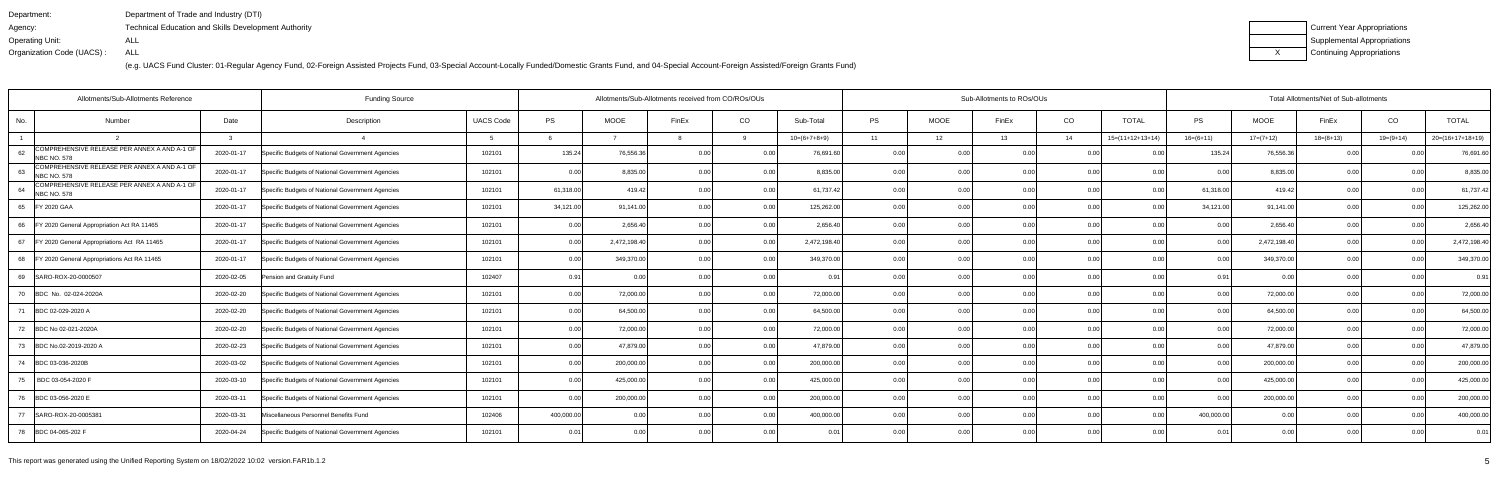Department: Department of Trade and Industry (DTI)
Agency: Technical Education and Skills Development Authority
Operating Unit: ALL
Organization Code (UACS) : ALL

| | Current Year Appropriations |
|---|---|
| | Supplemental Appropriations |
| X | Continuing Appropriations |

(e.g. UACS Fund Cluster: 01-Regular Agency Fund, 02-Foreign Assisted Projects Fund, 03-Special Account-Locally Funded/Domestic Grants Fund, and 04-Special Account-Foreign Assisted/Foreign Grants Fund)

| Allotments/Sub-Allotments Reference | | | Funding Source | | Allotments/Sub-Allotments received from CO/ROs/OUs | | | | | Sub-Allotments to ROs/OUs | | | | | Total Allotments/Net of Sub-allotments | | | | |
|---|---|---|---|---|---|---|---|---|---|---|---|---|---|---|---|---|---|---|---|
| No. | Number | Date | Description | UACS Code | PS | MOOE | FinEx | CO | Sub-Total | PS | MOOE | FinEx | CO | TOTAL | PS | MOOE | FinEx | CO | TOTAL |
| 1 | 2 | 3 | 4 | 5 | 6 | 7 | 8 | 9 | 10=(6+7+8+9) | 11 | 12 | 13 | 14 | 15=(11+12+13+14) | 16=(6+11) | 17=(7+12) | 18=(8+13) | 19=(9+14) | 20=(16+17+18+19) |
| 62 | COMPREHENSIVE RELEASE PER ANNEX A AND A-1 OF NBC NO. 578 | 2020-01-17 | Specific Budgets of National Government Agencies | 102101 | 135.24 | 76,556.36 | 0.00 | 0.00 | 76,691.60 | 0.00 | 0.00 | 0.00 | 0.00 | 0.00 | 135.24 | 76,556.36 | 0.00 | 0.00 | 76,691.60 |
| 63 | COMPREHENSIVE RELEASE PER ANNEX A AND A-1 OF NBC NO. 578 | 2020-01-17 | Specific Budgets of National Government Agencies | 102101 | 0.00 | 8,835.00 | 0.00 | 0.00 | 8,835.00 | 0.00 | 0.00 | 0.00 | 0.00 | 0.00 | 0.00 | 8,835.00 | 0.00 | 0.00 | 8,835.00 |
| 64 | COMPREHENSIVE RELEASE PER ANNEX A AND A-1 OF NBC NO. 578 | 2020-01-17 | Specific Budgets of National Government Agencies | 102101 | 61,318.00 | 419.42 | 0.00 | 0.00 | 61,737.42 | 0.00 | 0.00 | 0.00 | 0.00 | 0.00 | 61,318.00 | 419.42 | 0.00 | 0.00 | 61,737.42 |
| 65 | FY 2020 GAA | 2020-01-17 | Specific Budgets of National Government Agencies | 102101 | 34,121.00 | 91,141.00 | 0.00 | 0.00 | 125,262.00 | 0.00 | 0.00 | 0.00 | 0.00 | 0.00 | 34,121.00 | 91,141.00 | 0.00 | 0.00 | 125,262.00 |
| 66 | FY 2020 General Appropriation Act RA 11465 | 2020-01-17 | Specific Budgets of National Government Agencies | 102101 | 0.00 | 2,656.40 | 0.00 | 0.00 | 2,656.40 | 0.00 | 0.00 | 0.00 | 0.00 | 0.00 | 0.00 | 2,656.40 | 0.00 | 0.00 | 2,656.40 |
| 67 | FY 2020 General Appropriations Act RA 11465 | 2020-01-17 | Specific Budgets of National Government Agencies | 102101 | 0.00 | 2,472,198.40 | 0.00 | 0.00 | 2,472,198.40 | 0.00 | 0.00 | 0.00 | 0.00 | 0.00 | 0.00 | 2,472,198.40 | 0.00 | 0.00 | 2,472,198.40 |
| 68 | FY 2020 General Appropriations Act RA 11465 | 2020-01-17 | Specific Budgets of National Government Agencies | 102101 | 0.00 | 349,370.00 | 0.00 | 0.00 | 349,370.00 | 0.00 | 0.00 | 0.00 | 0.00 | 0.00 | 0.00 | 349,370.00 | 0.00 | 0.00 | 349,370.00 |
| 69 | SARO-ROX-20-0000507 | 2020-02-05 | Pension and Gratuity Fund | 102407 | 0.91 | 0.00 | 0.00 | 0.00 | 0.91 | 0.00 | 0.00 | 0.00 | 0.00 | 0.00 | 0.91 | 0.00 | 0.00 | 0.00 | 0.91 |
| 70 | BDC No. 02-024-2020A | 2020-02-20 | Specific Budgets of National Government Agencies | 102101 | 0.00 | 72,000.00 | 0.00 | 0.00 | 72,000.00 | 0.00 | 0.00 | 0.00 | 0.00 | 0.00 | 0.00 | 72,000.00 | 0.00 | 0.00 | 72,000.00 |
| 71 | BDC 02-029-2020 A | 2020-02-20 | Specific Budgets of National Government Agencies | 102101 | 0.00 | 64,500.00 | 0.00 | 0.00 | 64,500.00 | 0.00 | 0.00 | 0.00 | 0.00 | 0.00 | 0.00 | 64,500.00 | 0.00 | 0.00 | 64,500.00 |
| 72 | BDC No 02-021-2020A | 2020-02-20 | Specific Budgets of National Government Agencies | 102101 | 0.00 | 72,000.00 | 0.00 | 0.00 | 72,000.00 | 0.00 | 0.00 | 0.00 | 0.00 | 0.00 | 0.00 | 72,000.00 | 0.00 | 0.00 | 72,000.00 |
| 73 | BDC No.02-2019-2020 A | 2020-02-23 | Specific Budgets of National Government Agencies | 102101 | 0.00 | 47,879.00 | 0.00 | 0.00 | 47,879.00 | 0.00 | 0.00 | 0.00 | 0.00 | 0.00 | 0.00 | 47,879.00 | 0.00 | 0.00 | 47,879.00 |
| 74 | BDC 03-036-2020B | 2020-03-02 | Specific Budgets of National Government Agencies | 102101 | 0.00 | 200,000.00 | 0.00 | 0.00 | 200,000.00 | 0.00 | 0.00 | 0.00 | 0.00 | 0.00 | 0.00 | 200,000.00 | 0.00 | 0.00 | 200,000.00 |
| 75 | BDC 03-054-2020 F | 2020-03-10 | Specific Budgets of National Government Agencies | 102101 | 0.00 | 425,000.00 | 0.00 | 0.00 | 425,000.00 | 0.00 | 0.00 | 0.00 | 0.00 | 0.00 | 0.00 | 425,000.00 | 0.00 | 0.00 | 425,000.00 |
| 76 | BDC 03-056-2020 E | 2020-03-11 | Specific Budgets of National Government Agencies | 102101 | 0.00 | 200,000.00 | 0.00 | 0.00 | 200,000.00 | 0.00 | 0.00 | 0.00 | 0.00 | 0.00 | 0.00 | 200,000.00 | 0.00 | 0.00 | 200,000.00 |
| 77 | SARO-ROX-20-0005381 | 2020-03-31 | Miscellaneous Personnel Benefits Fund | 102406 | 400,000.00 | 0.00 | 0.00 | 0.00 | 400,000.00 | 0.00 | 0.00 | 0.00 | 0.00 | 0.00 | 400,000.00 | 0.00 | 0.00 | 0.00 | 400,000.00 |
| 78 | BDC 04-065-202 F | 2020-04-24 | Specific Budgets of National Government Agencies | 102101 | 0.01 | 0.00 | 0.00 | 0.00 | 0.01 | 0.00 | 0.00 | 0.00 | 0.00 | 0.00 | 0.01 | 0.00 | 0.00 | 0.00 | 0.01 |

This report was generated using the Unified Reporting System on 18/02/2022 10:02 version.FAR1b.1.2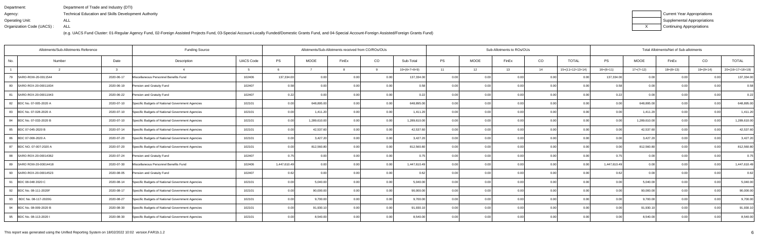Department: Department of Trade and Industry (DTI)
Agency: Technical Education and Skills Development Authority
Operating Unit: ALL
Organization Code (UACS) : ALL

(e.g. UACS Fund Cluster: 01-Regular Agency Fund, 02-Foreign Assisted Projects Fund, 03-Special Account-Locally Funded/Domestic Grants Fund, and 04-Special Account-Foreign Assisted/Foreign Grants Fund)

| | Current Year Appropriations |
|---|---|
| | Supplemental Appropriations |
| X | Continuing Appropriations |

| Allotments/Sub-Allotments Reference | | | Funding Source | | Allotments/Sub-Allotments received from CO/ROs/OUs | | | | | Sub-Allotments to ROs/OUs | | | | | Total Allotments/Net of Sub-allotments | | | | |
|---|---|---|---|---|---|---|---|---|---|---|---|---|---|---|---|---|---|---|---|
| No. | Number | Date | Description | UACS Code | PS | MOOE | FinEx | CO | Sub-Total | PS | MOOE | FinEx | CO | TOTAL | PS | MOOE | FinEx | CO | TOTAL |
| 1 | 2 | 3 | 4 | 5 | 6 | 7 | 8 | 9 | 10=(6+7+8+9) | 11 | 12 | 13 | 14 | 15=(11+12+13+14) | 16=(6+11) | 17=(7+12) | 18=(8+13) | 19=(9+14) | 20=(16+17+18+19) |
| 79 | SARO-ROIII-20-0011544 | 2020-06-17 | Miscellaneous Personnel Benefits Fund | 102406 | 137,334.00 | 0.00 | 0.00 | 0.00 | 137,334.00 | 0.00 | 0.00 | 0.00 | 0.00 | 0.00 | 137,334.00 | 0.00 | 0.00 | 0.00 | 137,334.00 |
| 80 | SARO-ROX-20-00011834 | 2020-06-19 | Pension and Gratuity Fund | 102407 | 0.58 | 0.00 | 0.00 | 0.00 | 0.58 | 0.00 | 0.00 | 0.00 | 0.00 | 0.00 | 0.58 | 0.00 | 0.00 | 0.00 | 0.58 |
| 81 | SARO-ROX-20-00011943 | 2020-06-22 | Pension and Gratuity Fund | 102407 | 0.22 | 0.00 | 0.00 | 0.00 | 0.22 | 0.00 | 0.00 | 0.00 | 0.00 | 0.00 | 0.22 | 0.00 | 0.00 | 0.00 | 0.22 |
| 82 | BDC No. 07-005-2020 A | 2020-07-10 | Specific Budgets of National Government Agencies | 102101 | 0.00 | 648,895.00 | 0.00 | 0.00 | 648,895.00 | 0.00 | 0.00 | 0.00 | 0.00 | 0.00 | 0.00 | 648,895.00 | 0.00 | 0.00 | 648,895.00 |
| 83 | BDC No. 07-028-2020 A | 2020-07-10 | Specific Budgets of National Government Agencies | 102101 | 0.00 | 1,411.20 | 0.00 | 0.00 | 1,411.20 | 0.00 | 0.00 | 0.00 | 0.00 | 0.00 | 0.00 | 1,411.20 | 0.00 | 0.00 | 1,411.20 |
| 84 | BDC No. 07-033-2020 B | 2020-07-10 | Specific Budgets of National Government Agencies | 102101 | 0.00 | 1,289,610.00 | 0.00 | 0.00 | 1,289,610.00 | 0.00 | 0.00 | 0.00 | 0.00 | 0.00 | 0.00 | 1,289,610.00 | 0.00 | 0.00 | 1,289,610.00 |
| 85 | BDC 07-045-2020 B | 2020-07-14 | Specific Budgets of National Government Agencies | 102101 | 0.00 | 42,537.60 | 0.00 | 0.00 | 42,537.60 | 0.00 | 0.00 | 0.00 | 0.00 | 0.00 | 0.00 | 42,537.60 | 0.00 | 0.00 | 42,537.60 |
| 86 | BDC 07-008-2020 A | 2020-07-20 | Specific Budgets of National Government Agencies | 102101 | 0.00 | 3,427.20 | 0.00 | 0.00 | 3,427.20 | 0.00 | 0.00 | 0.00 | 0.00 | 0.00 | 0.00 | 3,427.20 | 0.00 | 0.00 | 3,427.20 |
| 87 | BDC NO. 07-007-2020 A | 2020-07-20 | Specific Budgets of National Government Agencies | 102101 | 0.00 | 812,560.80 | 0.00 | 0.00 | 812,560.80 | 0.00 | 0.00 | 0.00 | 0.00 | 0.00 | 0.00 | 812,560.80 | 0.00 | 0.00 | 812,560.80 |
| 88 | SARO-ROX-20-00014362 | 2020-07-24 | Pension and Gratuity Fund | 102407 | 0.75 | 0.00 | 0.00 | 0.00 | 0.75 | 0.00 | 0.00 | 0.00 | 0.00 | 0.00 | 0.75 | 0.00 | 0.00 | 0.00 | 0.75 |
| 89 | SARO ROIII-20-00014418 | 2020-07-30 | Miscellaneous Personnel Benefits Fund | 102406 | 1,447,610.49 | 0.00 | 0.00 | 0.00 | 1,447,610.49 | 0.00 | 0.00 | 0.00 | 0.00 | 0.00 | 1,447,610.49 | 0.00 | 0.00 | 0.00 | 1,447,610.49 |
| 90 | SARO-ROX-20-00014523 | 2020-08-05 | Pension and Gratuity Fund | 102407 | 0.62 | 0.00 | 0.00 | 0.00 | 0.62 | 0.00 | 0.00 | 0.00 | 0.00 | 0.00 | 0.62 | 0.00 | 0.00 | 0.00 | 0.62 |
| 91 | BDC 08-048 2020 C | 2020-08-14 | Specific Budgets of National Government Agencies | 102101 | 0.00 | 5,040.00 | 0.00 | 0.00 | 5,040.00 | 0.00 | 0.00 | 0.00 | 0.00 | 0.00 | 0.00 | 5,040.00 | 0.00 | 0.00 | 5,040.00 |
| 92 | BDC No. 08-111-2020F | 2020-08-17 | Specific Budgets of National Government Agencies | 102101 | 0.00 | 90,000.00 | 0.00 | 0.00 | 90,000.00 | 0.00 | 0.00 | 0.00 | 0.00 | 0.00 | 0.00 | 90,000.00 | 0.00 | 0.00 | 90,000.00 |
| 93 | BDC No. 08-117-2020G | 2020-08-27 | Specific Budgets of National Government Agencies | 102101 | 0.00 | 9,700.00 | 0.00 | 0.00 | 9,700.00 | 0.00 | 0.00 | 0.00 | 0.00 | 0.00 | 0.00 | 9,700.00 | 0.00 | 0.00 | 9,700.00 |
| 94 | BDC No. 08-009-2020 B | 2020-08-30 | Specific Budgets of National Government Agencies | 102101 | 0.00 | 91,930.10 | 0.00 | 0.00 | 91,930.10 | 0.00 | 0.00 | 0.00 | 0.00 | 0.00 | 0.00 | 91,930.10 | 0.00 | 0.00 | 91,930.10 |
| 95 | BDC No. 08-113-2020 I | 2020-08-30 | Specific Budgets of National Government Agencies | 102101 | 0.00 | 8,540.00 | 0.00 | 0.00 | 8,540.00 | 0.00 | 0.00 | 0.00 | 0.00 | 0.00 | 0.00 | 8,540.00 | 0.00 | 0.00 | 8,540.00 |

This report was generated using the Unified Reporting System on 18/02/2022 10:02 version.FAR1b.1.2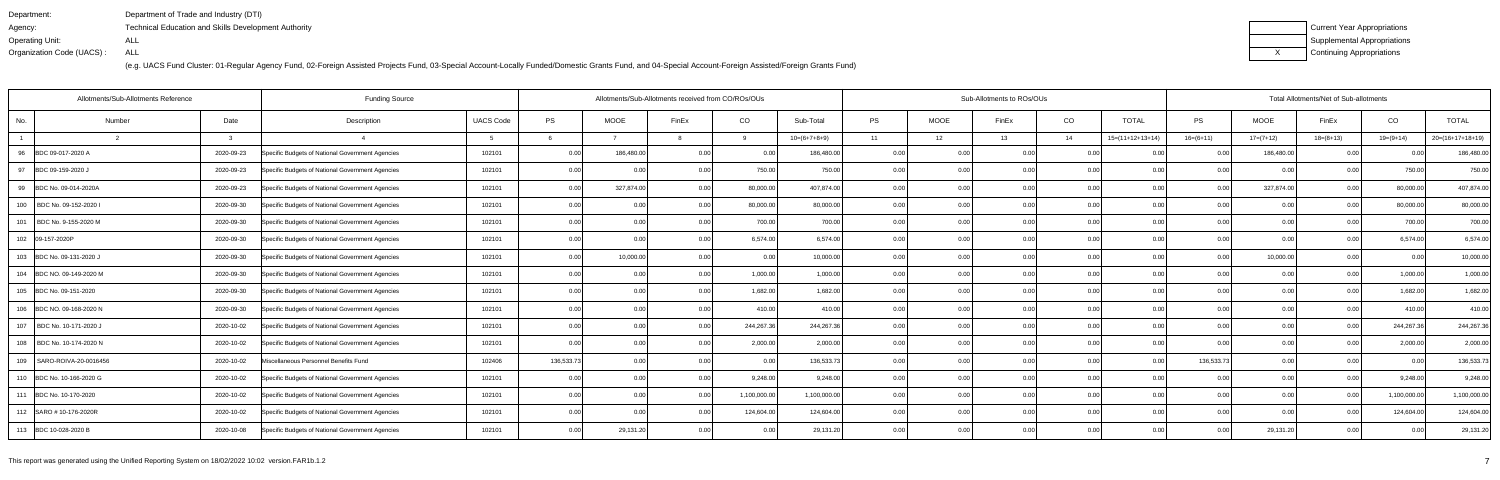Department: Department of Trade and Industry (DTI)
Agency: Technical Education and Skills Development Authority
Operating Unit: ALL
Organization Code (UACS) : ALL

(e.g. UACS Fund Cluster: 01-Regular Agency Fund, 02-Foreign Assisted Projects Fund, 03-Special Account-Locally Funded/Domestic Grants Fund, and 04-Special Account-Foreign Assisted/Foreign Grants Fund)

| | Current Year Appropriations |
|---|---|
| | Supplemental Appropriations |
| X | Continuing Appropriations |

| Allotments/Sub-Allotments Reference | | | Funding Source | | Allotments/Sub-Allotments received from CO/ROs/OUs | | | | | Sub-Allotments to ROs/OUs | | | | | Total Allotments/Net of Sub-allotments | | | | |
|---|---|---|---|---|---|---|---|---|---|---|---|---|---|---|---|---|---|---|---|
| No. | Number | Date | Description | UACS Code | PS | MOOE | FinEx | CO | Sub-Total | PS | MOOE | FinEx | CO | TOTAL | PS | MOOE | FinEx | CO | TOTAL |
| 1 | 2 | 3 | 4 | 5 | 6 | 7 | 8 | 9 | 10=(6+7+8+9) | 11 | 12 | 13 | 14 | 15=(11+12+13+14) | 16=(6+11) | 17=(7+12) | 18=(8+13) | 19=(9+14) | 20=(16+17+18+19) |
| 96 | BDC 09-017-2020 A | 2020-09-23 | Specific Budgets of National Government Agencies | 102101 | 0.00 | 186,480.00 | 0.00 | 0.00 | 186,480.00 | 0.00 | 0.00 | 0.00 | 0.00 | 0.00 | 0.00 | 186,480.00 | 0.00 | 0.00 | 186,480.00 |
| 97 | BDC 09-159-2020 J | 2020-09-23 | Specific Budgets of National Government Agencies | 102101 | 0.00 | 0.00 | 0.00 | 750.00 | 750.00 | 0.00 | 0.00 | 0.00 | 0.00 | 0.00 | 0.00 | 0.00 | 0.00 | 750.00 | 750.00 |
| 99 | BDC No. 09-014-2020A | 2020-09-23 | Specific Budgets of National Government Agencies | 102101 | 0.00 | 327,874.00 | 0.00 | 80,000.00 | 407,874.00 | 0.00 | 0.00 | 0.00 | 0.00 | 0.00 | 0.00 | 327,874.00 | 0.00 | 80,000.00 | 407,874.00 |
| 100 | BDC No. 09-152-2020 I | 2020-09-30 | Specific Budgets of National Government Agencies | 102101 | 0.00 | 0.00 | 0.00 | 80,000.00 | 80,000.00 | 0.00 | 0.00 | 0.00 | 0.00 | 0.00 | 0.00 | 0.00 | 0.00 | 80,000.00 | 80,000.00 |
| 101 | BDC No. 9-155-2020 M | 2020-09-30 | Specific Budgets of National Government Agencies | 102101 | 0.00 | 0.00 | 0.00 | 700.00 | 700.00 | 0.00 | 0.00 | 0.00 | 0.00 | 0.00 | 0.00 | 0.00 | 0.00 | 700.00 | 700.00 |
| 102 | 09-157-2020P | 2020-09-30 | Specific Budgets of National Government Agencies | 102101 | 0.00 | 0.00 | 0.00 | 6,574.00 | 6,574.00 | 0.00 | 0.00 | 0.00 | 0.00 | 0.00 | 0.00 | 0.00 | 0.00 | 6,574.00 | 6,574.00 |
| 103 | BDC No. 09-131-2020 J | 2020-09-30 | Specific Budgets of National Government Agencies | 102101 | 0.00 | 10,000.00 | 0.00 | 0.00 | 10,000.00 | 0.00 | 0.00 | 0.00 | 0.00 | 0.00 | 0.00 | 10,000.00 | 0.00 | 0.00 | 10,000.00 |
| 104 | BDC NO. 09-149-2020 M | 2020-09-30 | Specific Budgets of National Government Agencies | 102101 | 0.00 | 0.00 | 0.00 | 1,000.00 | 1,000.00 | 0.00 | 0.00 | 0.00 | 0.00 | 0.00 | 0.00 | 0.00 | 0.00 | 1,000.00 | 1,000.00 |
| 105 | BDC No. 09-151-2020 | 2020-09-30 | Specific Budgets of National Government Agencies | 102101 | 0.00 | 0.00 | 0.00 | 1,682.00 | 1,682.00 | 0.00 | 0.00 | 0.00 | 0.00 | 0.00 | 0.00 | 0.00 | 0.00 | 1,682.00 | 1,682.00 |
| 106 | BDC No. 09-168-2020 N | 2020-09-30 | Specific Budgets of National Government Agencies | 102101 | 0.00 | 0.00 | 0.00 | 410.00 | 410.00 | 0.00 | 0.00 | 0.00 | 0.00 | 0.00 | 0.00 | 0.00 | 0.00 | 410.00 | 410.00 |
| 107 | BDC No. 10-171-2020 J | 2020-10-02 | Specific Budgets of National Government Agencies | 102101 | 0.00 | 0.00 | 0.00 | 244,267.36 | 244,267.36 | 0.00 | 0.00 | 0.00 | 0.00 | 0.00 | 0.00 | 0.00 | 0.00 | 244,267.36 | 244,267.36 |
| 108 | BDC No. 10-174-2020 N | 2020-10-02 | Specific Budgets of National Government Agencies | 102101 | 0.00 | 0.00 | 0.00 | 2,000.00 | 2,000.00 | 0.00 | 0.00 | 0.00 | 0.00 | 0.00 | 0.00 | 0.00 | 0.00 | 2,000.00 | 2,000.00 |
| 109 | SARO-ROIVA-20-0016456 | 2020-10-02 | Miscellaneous Personnel Benefits Fund | 102406 | 136,533.73 | 0.00 | 0.00 | 0.00 | 136,533.73 | 0.00 | 0.00 | 0.00 | 0.00 | 0.00 | 136,533.73 | 0.00 | 0.00 | 0.00 | 136,533.73 |
| 110 | BDC No. 10-166-2020 G | 2020-10-02 | Specific Budgets of National Government Agencies | 102101 | 0.00 | 0.00 | 0.00 | 9,248.00 | 9,248.00 | 0.00 | 0.00 | 0.00 | 0.00 | 0.00 | 0.00 | 0.00 | 0.00 | 9,248.00 | 9,248.00 |
| 111 | BDC No. 10-170-2020 | 2020-10-02 | Specific Budgets of National Government Agencies | 102101 | 0.00 | 0.00 | 0.00 | 1,100,000.00 | 1,100,000.00 | 0.00 | 0.00 | 0.00 | 0.00 | 0.00 | 0.00 | 0.00 | 0.00 | 1,100,000.00 | 1,100,000.00 |
| 112 | SARO # 10-176-2020R | 2020-10-02 | Specific Budgets of National Government Agencies | 102101 | 0.00 | 0.00 | 0.00 | 124,604.00 | 124,604.00 | 0.00 | 0.00 | 0.00 | 0.00 | 0.00 | 0.00 | 0.00 | 0.00 | 124,604.00 | 124,604.00 |
| 113 | BDC 10-028-2020 B | 2020-10-08 | Specific Budgets of National Government Agencies | 102101 | 0.00 | 29,131.20 | 0.00 | 0.00 | 29,131.20 | 0.00 | 0.00 | 0.00 | 0.00 | 0.00 | 0.00 | 29,131.20 | 0.00 | 0.00 | 29,131.20 |

This report was generated using the Unified Reporting System on 18/02/2022 10:02 version.FAR1b.1.2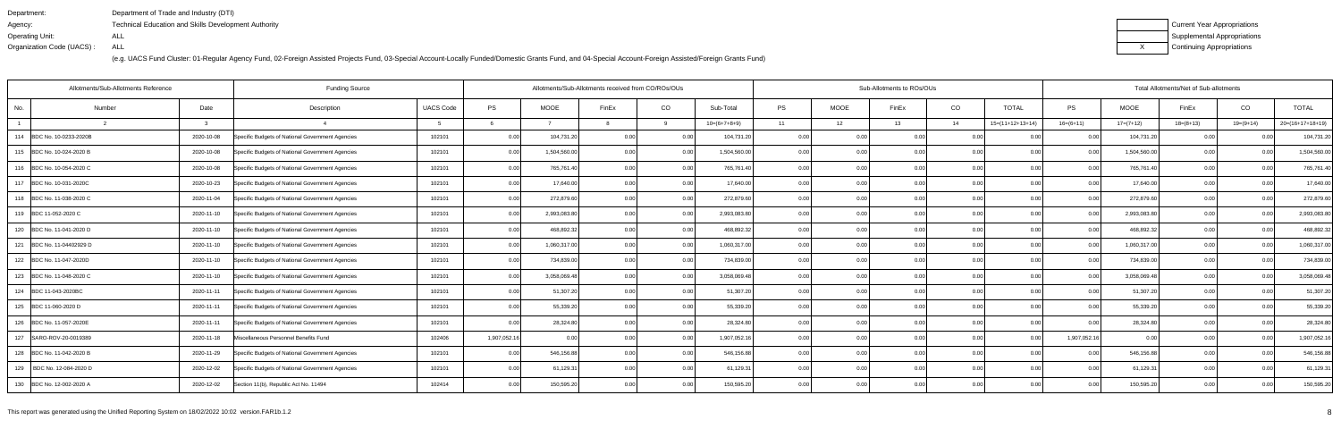Department: Department of Trade and Industry (DTI)
Agency: Technical Education and Skills Development Authority
Operating Unit: ALL
Organization Code (UACS) : ALL

(e.g. UACS Fund Cluster: 01-Regular Agency Fund, 02-Foreign Assisted Projects Fund, 03-Special Account-Locally Funded/Domestic Grants Fund, and 04-Special Account-Foreign Assisted/Foreign Grants Fund)

| | Current Year Appropriations |
|---|---|
| | Supplemental Appropriations |
| X | Continuing Appropriations |

| Allotments/Sub-Allotments Reference | | | Funding Source | | Allotments/Sub-Allotments received from CO/ROs/OUs | | | | | Sub-Allotments to ROs/OUs | | | | | Total Allotments/Net of Sub-allotments | | | | |
|---|---|---|---|---|---|---|---|---|---|---|---|---|---|---|---|---|---|---|---|
| No. | Number | Date | Description | UACS Code | PS | MOOE | FinEx | CO | Sub-Total | PS | MOOE | FinEx | CO | TOTAL | PS | MOOE | FinEx | CO | TOTAL |
| 1 | 2 | 3 | 4 | 5 | 6 | 7 | 8 | 9 | 10=(6+7+8+9) | 11 | 12 | 13 | 14 | 15=(11+12+13+14) | 16=(6+11) | 17=(7+12) | 18=(8+13) | 19=(9+14) | 20=(16+17+18+19) |
| 114 | BDC No. 10-0233-2020B | 2020-10-08 | Specific Budgets of National Government Agencies | 102101 | 0.00 | 104,731.20 | 0.00 | 0.00 | 104,731.20 | 0.00 | 0.00 | 0.00 | 0.00 | 0.00 | 0.00 | 104,731.20 | 0.00 | 0.00 | 104,731.20 |
| 115 | BDC No. 10-024-2020 B | 2020-10-08 | Specific Budgets of National Government Agencies | 102101 | 0.00 | 1,504,560.00 | 0.00 | 0.00 | 1,504,560.00 | 0.00 | 0.00 | 0.00 | 0.00 | 0.00 | 0.00 | 1,504,560.00 | 0.00 | 0.00 | 1,504,560.00 |
| 116 | BDC No. 10-054-2020 C | 2020-10-08 | Specific Budgets of National Government Agencies | 102101 | 0.00 | 765,761.40 | 0.00 | 0.00 | 765,761.40 | 0.00 | 0.00 | 0.00 | 0.00 | 0.00 | 0.00 | 765,761.40 | 0.00 | 0.00 | 765,761.40 |
| 117 | BDC No. 10-031-2020C | 2020-10-23 | Specific Budgets of National Government Agencies | 102101 | 0.00 | 17,640.00 | 0.00 | 0.00 | 17,640.00 | 0.00 | 0.00 | 0.00 | 0.00 | 0.00 | 0.00 | 17,640.00 | 0.00 | 0.00 | 17,640.00 |
| 118 | BDC No. 11-038-2020 C | 2020-11-04 | Specific Budgets of National Government Agencies | 102101 | 0.00 | 272,879.60 | 0.00 | 0.00 | 272,879.60 | 0.00 | 0.00 | 0.00 | 0.00 | 0.00 | 0.00 | 272,879.60 | 0.00 | 0.00 | 272,879.60 |
| 119 | BDC 11-052-2020 C | 2020-11-10 | Specific Budgets of National Government Agencies | 102101 | 0.00 | 2,993,083.80 | 0.00 | 0.00 | 2,993,083.80 | 0.00 | 0.00 | 0.00 | 0.00 | 0.00 | 0.00 | 2,993,083.80 | 0.00 | 0.00 | 2,993,083.80 |
| 120 | BDC No. 11-041-2020 D | 2020-11-10 | Specific Budgets of National Government Agencies | 102101 | 0.00 | 468,892.32 | 0.00 | 0.00 | 468,892.32 | 0.00 | 0.00 | 0.00 | 0.00 | 0.00 | 0.00 | 468,892.32 | 0.00 | 0.00 | 468,892.32 |
| 121 | BDC No. 11-04402929 D | 2020-11-10 | Specific Budgets of National Government Agencies | 102101 | 0.00 | 1,060,317.00 | 0.00 | 0.00 | 1,060,317.00 | 0.00 | 0.00 | 0.00 | 0.00 | 0.00 | 0.00 | 1,060,317.00 | 0.00 | 0.00 | 1,060,317.00 |
| 122 | BDC No. 11-047-2020D | 2020-11-10 | Specific Budgets of National Government Agencies | 102101 | 0.00 | 734,839.00 | 0.00 | 0.00 | 734,839.00 | 0.00 | 0.00 | 0.00 | 0.00 | 0.00 | 0.00 | 734,839.00 | 0.00 | 0.00 | 734,839.00 |
| 123 | BDC No. 11-048-2020 C | 2020-11-10 | Specific Budgets of National Government Agencies | 102101 | 0.00 | 3,058,069.48 | 0.00 | 0.00 | 3,058,069.48 | 0.00 | 0.00 | 0.00 | 0.00 | 0.00 | 0.00 | 3,058,069.48 | 0.00 | 0.00 | 3,058,069.48 |
| 124 | BDC 11-043-2020BC | 2020-11-11 | Specific Budgets of National Government Agencies | 102101 | 0.00 | 51,307.20 | 0.00 | 0.00 | 51,307.20 | 0.00 | 0.00 | 0.00 | 0.00 | 0.00 | 0.00 | 51,307.20 | 0.00 | 0.00 | 51,307.20 |
| 125 | BDC 11-060-2020 D | 2020-11-11 | Specific Budgets of National Government Agencies | 102101 | 0.00 | 55,339.20 | 0.00 | 0.00 | 55,339.20 | 0.00 | 0.00 | 0.00 | 0.00 | 0.00 | 0.00 | 55,339.20 | 0.00 | 0.00 | 55,339.20 |
| 126 | BDC No. 11-057-2020E | 2020-11-11 | Specific Budgets of National Government Agencies | 102101 | 0.00 | 28,324.80 | 0.00 | 0.00 | 28,324.80 | 0.00 | 0.00 | 0.00 | 0.00 | 0.00 | 0.00 | 28,324.80 | 0.00 | 0.00 | 28,324.80 |
| 127 | SARO-ROV-20-0019389 | 2020-11-18 | Miscellaneous Personnel Benefits Fund | 102406 | 1,907,052.16 | 0.00 | 0.00 | 0.00 | 1,907,052.16 | 0.00 | 0.00 | 0.00 | 0.00 | 0.00 | 1,907,052.16 | 0.00 | 0.00 | 0.00 | 1,907,052.16 |
| 128 | BDC No. 11-042-2020 B | 2020-11-29 | Specific Budgets of National Government Agencies | 102101 | 0.00 | 546,156.88 | 0.00 | 0.00 | 546,156.88 | 0.00 | 0.00 | 0.00 | 0.00 | 0.00 | 0.00 | 546,156.88 | 0.00 | 0.00 | 546,156.88 |
| 129 | BDC No. 12-084-2020 D | 2020-12-02 | Specific Budgets of National Government Agencies | 102101 | 0.00 | 61,129.31 | 0.00 | 0.00 | 61,129.31 | 0.00 | 0.00 | 0.00 | 0.00 | 0.00 | 0.00 | 61,129.31 | 0.00 | 0.00 | 61,129.31 |
| 130 | BDC No. 12-002-2020 A | 2020-12-02 | Section 11(b), Republic Act No. 11494 | 102414 | 0.00 | 150,595.20 | 0.00 | 0.00 | 150,595.20 | 0.00 | 0.00 | 0.00 | 0.00 | 0.00 | 0.00 | 150,595.20 | 0.00 | 0.00 | 150,595.20 |

This report was generated using the Unified Reporting System on 18/02/2022 10:02 version.FAR1b.1.2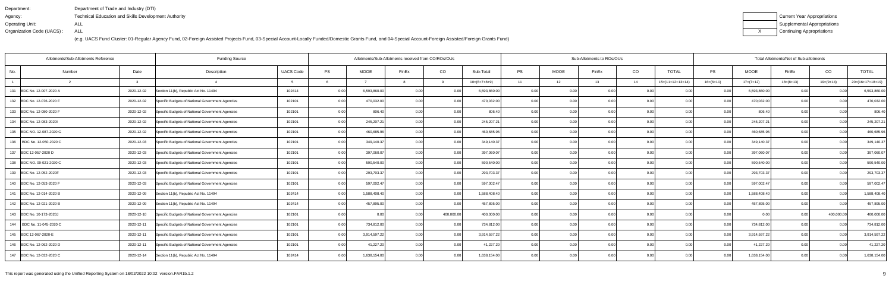Department: Department of Trade and Industry (DTI)
Agency: Technical Education and Skills Development Authority
Operating Unit: ALL
Organization Code (UACS) : ALL

(e.g. UACS Fund Cluster: 01-Regular Agency Fund, 02-Foreign Assisted Projects Fund, 03-Special Account-Locally Funded/Domestic Grants Fund, and 04-Special Account-Foreign Assisted/Foreign Grants Fund)

| | Current Year Appropriations |
|---|---|
| | Supplemental Appropriations |
| X | Continuing Appropriations |

| Allotments/Sub-Allotments Reference | | | Funding Source | | Allotments/Sub-Allotments received from CO/ROs/OUs | | | | | Sub-Allotments to ROs/OUs | | | | | Total Allotments/Net of Sub-allotments | | | | |
|---|---|---|---|---|---|---|---|---|---|---|---|---|---|---|---|---|---|---|---|
| No. | Number | Date | Description | UACS Code | PS | MOOE | FinEx | CO | Sub-Total | PS | MOOE | FinEx | CO | TOTAL | PS | MOOE | FinEx | CO | TOTAL |
| 1 | 2 | 3 | 4 | 5 | 6 | 7 | 8 | 9 | 10=(6+7+8+9) | 11 | 12 | 13 | 14 | 15=(11+12+13+14) | 16=(6+11) | 17=(7+12) | 18=(8+13) | 19=(9+14) | 20=(16+17+18+19) |
| 131 | BDC No. 12-007-2020 A | 2020-12-02 | Section 11(b), Republic Act No. 11494 | 102414 | 0.00 | 6,593,860.00 | 0.00 | 0.00 | 6,593,860.00 | 0.00 | 0.00 | 0.00 | 0.00 | 0.00 | 0.00 | 6,593,860.00 | 0.00 | 0.00 | 6,593,860.00 |
| 132 | BDC No. 12-076-2020 F | 2020-12-02 | Specific Budgets of National Government Agencies | 102101 | 0.00 | 470,032.00 | 0.00 | 0.00 | 470,032.00 | 0.00 | 0.00 | 0.00 | 0.00 | 0.00 | 0.00 | 470,032.00 | 0.00 | 0.00 | 470,032.00 |
| 133 | BDC No. 12-080-2020 F | 2020-12-02 | Specific Budgets of National Government Agencies | 102101 | 0.00 | 806.40 | 0.00 | 0.00 | 806.40 | 0.00 | 0.00 | 0.00 | 0.00 | 0.00 | 0.00 | 806.40 | 0.00 | 0.00 | 806.40 |
| 134 | BDC No. 12-083-2020I | 2020-12-02 | Specific Budgets of National Government Agencies | 102101 | 0.00 | 245,207.21 | 0.00 | 0.00 | 245,207.21 | 0.00 | 0.00 | 0.00 | 0.00 | 0.00 | 0.00 | 245,207.21 | 0.00 | 0.00 | 245,207.21 |
| 135 | BDC NO. 12-087-2020 G | 2020-12-02 | Specific Budgets of National Government Agencies | 102101 | 0.00 | 460,685.96 | 0.00 | 0.00 | 460,685.96 | 0.00 | 0.00 | 0.00 | 0.00 | 0.00 | 0.00 | 460,685.96 | 0.00 | 0.00 | 460,685.96 |
| 136 | BDC No. 12-050-2020 C | 2020-12-03 | Specific Budgets of National Government Agencies | 102101 | 0.00 | 349,140.37 | 0.00 | 0.00 | 349,140.37 | 0.00 | 0.00 | 0.00 | 0.00 | 0.00 | 0.00 | 349,140.37 | 0.00 | 0.00 | 349,140.37 |
| 137 | BDC 12-057-2020 D | 2020-12-03 | Specific Budgets of National Government Agencies | 102101 | 0.00 | 397,060.07 | 0.00 | 0.00 | 397,060.07 | 0.00 | 0.00 | 0.00 | 0.00 | 0.00 | 0.00 | 397,060.07 | 0.00 | 0.00 | 397,060.07 |
| 138 | BDC NO. 09-021-2020 C | 2020-12-03 | Specific Budgets of National Government Agencies | 102101 | 0.00 | 590,540.00 | 0.00 | 0.00 | 590,540.00 | 0.00 | 0.00 | 0.00 | 0.00 | 0.00 | 0.00 | 590,540.00 | 0.00 | 0.00 | 590,540.00 |
| 139 | BDC No. 12-052-2020F | 2020-12-03 | Specific Budgets of National Government Agencies | 102101 | 0.00 | 293,703.37 | 0.00 | 0.00 | 293,703.37 | 0.00 | 0.00 | 0.00 | 0.00 | 0.00 | 0.00 | 293,703.37 | 0.00 | 0.00 | 293,703.37 |
| 140 | BDC No. 12-053-2020 F | 2020-12-03 | Specific Budgets of National Government Agencies | 102101 | 0.00 | 597,002.47 | 0.00 | 0.00 | 597,002.47 | 0.00 | 0.00 | 0.00 | 0.00 | 0.00 | 0.00 | 597,002.47 | 0.00 | 0.00 | 597,002.47 |
| 141 | BDC No. 12-014-2020 B | 2020-12-09 | Section 11(b), Republic Act No. 11494 | 102414 | 0.00 | 1,588,408.40 | 0.00 | 0.00 | 1,588,408.40 | 0.00 | 0.00 | 0.00 | 0.00 | 0.00 | 0.00 | 1,588,408.40 | 0.00 | 0.00 | 1,588,408.40 |
| 142 | BDC No. 12-021-2020 B | 2020-12-09 | Section 11(b), Republic Act No. 11494 | 102414 | 0.00 | 457,895.00 | 0.00 | 0.00 | 457,895.00 | 0.00 | 0.00 | 0.00 | 0.00 | 0.00 | 0.00 | 457,895.00 | 0.00 | 0.00 | 457,895.00 |
| 143 | BDC No. 10-173-2020J | 2020-12-10 | Specific Budgets of National Government Agencies | 102101 | 0.00 | 0.00 | 0.00 | 400,000.00 | 400,000.00 | 0.00 | 0.00 | 0.00 | 0.00 | 0.00 | 0.00 | 0.00 | 0.00 | 400,000.00 | 400,000.00 |
| 144 | BDC No. 11-045-2020 C | 2020-12-11 | Specific Budgets of National Government Agencies | 102101 | 0.00 | 734,812.00 | 0.00 | 0.00 | 734,812.00 | 0.00 | 0.00 | 0.00 | 0.00 | 0.00 | 0.00 | 734,812.00 | 0.00 | 0.00 | 734,812.00 |
| 145 | BDC 12-067-2020-E | 2020-12-11 | Specific Budgets of National Government Agencies | 102101 | 0.00 | 3,914,597.22 | 0.00 | 0.00 | 3,914,597.22 | 0.00 | 0.00 | 0.00 | 0.00 | 0.00 | 0.00 | 3,914,597.22 | 0.00 | 0.00 | 3,914,597.22 |
| 146 | BDC No. 12-062-2020 D | 2020-12-11 | Specific Budgets of National Government Agencies | 102101 | 0.00 | 41,227.20 | 0.00 | 0.00 | 41,227.20 | 0.00 | 0.00 | 0.00 | 0.00 | 0.00 | 0.00 | 41,227.20 | 0.00 | 0.00 | 41,227.20 |
| 147 | BDC No. 12-032-2020 C | 2020-12-14 | Section 11(b), Republic Act No. 11494 | 102414 | 0.00 | 1,638,154.00 | 0.00 | 0.00 | 1,638,154.00 | 0.00 | 0.00 | 0.00 | 0.00 | 0.00 | 0.00 | 1,638,154.00 | 0.00 | 0.00 | 1,638,154.00 |

This report was generated using the Unified Reporting System on 18/02/2022 10:02 version.FAR1b.1.2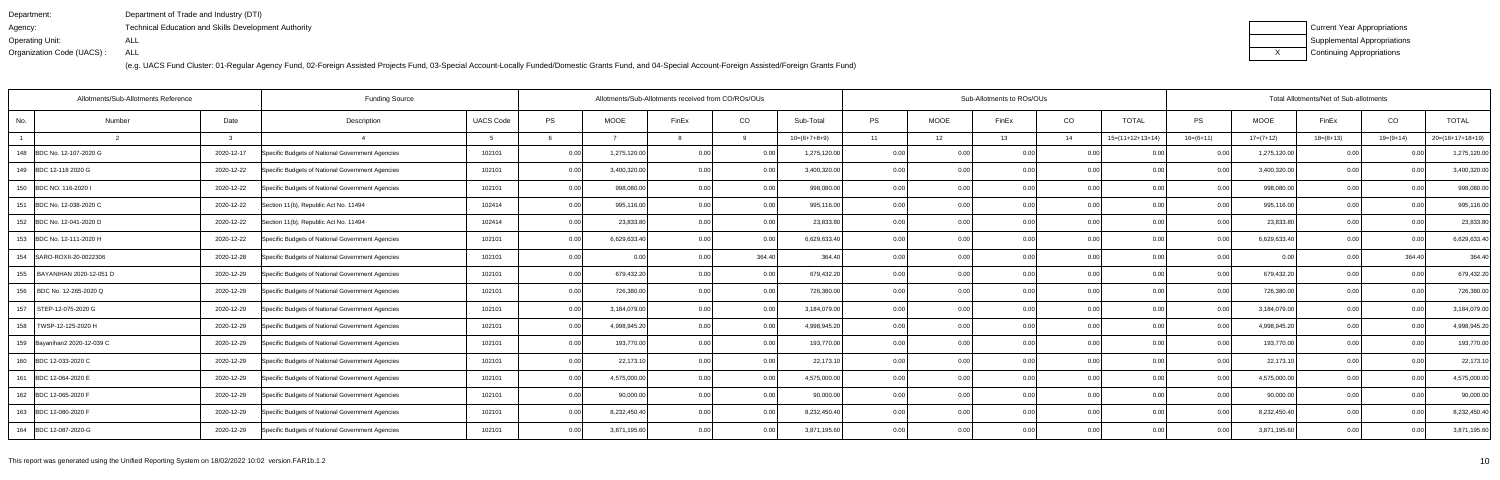Department: Department of Trade and Industry (DTI)
Agency: Technical Education and Skills Development Authority
Operating Unit: ALL
Organization Code (UACS) : ALL

(e.g. UACS Fund Cluster: 01-Regular Agency Fund, 02-Foreign Assisted Projects Fund, 03-Special Account-Locally Funded/Domestic Grants Fund, and 04-Special Account-Foreign Assisted/Foreign Grants Fund)

| | Current Year Appropriations |
|---|---|
| | Supplemental Appropriations |
| X | Continuing Appropriations |

| Allotments/Sub-Allotments Reference | | | Funding Source | | Allotments/Sub-Allotments received from CO/ROs/OUs | | | | | Sub-Allotments to ROs/OUs | | | | | Total Allotments/Net of Sub-allotments | | | | |
|---|---|---|---|---|---|---|---|---|---|---|---|---|---|---|---|---|---|---|---|
| No. | Number | Date | Description | UACS Code | PS | MOOE | FinEx | CO | Sub-Total | PS | MOOE | FinEx | CO | TOTAL | PS | MOOE | FinEx | CO | TOTAL |
| 1 | 2 | 3 | 4 | 5 | 6 | 7 | 8 | 9 | 10=(6+7+8+9) | 11 | 12 | 13 | 14 | 15=(11+12+13+14) | 16=(6+11) | 17=(7+12) | 18=(8+13) | 19=(9+14) | 20=(16+17+18+19) |
| 148 | BDC No. 12-107-2020 G | 2020-12-17 | Specific Budgets of National Government Agencies | 102101 | 0.00 | 1,275,120.00 | 0.00 | 0.00 | 1,275,120.00 | 0.00 | 0.00 | 0.00 | 0.00 | 0.00 | 0.00 | 1,275,120.00 | 0.00 | 0.00 | 1,275,120.00 |
| 149 | BDC 12-118 2020 G | 2020-12-22 | Specific Budgets of National Government Agencies | 102101 | 0.00 | 3,400,320.00 | 0.00 | 0.00 | 3,400,320.00 | 0.00 | 0.00 | 0.00 | 0.00 | 0.00 | 0.00 | 3,400,320.00 | 0.00 | 0.00 | 3,400,320.00 |
| 150 | BDC NO. 116-2020 I | 2020-12-22 | Specific Budgets of National Government Agencies | 102101 | 0.00 | 998,080.00 | 0.00 | 0.00 | 998,080.00 | 0.00 | 0.00 | 0.00 | 0.00 | 0.00 | 0.00 | 998,080.00 | 0.00 | 0.00 | 998,080.00 |
| 151 | BDC No. 12-038-2020 C | 2020-12-22 | Section 11(b), Republic Act No. 11494 | 102414 | 0.00 | 995,116.00 | 0.00 | 0.00 | 995,116.00 | 0.00 | 0.00 | 0.00 | 0.00 | 0.00 | 0.00 | 995,116.00 | 0.00 | 0.00 | 995,116.00 |
| 152 | BDC No. 12-041-2020 D | 2020-12-22 | Section 11(b), Republic Act No. 11494 | 102414 | 0.00 | 23,833.80 | 0.00 | 0.00 | 23,833.80 | 0.00 | 0.00 | 0.00 | 0.00 | 0.00 | 0.00 | 23,833.80 | 0.00 | 0.00 | 23,833.80 |
| 153 | BDC No. 12-111-2020 H | 2020-12-22 | Specific Budgets of National Government Agencies | 102101 | 0.00 | 6,629,633.40 | 0.00 | 0.00 | 6,629,633.40 | 0.00 | 0.00 | 0.00 | 0.00 | 0.00 | 0.00 | 6,629,633.40 | 0.00 | 0.00 | 6,629,633.40 |
| 154 | SARO-ROXII-20-0022306 | 2020-12-28 | Specific Budgets of National Government Agencies | 102101 | 0.00 | 0.00 | 0.00 | 364.40 | 364.40 | 0.00 | 0.00 | 0.00 | 0.00 | 0.00 | 0.00 | 0.00 | 0.00 | 364.40 | 364.40 |
| 155 | BAYANIHAN 2020-12-051 D | 2020-12-29 | Specific Budgets of National Government Agencies | 102101 | 0.00 | 679,432.20 | 0.00 | 0.00 | 679,432.20 | 0.00 | 0.00 | 0.00 | 0.00 | 0.00 | 0.00 | 679,432.20 | 0.00 | 0.00 | 679,432.20 |
| 156 | BDC No. 12-265-2020 Q | 2020-12-29 | Specific Budgets of National Government Agencies | 102101 | 0.00 | 726,380.00 | 0.00 | 0.00 | 726,380.00 | 0.00 | 0.00 | 0.00 | 0.00 | 0.00 | 0.00 | 726,380.00 | 0.00 | 0.00 | 726,380.00 |
| 157 | STEP-12-075-2020 G | 2020-12-29 | Specific Budgets of National Government Agencies | 102101 | 0.00 | 3,184,079.00 | 0.00 | 0.00 | 3,184,079.00 | 0.00 | 0.00 | 0.00 | 0.00 | 0.00 | 0.00 | 3,184,079.00 | 0.00 | 0.00 | 3,184,079.00 |
| 158 | TWSP-12-125-2020 H | 2020-12-29 | Specific Budgets of National Government Agencies | 102101 | 0.00 | 4,998,945.20 | 0.00 | 0.00 | 4,998,945.20 | 0.00 | 0.00 | 0.00 | 0.00 | 0.00 | 0.00 | 4,998,945.20 | 0.00 | 0.00 | 4,998,945.20 |
| 159 | Bayanihan2 2020-12-039 C | 2020-12-29 | Specific Budgets of National Government Agencies | 102101 | 0.00 | 193,770.00 | 0.00 | 0.00 | 193,770.00 | 0.00 | 0.00 | 0.00 | 0.00 | 0.00 | 0.00 | 193,770.00 | 0.00 | 0.00 | 193,770.00 |
| 160 | BDC 12-033-2020 C | 2020-12-29 | Specific Budgets of National Government Agencies | 102101 | 0.00 | 22,173.10 | 0.00 | 0.00 | 22,173.10 | 0.00 | 0.00 | 0.00 | 0.00 | 0.00 | 0.00 | 22,173.10 | 0.00 | 0.00 | 22,173.10 |
| 161 | BDC 12-064-2020 E | 2020-12-29 | Specific Budgets of National Government Agencies | 102101 | 0.00 | 4,575,000.00 | 0.00 | 0.00 | 4,575,000.00 | 0.00 | 0.00 | 0.00 | 0.00 | 0.00 | 0.00 | 4,575,000.00 | 0.00 | 0.00 | 4,575,000.00 |
| 162 | BDC 12-065-2020 F | 2020-12-29 | Specific Budgets of National Government Agencies | 102101 | 0.00 | 90,000.00 | 0.00 | 0.00 | 90,000.00 | 0.00 | 0.00 | 0.00 | 0.00 | 0.00 | 0.00 | 90,000.00 | 0.00 | 0.00 | 90,000.00 |
| 163 | BDC 12-080-2020 F | 2020-12-29 | Specific Budgets of National Government Agencies | 102101 | 0.00 | 8,232,450.40 | 0.00 | 0.00 | 8,232,450.40 | 0.00 | 0.00 | 0.00 | 0.00 | 0.00 | 0.00 | 8,232,450.40 | 0.00 | 0.00 | 8,232,450.40 |
| 164 | BDC 12-087-2020-G | 2020-12-29 | Specific Budgets of National Government Agencies | 102101 | 0.00 | 3,871,195.60 | 0.00 | 0.00 | 3,871,195.60 | 0.00 | 0.00 | 0.00 | 0.00 | 0.00 | 0.00 | 3,871,195.60 | 0.00 | 0.00 | 3,871,195.60 |

This report was generated using the Unified Reporting System on 18/02/2022 10:02 version.FAR1b.1.2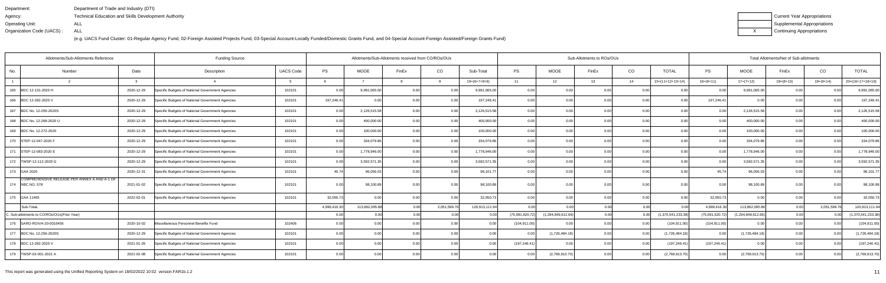Department: Department of Trade and Industry (DTI)
Agency: Technical Education and Skills Development Authority
Operating Unit: ALL
Organization Code (UACS) : ALL

| | Current Year Appropriations |
|---|---|
| | Supplemental Appropriations |
| X | Continuing Appropriations |

(e.g. UACS Fund Cluster: 01-Regular Agency Fund, 02-Foreign Assisted Projects Fund, 03-Special Account-Locally Funded/Domestic Grants Fund, and 04-Special Account-Foreign Assisted/Foreign Grants Fund)

| Allotments/Sub-Allotments Reference | | | Funding Source | | Allotments/Sub-Allotments received from CO/ROs/OUs | | | | | Sub-Allotments to ROs/OUs | | | | | Total Allotments/Net of Sub-allotments | | | | |
|---|---|---|---|---|---|---|---|---|---|---|---|---|---|---|---|---|---|---|---|
| No. | Number | Date | Description | UACS Code | PS | MOOE | FinEx | CO | Sub-Total | PS | MOOE | FinEx | CO | TOTAL | PS | MOOE | FinEx | CO | TOTAL |
| 1 | 2 | 3 | 4 | 5 | 6 | 7 | 8 | 9 | 10=(6+7+8+9) | 11 | 12 | 13 | 14 | 15=(11+12+13+14) | 16=(6+11) | 17=(7+12) | 18=(8+13) | 19=(9+14) | 20=(16+17+18+19) |
| 165 | BDC 12-131-2020 H | 2020-12-29 | Specific Budgets of National Government Agencies | 102101 | 0.00 | 9,991,065.00 | 0.00 | 0.00 | 9,991,065.00 | 0.00 | 0.00 | 0.00 | 0.00 | 0.00 | 0.00 | 9,991,065.00 | 0.00 | 0.00 | 9,991,065.00 |
| 166 | BDC 12-282-2020 V | 2020-12-29 | Specific Budgets of National Government Agencies | 102101 | 197,246.41 | 0.00 | 0.00 | 0.00 | 197,246.41 | 0.00 | 0.00 | 0.00 | 0.00 | 0.00 | 197,246.41 | 0.00 | 0.00 | 0.00 | 197,246.41 |
| 167 | BDC No. 12-256-2020S | 2020-12-29 | Specific Budgets of National Government Agencies | 102101 | 0.00 | 2,126,515.58 | 0.00 | 0.00 | 2,126,515.58 | 0.00 | 0.00 | 0.00 | 0.00 | 0.00 | 0.00 | 2,126,515.58 | 0.00 | 0.00 | 2,126,515.58 |
| 168 | BDC No. 12-268-2020 U | 2020-12-29 | Specific Budgets of National Government Agencies | 102101 | 0.00 | 400,000.00 | 0.00 | 0.00 | 400,000.00 | 0.00 | 0.00 | 0.00 | 0.00 | 0.00 | 0.00 | 400,000.00 | 0.00 | 0.00 | 400,000.00 |
| 169 | BDC No. 12-272-2020 | 2020-12-29 | Specific Budgets of National Government Agencies | 102101 | 0.00 | 100,000.00 | 0.00 | 0.00 | 100,000.00 | 0.00 | 0.00 | 0.00 | 0.00 | 0.00 | 0.00 | 100,000.00 | 0.00 | 0.00 | 100,000.00 |
| 170 | STEP-12-047-2020 F | 2020-12-29 | Specific Budgets of National Government Agencies | 102101 | 0.00 | 334,079.86 | 0.00 | 0.00 | 334,079.86 | 0.00 | 0.00 | 0.00 | 0.00 | 0.00 | 0.00 | 334,079.86 | 0.00 | 0.00 | 334,079.86 |
| 171 | STEP-12-083-2020 E | 2020-12-29 | Specific Budgets of National Government Agencies | 102101 | 0.00 | 1,778,946.00 | 0.00 | 0.00 | 1,778,946.00 | 0.00 | 0.00 | 0.00 | 0.00 | 0.00 | 0.00 | 1,778,946.00 | 0.00 | 0.00 | 1,778,946.00 |
| 172 | TWSP-12-112-2020 G | 2020-12-29 | Specific Budgets of National Government Agencies | 102101 | 0.00 | 3,592,571.35 | 0.00 | 0.00 | 3,592,571.35 | 0.00 | 0.00 | 0.00 | 0.00 | 0.00 | 0.00 | 3,592,571.35 | 0.00 | 0.00 | 3,592,571.35 |
| 173 | GAA 2020 | 2020-12-31 | Specific Budgets of National Government Agencies | 102101 | 45.74 | 96,056.03 | 0.00 | 0.00 | 96,101.77 | 0.00 | 0.00 | 0.00 | 0.00 | 0.00 | 45.74 | 96,056.03 | 0.00 | 0.00 | 96,101.77 |
| 174 | COMPREHENSIVE RELEASE PER ANNEX A AND A-1 OF NBC NO. 578 | 2021-01-02 | Specific Budgets of National Government Agencies | 102101 | 0.00 | 98,100.89 | 0.00 | 0.00 | 98,100.89 | 0.00 | 0.00 | 0.00 | 0.00 | 0.00 | 0.00 | 98,100.89 | 0.00 | 0.00 | 98,100.89 |
| 175 | GAA 11465 | 2022-02-01 | Specific Budgets of National Government Agencies | 102101 | 32,050.73 | 0.00 | 0.00 | 0.00 | 32,050.73 | 0.00 | 0.00 | 0.00 | 0.00 | 0.00 | 32,050.73 | 0.00 | 0.00 | 0.00 | 32,050.73 |
| | Sub-Total. | | | | 4,999,416.30 | 113,862,095.88 | 0.00 | 2,051,599.76 | 120,913,111.94 | 0.00 | 0.00 | 0.00 | 0.00 | 0.00 | 4,999,416.30 | 113,862,095.88 | 0.00 | 2,051,599.76 | 120,913,111.94 |
| | C. Sub-allotments to CO/ROs/OUs(Prior Year) | | | | 0.00 | 0.00 | 0.00 | 0.00 | 0.00 | (75,691,620.72) | (1,294,849,612.66) | 0.00 | 0.00 | (1,370,541,233.38) | (75,691,620.72) | (1,294,849,612.66) | 0.00 | 0.00 | (1,370,541,233.38) |
| 176 | SARO-ROIVA-20-0016456 | 2020-10-02 | Miscellaneous Personnel Benefits Fund | 102406 | 0.00 | 0.00 | 0.00 | 0.00 | 0.00 | (104,911.00) | 0.00 | 0.00 | 0.00 | (104,911.00) | (104,911.00) | 0.00 | 0.00 | 0.00 | (104,911.00) |
| 177 | BDC No. 12-256-2020S | 2020-12-29 | Specific Budgets of National Government Agencies | 102101 | 0.00 | 0.00 | 0.00 | 0.00 | 0.00 | 0.00 | (1,726,484.18) | 0.00 | 0.00 | (1,726,484.18) | 0.00 | (1,726,484.18) | 0.00 | 0.00 | (1,726,484.18) |
| 178 | BDC 12-282-2020 V | 2021-01-26 | Specific Budgets of National Government Agencies | 102101 | 0.00 | 0.00 | 0.00 | 0.00 | 0.00 | (197,246.41) | 0.00 | 0.00 | 0.00 | (197,246.41) | (197,246.41) | 0.00 | 0.00 | 0.00 | (197,246.41) |
| 179 | TWSP-02-001-2021 A | 2021-02-08 | Specific Budgets of National Government Agencies | 102101 | 0.00 | 0.00 | 0.00 | 0.00 | 0.00 | 0.00 | (2,769,913.70) | 0.00 | 0.00 | (2,769,913.70) | 0.00 | (2,769,913.70) | 0.00 | 0.00 | (2,769,913.70) |

This report was generated using the Unified Reporting System on 18/02/2022 10:02 version.FAR1b.1.2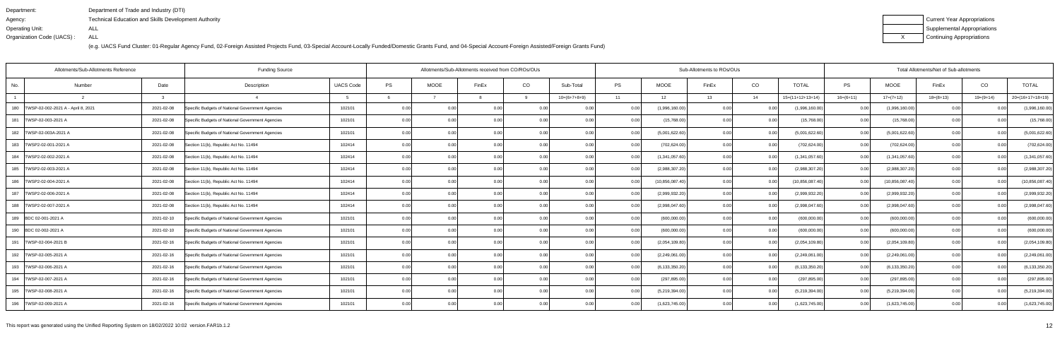Department: Department of Trade and Industry (DTI)
Agency: Technical Education and Skills Development Authority
Operating Unit: ALL
Organization Code (UACS) : ALL

(e.g. UACS Fund Cluster: 01-Regular Agency Fund, 02-Foreign Assisted Projects Fund, 03-Special Account-Locally Funded/Domestic Grants Fund, and 04-Special Account-Foreign Assisted/Foreign Grants Fund)

| | Current Year Appropriations |
|---|---|
| | Supplemental Appropriations |
| X | Continuing Appropriations |

| Allotments/Sub-Allotments Reference | | | Funding Source | | Allotments/Sub-Allotments received from CO/ROs/OUs | | | | | Sub-Allotments to ROs/OUs | | | | | Total Allotments/Net of Sub-allotments | | | | |
|---|---|---|---|---|---|---|---|---|---|---|---|---|---|---|---|---|---|---|---|
| No. | Number | Date | Description | UACS Code | PS | MOOE | FinEx | CO | Sub-Total | PS | MOOE | FinEx | CO | TOTAL | PS | MOOE | FinEx | CO | TOTAL |
| 1 | 2 | 3 | 4 | 5 | 6 | 7 | 8 | 9 | 10=(6+7+8+9) | 11 | 12 | 13 | 14 | 15=(11+12+13+14) | 16=(6+11) | 17=(7+12) | 18=(8+13) | 19=(9+14) | 20=(16+17+18+19) |
| 180 | TWSP-02-002-2021 A - April 8, 2021 | 2021-02-08 | Specific Budgets of National Government Agencies | 102101 | 0.00 | 0.00 | 0.00 | 0.00 | 0.00 | 0.00 | (1,996,160.00) | 0.00 | 0.00 | (1,996,160.00) | 0.00 | (1,996,160.00) | 0.00 | 0.00 | (1,996,160.00) |
| 181 | TWSP-02-003-2021 A | 2021-02-08 | Specific Budgets of National Government Agencies | 102101 | 0.00 | 0.00 | 0.00 | 0.00 | 0.00 | 0.00 | (15,768.00) | 0.00 | 0.00 | (15,768.00) | 0.00 | (15,768.00) | 0.00 | 0.00 | (15,768.00) |
| 182 | TWSP-02-003A-2021 A | 2021-02-08 | Specific Budgets of National Government Agencies | 102101 | 0.00 | 0.00 | 0.00 | 0.00 | 0.00 | 0.00 | (5,001,622.60) | 0.00 | 0.00 | (5,001,622.60) | 0.00 | (5,001,622.60) | 0.00 | 0.00 | (5,001,622.60) |
| 183 | TWSP2-02-001-2021 A | 2021-02-08 | Section 11(b), Republic Act No. 11494 | 102414 | 0.00 | 0.00 | 0.00 | 0.00 | 0.00 | 0.00 | (702,624.00) | 0.00 | 0.00 | (702,624.00) | 0.00 | (702,624.00) | 0.00 | 0.00 | (702,624.00) |
| 184 | TWSP2-02-002-2021 A | 2021-02-08 | Section 11(b), Republic Act No. 11494 | 102414 | 0.00 | 0.00 | 0.00 | 0.00 | 0.00 | 0.00 | (1,341,057.60) | 0.00 | 0.00 | (1,341,057.60) | 0.00 | (1,341,057.60) | 0.00 | 0.00 | (1,341,057.60) |
| 185 | TWSP2-02-003-2021 A | 2021-02-08 | Section 11(b), Republic Act No. 11494 | 102414 | 0.00 | 0.00 | 0.00 | 0.00 | 0.00 | 0.00 | (2,988,307.20) | 0.00 | 0.00 | (2,988,307.20) | 0.00 | (2,988,307.20) | 0.00 | 0.00 | (2,988,307.20) |
| 186 | TWSP2-02-004-2021 A | 2021-02-08 | Section 11(b), Republic Act No. 11494 | 102414 | 0.00 | 0.00 | 0.00 | 0.00 | 0.00 | 0.00 | (10,856,087.40) | 0.00 | 0.00 | (10,856,087.40) | 0.00 | (10,856,087.40) | 0.00 | 0.00 | (10,856,087.40) |
| 187 | TWSP2-02-006-2021 A | 2021-02-08 | Section 11(b), Republic Act No. 11494 | 102414 | 0.00 | 0.00 | 0.00 | 0.00 | 0.00 | 0.00 | (2,999,932.20) | 0.00 | 0.00 | (2,999,932.20) | 0.00 | (2,999,932.20) | 0.00 | 0.00 | (2,999,932.20) |
| 188 | TWSP2-02-007-2021 A | 2021-02-08 | Section 11(b), Republic Act No. 11494 | 102414 | 0.00 | 0.00 | 0.00 | 0.00 | 0.00 | 0.00 | (2,998,047.60) | 0.00 | 0.00 | (2,998,047.60) | 0.00 | (2,998,047.60) | 0.00 | 0.00 | (2,998,047.60) |
| 189 | BDC 02-001-2021 A | 2021-02-10 | Specific Budgets of National Government Agencies | 102101 | 0.00 | 0.00 | 0.00 | 0.00 | 0.00 | 0.00 | (600,000.00) | 0.00 | 0.00 | (600,000.00) | 0.00 | (600,000.00) | 0.00 | 0.00 | (600,000.00) |
| 190 | BDC 02-002-2021 A | 2021-02-10 | Specific Budgets of National Government Agencies | 102101 | 0.00 | 0.00 | 0.00 | 0.00 | 0.00 | 0.00 | (600,000.00) | 0.00 | 0.00 | (600,000.00) | 0.00 | (600,000.00) | 0.00 | 0.00 | (600,000.00) |
| 191 | TWSP-02-004-2021 B | 2021-02-16 | Specific Budgets of National Government Agencies | 102101 | 0.00 | 0.00 | 0.00 | 0.00 | 0.00 | 0.00 | (2,054,109.80) | 0.00 | 0.00 | (2,054,109.80) | 0.00 | (2,054,109.80) | 0.00 | 0.00 | (2,054,109.80) |
| 192 | TWSP-02-005-2021 A | 2021-02-16 | Specific Budgets of National Government Agencies | 102101 | 0.00 | 0.00 | 0.00 | 0.00 | 0.00 | 0.00 | (2,249,061.00) | 0.00 | 0.00 | (2,249,061.00) | 0.00 | (2,249,061.00) | 0.00 | 0.00 | (2,249,061.00) |
| 193 | TWSP-02-006-2021 A | 2021-02-16 | Specific Budgets of National Government Agencies | 102101 | 0.00 | 0.00 | 0.00 | 0.00 | 0.00 | 0.00 | (6,133,350.20) | 0.00 | 0.00 | (6,133,350.20) | 0.00 | (6,133,350.20) | 0.00 | 0.00 | (6,133,350.20) |
| 194 | TWSP-02-007-2021 A | 2021-02-16 | Specific Budgets of National Government Agencies | 102101 | 0.00 | 0.00 | 0.00 | 0.00 | 0.00 | 0.00 | (297,895.00) | 0.00 | 0.00 | (297,895.00) | 0.00 | (297,895.00) | 0.00 | 0.00 | (297,895.00) |
| 195 | TWSP-02-008-2021 A | 2021-02-16 | Specific Budgets of National Government Agencies | 102101 | 0.00 | 0.00 | 0.00 | 0.00 | 0.00 | 0.00 | (5,219,394.00) | 0.00 | 0.00 | (5,219,394.00) | 0.00 | (5,219,394.00) | 0.00 | 0.00 | (5,219,394.00) |
| 196 | TWSP-02-009-2021 A | 2021-02-16 | Specific Budgets of National Government Agencies | 102101 | 0.00 | 0.00 | 0.00 | 0.00 | 0.00 | 0.00 | (1,623,745.00) | 0.00 | 0.00 | (1,623,745.00) | 0.00 | (1,623,745.00) | 0.00 | 0.00 | (1,623,745.00) |

This report was generated using the Unified Reporting System on 18/02/2022 10:02 version.FAR1b.1.2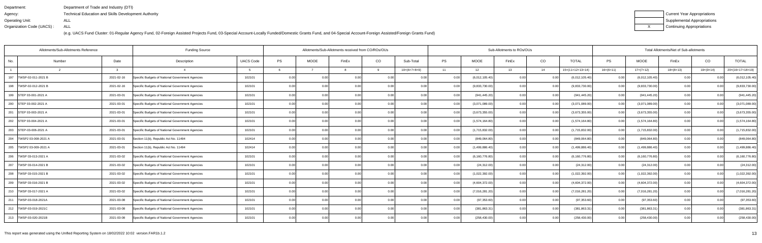Department: Department of Trade and Industry (DTI)
Agency: Technical Education and Skills Development Authority
Operating Unit: ALL
Organization Code (UACS) : ALL

(e.g. UACS Fund Cluster: 01-Regular Agency Fund, 02-Foreign Assisted Projects Fund, 03-Special Account-Locally Funded/Domestic Grants Fund, and 04-Special Account-Foreign Assisted/Foreign Grants Fund)

| | Current Year Appropriations |
|---|---|
| | Supplemental Appropriations |
| X | Continuing Appropriations |

| Allotments/Sub-Allotments Reference | | | Funding Source | | Allotments/Sub-Allotments received from CO/ROs/OUs | | | | | Sub-Allotments to ROs/OUs | | | | | Total Allotments/Net of Sub-allotments | | | | |
|---|---|---|---|---|---|---|---|---|---|---|---|---|---|---|---|---|---|---|---|
| No. | Number | Date | Description | UACS Code | PS | MOOE | FinEx | CO | Sub-Total | PS | MOOE | FinEx | CO | TOTAL | PS | MOOE | FinEx | CO | TOTAL |
| 1 | 2 | 3 | 4 | 5 | 6 | 7 | 8 | 9 | 10=(6+7+8+9) | 11 | 12 | 13 | 14 | 15=(11+12+13+14) | 16=(6+11) | 17=(7+12) | 18=(8+13) | 19=(9+14) | 20=(16+17+18+19) |
| 197 | TWSP-02-011-2021 B | 2021-02-16 | Specific Budgets of National Government Agencies | 102101 | 0.00 | 0.00 | 0.00 | 0.00 | 0.00 | 0.00 | (6,012,105.40) | 0.00 | 0.00 | (6,012,105.40) | 0.00 | (6,012,105.40) | 0.00 | 0.00 | (6,012,105.40) |
| 198 | TWSP-02-012-2021 B | 2021-02-16 | Specific Budgets of National Government Agencies | 102101 | 0.00 | 0.00 | 0.00 | 0.00 | 0.00 | 0.00 | (9,833,730.00) | 0.00 | 0.00 | (9,833,730.00) | 0.00 | (9,833,730.00) | 0.00 | 0.00 | (9,833,730.00) |
| 199 | STEP 03-001-2021 A | 2021-03-01 | Specific Budgets of National Government Agencies | 102101 | 0.00 | 0.00 | 0.00 | 0.00 | 0.00 | 0.00 | (941,445.20) | 0.00 | 0.00 | (941,445.20) | 0.00 | (941,445.20) | 0.00 | 0.00 | (941,445.20) |
| 200 | STEP 03-002-2021 A | 2021-03-01 | Specific Budgets of National Government Agencies | 102101 | 0.00 | 0.00 | 0.00 | 0.00 | 0.00 | 0.00 | (3,071,089.00) | 0.00 | 0.00 | (3,071,089.00) | 0.00 | (3,071,089.00) | 0.00 | 0.00 | (3,071,089.00) |
| 201 | STEP 03-003-2021 A | 2021-03-01 | Specific Budgets of National Government Agencies | 102101 | 0.00 | 0.00 | 0.00 | 0.00 | 0.00 | 0.00 | (3,673,355.00) | 0.00 | 0.00 | (3,673,355.00) | 0.00 | (3,673,355.00) | 0.00 | 0.00 | (3,673,355.00) |
| 202 | STEP 03-004-2021 A | 2021-03-01 | Specific Budgets of National Government Agencies | 102101 | 0.00 | 0.00 | 0.00 | 0.00 | 0.00 | 0.00 | (1,574,164.80) | 0.00 | 0.00 | (1,574,164.80) | 0.00 | (1,574,164.80) | 0.00 | 0.00 | (1,574,164.80) |
| 203 | STEP-03-006-2021 A | 2021-03-01 | Specific Budgets of National Government Agencies | 102101 | 0.00 | 0.00 | 0.00 | 0.00 | 0.00 | 0.00 | (1,715,832.00) | 0.00 | 0.00 | (1,715,832.00) | 0.00 | (1,715,832.00) | 0.00 | 0.00 | (1,715,832.00) |
| 204 | TWSP2 03-008-2021 A | 2021-03-01 | Section 11(b), Republic Act No. 11494 | 102414 | 0.00 | 0.00 | 0.00 | 0.00 | 0.00 | 0.00 | (849,064.80) | 0.00 | 0.00 | (849,064.80) | 0.00 | (849,064.80) | 0.00 | 0.00 | (849,064.80) |
| 205 | TWSP2 03-009-2021 A | 2021-03-01 | Section 11(b), Republic Act No. 11494 | 102414 | 0.00 | 0.00 | 0.00 | 0.00 | 0.00 | 0.00 | (1,499,886.40) | 0.00 | 0.00 | (1,499,886.40) | 0.00 | (1,499,886.40) | 0.00 | 0.00 | (1,499,886.40) |
| 206 | TWSP 03-013-2021 A | 2021-03-02 | Specific Budgets of National Government Agencies | 102101 | 0.00 | 0.00 | 0.00 | 0.00 | 0.00 | 0.00 | (6,160,776.80) | 0.00 | 0.00 | (6,160,776.80) | 0.00 | (6,160,776.80) | 0.00 | 0.00 | (6,160,776.80) |
| 207 | TWSP 03-014-2021 B | 2021-03-02 | Specific Budgets of National Government Agencies | 102101 | 0.00 | 0.00 | 0.00 | 0.00 | 0.00 | 0.00 | (24,312.00) | 0.00 | 0.00 | (24,312.00) | 0.00 | (24,312.00) | 0.00 | 0.00 | (24,312.00) |
| 208 | TWSP 03-015-2021 B | 2021-03-02 | Specific Budgets of National Government Agencies | 102101 | 0.00 | 0.00 | 0.00 | 0.00 | 0.00 | 0.00 | (1,022,392.00) | 0.00 | 0.00 | (1,022,392.00) | 0.00 | (1,022,392.00) | 0.00 | 0.00 | (1,022,392.00) |
| 209 | TWSP 03-016-2021 B | 2021-03-02 | Specific Budgets of National Government Agencies | 102101 | 0.00 | 0.00 | 0.00 | 0.00 | 0.00 | 0.00 | (4,604,372.00) | 0.00 | 0.00 | (4,604,372.00) | 0.00 | (4,604,372.00) | 0.00 | 0.00 | (4,604,372.00) |
| 210 | TWSP 03-017-2021 A | 2021-03-02 | Specific Budgets of National Government Agencies | 102101 | 0.00 | 0.00 | 0.00 | 0.00 | 0.00 | 0.00 | (7,016,281.20) | 0.00 | 0.00 | (7,016,281.20) | 0.00 | (7,016,281.20) | 0.00 | 0.00 | (7,016,281.20) |
| 211 | TWSP-03-018-2021A | 2021-03-08 | Specific Budgets of National Government Agencies | 102101 | 0.00 | 0.00 | 0.00 | 0.00 | 0.00 | 0.00 | (97,353.60) | 0.00 | 0.00 | (97,353.60) | 0.00 | (97,353.60) | 0.00 | 0.00 | (97,353.60) |
| 212 | TWSP-03-019-2021C | 2021-03-08 | Specific Budgets of National Government Agencies | 102101 | 0.00 | 0.00 | 0.00 | 0.00 | 0.00 | 0.00 | (381,863.31) | 0.00 | 0.00 | (381,863.31) | 0.00 | (381,863.31) | 0.00 | 0.00 | (381,863.31) |
| 213 | TWSP-03-020-2021B | 2021-03-08 | Specific Budgets of National Government Agencies | 102101 | 0.00 | 0.00 | 0.00 | 0.00 | 0.00 | 0.00 | (258,430.00) | 0.00 | 0.00 | (258,430.00) | 0.00 | (258,430.00) | 0.00 | 0.00 | (258,430.00) |

This report was generated using the Unified Reporting System on 18/02/2022 10:02 version.FAR1b.1.2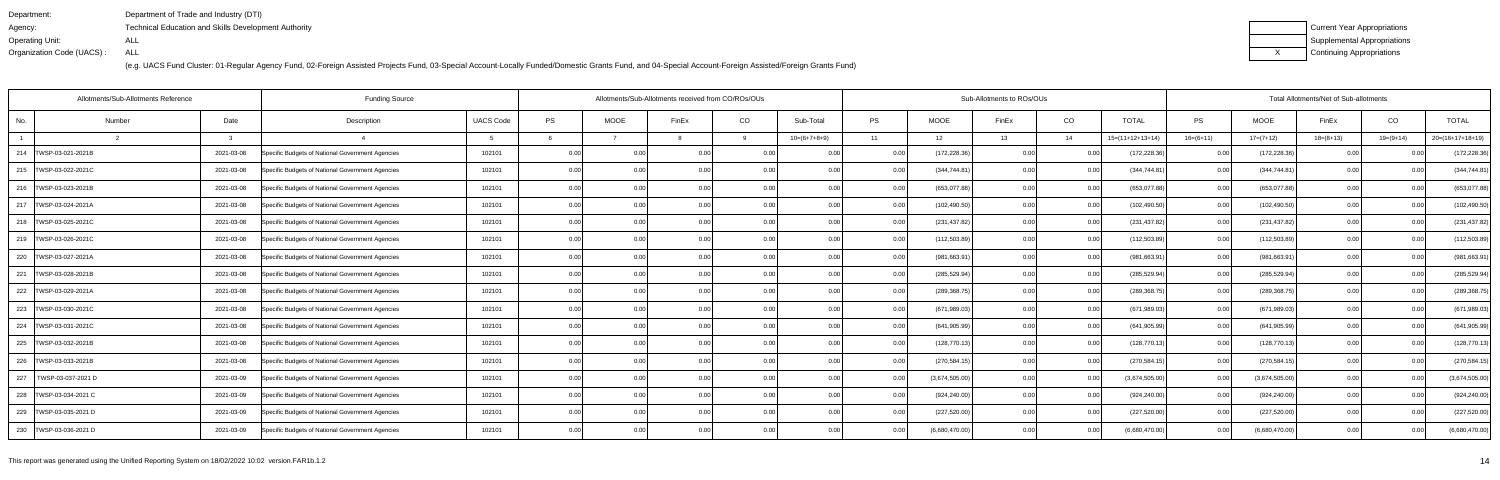Department: Department of Trade and Industry (DTI)
Agency: Technical Education and Skills Development Authority
Operating Unit: ALL
Organization Code (UACS) : ALL

(e.g. UACS Fund Cluster: 01-Regular Agency Fund, 02-Foreign Assisted Projects Fund, 03-Special Account-Locally Funded/Domestic Grants Fund, and 04-Special Account-Foreign Assisted/Foreign Grants Fund)

| | Current Year Appropriations |
|---|---|
| | Supplemental Appropriations |
| X | Continuing Appropriations |

| Allotments/Sub-Allotments Reference | | | Funding Source | | Allotments/Sub-Allotments received from CO/ROs/OUs | | | | | Sub-Allotments to ROs/OUs | | | | | Total Allotments/Net of Sub-allotments | | | | |
|---|---|---|---|---|---|---|---|---|---|---|---|---|---|---|---|---|---|---|---|
| No. | Number | Date | Description | UACS Code | PS | MOOE | FinEx | CO | Sub-Total | PS | MOOE | FinEx | CO | TOTAL | PS | MOOE | FinEx | CO | TOTAL |
| 1 | 2 | 3 | 4 | 5 | 6 | 7 | 8 | 9 | 10=(6+7+8+9) | 11 | 12 | 13 | 14 | 15=(11+12+13+14) | 16=(6+11) | 17=(7+12) | 18=(8+13) | 19=(9+14) | 20=(16+17+18+19) |
| 214 | TWSP-03-021-2021B | 2021-03-08 | Specific Budgets of National Government Agencies | 102101 | 0.00 | 0.00 | 0.00 | 0.00 | 0.00 | 0.00 | (172,228.36) | 0.00 | 0.00 | (172,228.36) | 0.00 | (172,228.36) | 0.00 | 0.00 | (172,228.36) |
| 215 | TWSP-03-022-2021C | 2021-03-08 | Specific Budgets of National Government Agencies | 102101 | 0.00 | 0.00 | 0.00 | 0.00 | 0.00 | 0.00 | (344,744.81) | 0.00 | 0.00 | (344,744.81) | 0.00 | (344,744.81) | 0.00 | 0.00 | (344,744.81) |
| 216 | TWSP-03-023-2021B | 2021-03-08 | Specific Budgets of National Government Agencies | 102101 | 0.00 | 0.00 | 0.00 | 0.00 | 0.00 | 0.00 | (653,077.88) | 0.00 | 0.00 | (653,077.88) | 0.00 | (653,077.88) | 0.00 | 0.00 | (653,077.88) |
| 217 | TWSP-03-024-2021A | 2021-03-08 | Specific Budgets of National Government Agencies | 102101 | 0.00 | 0.00 | 0.00 | 0.00 | 0.00 | 0.00 | (102,490.50) | 0.00 | 0.00 | (102,490.50) | 0.00 | (102,490.50) | 0.00 | 0.00 | (102,490.50) |
| 218 | TWSP-03-025-2021C | 2021-03-08 | Specific Budgets of National Government Agencies | 102101 | 0.00 | 0.00 | 0.00 | 0.00 | 0.00 | 0.00 | (231,437.82) | 0.00 | 0.00 | (231,437.82) | 0.00 | (231,437.82) | 0.00 | 0.00 | (231,437.82) |
| 219 | TWSP-03-026-2021C | 2021-03-08 | Specific Budgets of National Government Agencies | 102101 | 0.00 | 0.00 | 0.00 | 0.00 | 0.00 | 0.00 | (112,503.89) | 0.00 | 0.00 | (112,503.89) | 0.00 | (112,503.89) | 0.00 | 0.00 | (112,503.89) |
| 220 | TWSP-03-027-2021A | 2021-03-08 | Specific Budgets of National Government Agencies | 102101 | 0.00 | 0.00 | 0.00 | 0.00 | 0.00 | 0.00 | (981,663.91) | 0.00 | 0.00 | (981,663.91) | 0.00 | (981,663.91) | 0.00 | 0.00 | (981,663.91) |
| 221 | TWSP-03-028-2021B | 2021-03-08 | Specific Budgets of National Government Agencies | 102101 | 0.00 | 0.00 | 0.00 | 0.00 | 0.00 | 0.00 | (285,529.94) | 0.00 | 0.00 | (285,529.94) | 0.00 | (285,529.94) | 0.00 | 0.00 | (285,529.94) |
| 222 | TWSP-03-029-2021A | 2021-03-08 | Specific Budgets of National Government Agencies | 102101 | 0.00 | 0.00 | 0.00 | 0.00 | 0.00 | 0.00 | (289,368.75) | 0.00 | 0.00 | (289,368.75) | 0.00 | (289,368.75) | 0.00 | 0.00 | (289,368.75) |
| 223 | TWSP-03-030-2021C | 2021-03-08 | Specific Budgets of National Government Agencies | 102101 | 0.00 | 0.00 | 0.00 | 0.00 | 0.00 | 0.00 | (671,989.03) | 0.00 | 0.00 | (671,989.03) | 0.00 | (671,989.03) | 0.00 | 0.00 | (671,989.03) |
| 224 | TWSP-03-031-2021C | 2021-03-08 | Specific Budgets of National Government Agencies | 102101 | 0.00 | 0.00 | 0.00 | 0.00 | 0.00 | 0.00 | (641,905.99) | 0.00 | 0.00 | (641,905.99) | 0.00 | (641,905.99) | 0.00 | 0.00 | (641,905.99) |
| 225 | TWSP-03-032-2021B | 2021-03-08 | Specific Budgets of National Government Agencies | 102101 | 0.00 | 0.00 | 0.00 | 0.00 | 0.00 | 0.00 | (128,770.13) | 0.00 | 0.00 | (128,770.13) | 0.00 | (128,770.13) | 0.00 | 0.00 | (128,770.13) |
| 226 | TWSP-03-033-2021B | 2021-03-08 | Specific Budgets of National Government Agencies | 102101 | 0.00 | 0.00 | 0.00 | 0.00 | 0.00 | 0.00 | (270,584.15) | 0.00 | 0.00 | (270,584.15) | 0.00 | (270,584.15) | 0.00 | 0.00 | (270,584.15) |
| 227 | TWSP-03-037-2021 D | 2021-03-09 | Specific Budgets of National Government Agencies | 102101 | 0.00 | 0.00 | 0.00 | 0.00 | 0.00 | 0.00 | (3,674,505.00) | 0.00 | 0.00 | (3,674,505.00) | 0.00 | (3,674,505.00) | 0.00 | 0.00 | (3,674,505.00) |
| 228 | TWSP-03-034-2021 C | 2021-03-09 | Specific Budgets of National Government Agencies | 102101 | 0.00 | 0.00 | 0.00 | 0.00 | 0.00 | 0.00 | (924,240.00) | 0.00 | 0.00 | (924,240.00) | 0.00 | (924,240.00) | 0.00 | 0.00 | (924,240.00) |
| 229 | TWSP-03-035-2021 D | 2021-03-09 | Specific Budgets of National Government Agencies | 102101 | 0.00 | 0.00 | 0.00 | 0.00 | 0.00 | 0.00 | (227,520.00) | 0.00 | 0.00 | (227,520.00) | 0.00 | (227,520.00) | 0.00 | 0.00 | (227,520.00) |
| 230 | TWSP-03-036-2021 D | 2021-03-09 | Specific Budgets of National Government Agencies | 102101 | 0.00 | 0.00 | 0.00 | 0.00 | 0.00 | 0.00 | (6,680,470.00) | 0.00 | 0.00 | (6,680,470.00) | 0.00 | (6,680,470.00) | 0.00 | 0.00 | (6,680,470.00) |

This report was generated using the Unified Reporting System on 18/02/2022 10:02 version.FAR1b.1.2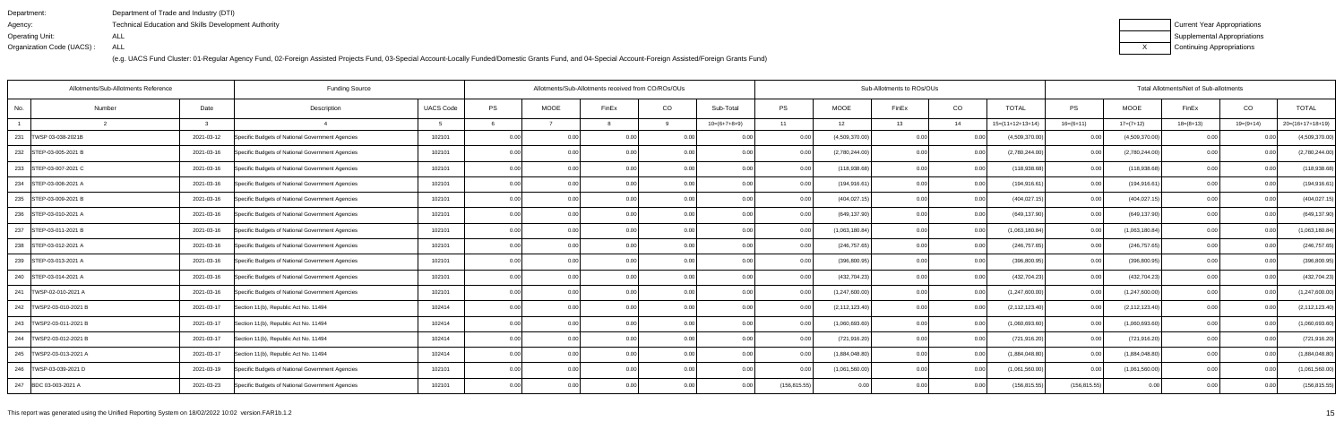Department: Department of Trade and Industry (DTI)
Agency: Technical Education and Skills Development Authority
Operating Unit: ALL
Organization Code (UACS) : ALL

| | Current Year Appropriations |
|---|---|
| | Supplemental Appropriations |
| X | Continuing Appropriations |

(e.g. UACS Fund Cluster: 01-Regular Agency Fund, 02-Foreign Assisted Projects Fund, 03-Special Account-Locally Funded/Domestic Grants Fund, and 04-Special Account-Foreign Assisted/Foreign Grants Fund)

| Allotments/Sub-Allotments Reference | | | Funding Source | | Allotments/Sub-Allotments received from CO/ROs/OUs | | | | | Sub-Allotments to ROs/OUs | | | | | Total Allotments/Net of Sub-allotments | | | | |
|---|---|---|---|---|---|---|---|---|---|---|---|---|---|---|---|---|---|---|---|
| No. | Number | Date | Description | UACS Code | PS | MOOE | FinEx | CO | Sub-Total | PS | MOOE | FinEx | CO | TOTAL | PS | MOOE | FinEx | CO | TOTAL |
| 1 | 2 | 3 | 4 | 5 | 6 | 7 | 8 | 9 | 10=(6+7+8+9) | 11 | 12 | 13 | 14 | 15=(11+12+13+14) | 16=(6+11) | 17=(7+12) | 18=(8+13) | 19=(9+14) | 20=(16+17+18+19) |
| 231 | TWSP 03-038-2021B | 2021-03-12 | Specific Budgets of National Government Agencies | 102101 | 0.00 | 0.00 | 0.00 | 0.00 | 0.00 | 0.00 | (4,509,370.00) | 0.00 | 0.00 | (4,509,370.00) | 0.00 | (4,509,370.00) | 0.00 | 0.00 | (4,509,370.00) |
| 232 | STEP-03-005-2021 B | 2021-03-16 | Specific Budgets of National Government Agencies | 102101 | 0.00 | 0.00 | 0.00 | 0.00 | 0.00 | 0.00 | (2,780,244.00) | 0.00 | 0.00 | (2,780,244.00) | 0.00 | (2,780,244.00) | 0.00 | 0.00 | (2,780,244.00) |
| 233 | STEP-03-007-2021 C | 2021-03-16 | Specific Budgets of National Government Agencies | 102101 | 0.00 | 0.00 | 0.00 | 0.00 | 0.00 | 0.00 | (118,938.68) | 0.00 | 0.00 | (118,938.68) | 0.00 | (118,938.68) | 0.00 | 0.00 | (118,938.68) |
| 234 | STEP-03-008-2021 A | 2021-03-16 | Specific Budgets of National Government Agencies | 102101 | 0.00 | 0.00 | 0.00 | 0.00 | 0.00 | 0.00 | (194,916.61) | 0.00 | 0.00 | (194,916.61) | 0.00 | (194,916.61) | 0.00 | 0.00 | (194,916.61) |
| 235 | STEP-03-009-2021 B | 2021-03-16 | Specific Budgets of National Government Agencies | 102101 | 0.00 | 0.00 | 0.00 | 0.00 | 0.00 | 0.00 | (404,027.15) | 0.00 | 0.00 | (404,027.15) | 0.00 | (404,027.15) | 0.00 | 0.00 | (404,027.15) |
| 236 | STEP-03-010-2021 A | 2021-03-16 | Specific Budgets of National Government Agencies | 102101 | 0.00 | 0.00 | 0.00 | 0.00 | 0.00 | 0.00 | (649,137.90) | 0.00 | 0.00 | (649,137.90) | 0.00 | (649,137.90) | 0.00 | 0.00 | (649,137.90) |
| 237 | STEP-03-011-2021 B | 2021-03-16 | Specific Budgets of National Government Agencies | 102101 | 0.00 | 0.00 | 0.00 | 0.00 | 0.00 | 0.00 | (1,063,180.84) | 0.00 | 0.00 | (1,063,180.84) | 0.00 | (1,063,180.84) | 0.00 | 0.00 | (1,063,180.84) |
| 238 | STEP-03-012-2021 A | 2021-03-16 | Specific Budgets of National Government Agencies | 102101 | 0.00 | 0.00 | 0.00 | 0.00 | 0.00 | 0.00 | (246,757.65) | 0.00 | 0.00 | (246,757.65) | 0.00 | (246,757.65) | 0.00 | 0.00 | (246,757.65) |
| 239 | STEP-03-013-2021 A | 2021-03-16 | Specific Budgets of National Government Agencies | 102101 | 0.00 | 0.00 | 0.00 | 0.00 | 0.00 | 0.00 | (396,800.95) | 0.00 | 0.00 | (396,800.95) | 0.00 | (396,800.95) | 0.00 | 0.00 | (396,800.95) |
| 240 | STEP-03-014-2021 A | 2021-03-16 | Specific Budgets of National Government Agencies | 102101 | 0.00 | 0.00 | 0.00 | 0.00 | 0.00 | 0.00 | (432,704.23) | 0.00 | 0.00 | (432,704.23) | 0.00 | (432,704.23) | 0.00 | 0.00 | (432,704.23) |
| 241 | TWSP-02-010-2021 A | 2021-03-16 | Specific Budgets of National Government Agencies | 102101 | 0.00 | 0.00 | 0.00 | 0.00 | 0.00 | 0.00 | (1,247,600.00) | 0.00 | 0.00 | (1,247,600.00) | 0.00 | (1,247,600.00) | 0.00 | 0.00 | (1,247,600.00) |
| 242 | TWSP2-03-010-2021 B | 2021-03-17 | Section 11(b), Republic Act No. 11494 | 102414 | 0.00 | 0.00 | 0.00 | 0.00 | 0.00 | 0.00 | (2,112,123.40) | 0.00 | 0.00 | (2,112,123.40) | 0.00 | (2,112,123.40) | 0.00 | 0.00 | (2,112,123.40) |
| 243 | TWSP2-03-011-2021 B | 2021-03-17 | Section 11(b), Republic Act No. 11494 | 102414 | 0.00 | 0.00 | 0.00 | 0.00 | 0.00 | 0.00 | (1,060,693.60) | 0.00 | 0.00 | (1,060,693.60) | 0.00 | (1,060,693.60) | 0.00 | 0.00 | (1,060,693.60) |
| 244 | TWSP2-03-012-2021 B | 2021-03-17 | Section 11(b), Republic Act No. 11494 | 102414 | 0.00 | 0.00 | 0.00 | 0.00 | 0.00 | 0.00 | (721,916.20) | 0.00 | 0.00 | (721,916.20) | 0.00 | (721,916.20) | 0.00 | 0.00 | (721,916.20) |
| 245 | TWSP2-03-013-2021 A | 2021-03-17 | Section 11(b), Republic Act No. 11494 | 102414 | 0.00 | 0.00 | 0.00 | 0.00 | 0.00 | 0.00 | (1,884,048.80) | 0.00 | 0.00 | (1,884,048.80) | 0.00 | (1,884,048.80) | 0.00 | 0.00 | (1,884,048.80) |
| 246 | TWSP-03-039-2021 D | 2021-03-19 | Specific Budgets of National Government Agencies | 102101 | 0.00 | 0.00 | 0.00 | 0.00 | 0.00 | 0.00 | (1,061,560.00) | 0.00 | 0.00 | (1,061,560.00) | 0.00 | (1,061,560.00) | 0.00 | 0.00 | (1,061,560.00) |
| 247 | BDC 03-003-2021 A | 2021-03-23 | Specific Budgets of National Government Agencies | 102101 | 0.00 | 0.00 | 0.00 | 0.00 | 0.00 | (156,815.55) | 0.00 | 0.00 | 0.00 | (156,815.55) | (156,815.55) | 0.00 | 0.00 | 0.00 | (156,815.55) |

This report was generated using the Unified Reporting System on 18/02/2022 10:02 version.FAR1b.1.2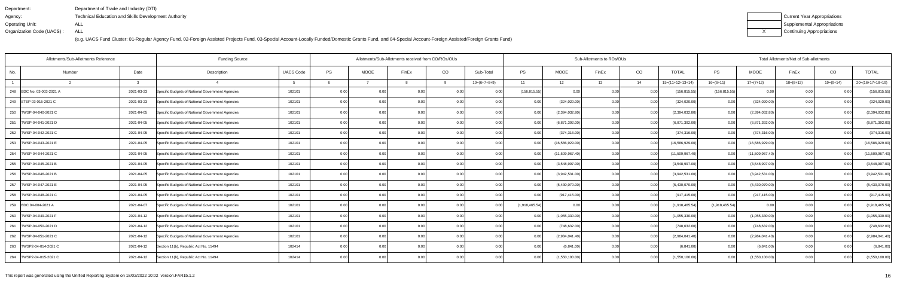Department: Department of Trade and Industry (DTI)
Agency: Technical Education and Skills Development Authority
Operating Unit: ALL
Organization Code (UACS) : ALL

(e.g. UACS Fund Cluster: 01-Regular Agency Fund, 02-Foreign Assisted Projects Fund, 03-Special Account-Locally Funded/Domestic Grants Fund, and 04-Special Account-Foreign Assisted/Foreign Grants Fund)

| | Current Year Appropriations |
|---|---|
| | Supplemental Appropriations |
| X | Continuing Appropriations |

| Allotments/Sub-Allotments Reference | | | Funding Source | | Allotments/Sub-Allotments received from CO/ROs/OUs | | | | | Sub-Allotments to ROs/OUs | | | | | Total Allotments/Net of Sub-allotments | | | | |
|---|---|---|---|---|---|---|---|---|---|---|---|---|---|---|---|---|---|---|---|
| No. | Number | Date | Description | UACS Code | PS | MOOE | FinEx | CO | Sub-Total | PS | MOOE | FinEx | CO | TOTAL | PS | MOOE | FinEx | CO | TOTAL |
| 1 | 2 | 3 | 4 | 5 | 6 | 7 | 8 | 9 | 10=(6+7+8+9) | 11 | 12 | 13 | 14 | 15=(11+12+13+14) | 16=(6+11) | 17=(7+12) | 18=(8+13) | 19=(9+14) | 20=(16+17+18+19) |
| 248 | BDC No. 03-003-2021 A | 2021-03-23 | Specific Budgets of National Government Agencies | 102101 | 0.00 | 0.00 | 0.00 | 0.00 | 0.00 | (156,815.55) | 0.00 | 0.00 | 0.00 | (156,815.55) | (156,815.55) | 0.00 | 0.00 | 0.00 | (156,815.55) |
| 249 | STEP 03-015-2021 C | 2021-03-23 | Specific Budgets of National Government Agencies | 102101 | 0.00 | 0.00 | 0.00 | 0.00 | 0.00 | 0.00 | (324,020.00) | 0.00 | 0.00 | (324,020.00) | 0.00 | (324,020.00) | 0.00 | 0.00 | (324,020.00) |
| 250 | TWSP-04-040-2021 C | 2021-04-05 | Specific Budgets of National Government Agencies | 102101 | 0.00 | 0.00 | 0.00 | 0.00 | 0.00 | 0.00 | (2,394,032.80) | 0.00 | 0.00 | (2,394,032.80) | 0.00 | (2,394,032.80) | 0.00 | 0.00 | (2,394,032.80) |
| 251 | TWSP-04-041-2021 D | 2021-04-05 | Specific Budgets of National Government Agencies | 102101 | 0.00 | 0.00 | 0.00 | 0.00 | 0.00 | 0.00 | (6,871,392.00) | 0.00 | 0.00 | (6,871,392.00) | 0.00 | (6,871,392.00) | 0.00 | 0.00 | (6,871,392.00) |
| 252 | TWSP-04-042-2021 C | 2021-04-05 | Specific Budgets of National Government Agencies | 102101 | 0.00 | 0.00 | 0.00 | 0.00 | 0.00 | 0.00 | (374,316.00) | 0.00 | 0.00 | (374,316.00) | 0.00 | (374,316.00) | 0.00 | 0.00 | (374,316.00) |
| 253 | TWSP-04-043-2021 E | 2021-04-05 | Specific Budgets of National Government Agencies | 102101 | 0.00 | 0.00 | 0.00 | 0.00 | 0.00 | 0.00 | (16,586,929.00) | 0.00 | 0.00 | (16,586,929.00) | 0.00 | (16,586,929.00) | 0.00 | 0.00 | (16,586,929.00) |
| 254 | TWSP-04-044-2021 C | 2021-04-05 | Specific Budgets of National Government Agencies | 102101 | 0.00 | 0.00 | 0.00 | 0.00 | 0.00 | 0.00 | (11,509,967.40) | 0.00 | 0.00 | (11,509,967.40) | 0.00 | (11,509,967.40) | 0.00 | 0.00 | (11,509,967.40) |
| 255 | TWSP-04-045-2021 B | 2021-04-05 | Specific Budgets of National Government Agencies | 102101 | 0.00 | 0.00 | 0.00 | 0.00 | 0.00 | 0.00 | (3,548,997.00) | 0.00 | 0.00 | (3,548,997.00) | 0.00 | (3,548,997.00) | 0.00 | 0.00 | (3,548,997.00) |
| 256 | TWSP-04-046-2021 B | 2021-04-05 | Specific Budgets of National Government Agencies | 102101 | 0.00 | 0.00 | 0.00 | 0.00 | 0.00 | 0.00 | (3,942,531.00) | 0.00 | 0.00 | (3,942,531.00) | 0.00 | (3,942,531.00) | 0.00 | 0.00 | (3,942,531.00) |
| 257 | TWSP-04-047-2021 E | 2021-04-05 | Specific Budgets of National Government Agencies | 102101 | 0.00 | 0.00 | 0.00 | 0.00 | 0.00 | 0.00 | (5,430,070.00) | 0.00 | 0.00 | (5,430,070.00) | 0.00 | (5,430,070.00) | 0.00 | 0.00 | (5,430,070.00) |
| 258 | TWSP-04-048-2021 C | 2021-04-05 | Specific Budgets of National Government Agencies | 102101 | 0.00 | 0.00 | 0.00 | 0.00 | 0.00 | 0.00 | (917,415.00) | 0.00 | 0.00 | (917,415.00) | 0.00 | (917,415.00) | 0.00 | 0.00 | (917,415.00) |
| 259 | BDC 04-004-2021 A | 2021-04-07 | Specific Budgets of National Government Agencies | 102101 | 0.00 | 0.00 | 0.00 | 0.00 | 0.00 | (1,918,465.54) | 0.00 | 0.00 | 0.00 | (1,918,465.54) | (1,918,465.54) | 0.00 | 0.00 | 0.00 | (1,918,465.54) |
| 260 | TWSP-04-049-2021 F | 2021-04-12 | Specific Budgets of National Government Agencies | 102101 | 0.00 | 0.00 | 0.00 | 0.00 | 0.00 | 0.00 | (1,055,330.00) | 0.00 | 0.00 | (1,055,330.00) | 0.00 | (1,055,330.00) | 0.00 | 0.00 | (1,055,330.00) |
| 261 | TWSP-04-050-2021 D | 2021-04-12 | Specific Budgets of National Government Agencies | 102101 | 0.00 | 0.00 | 0.00 | 0.00 | 0.00 | 0.00 | (748,632.00) | 0.00 | 0.00 | (748,632.00) | 0.00 | (748,632.00) | 0.00 | 0.00 | (748,632.00) |
| 262 | TWSP-04-051-2021 C | 2021-04-12 | Specific Budgets of National Government Agencies | 102101 | 0.00 | 0.00 | 0.00 | 0.00 | 0.00 | 0.00 | (2,984,041.40) | 0.00 | 0.00 | (2,984,041.40) | 0.00 | (2,984,041.40) | 0.00 | 0.00 | (2,984,041.40) |
| 263 | TWSP2-04-014-2021 C | 2021-04-12 | Section 11(b), Republic Act No. 11494 | 102414 | 0.00 | 0.00 | 0.00 | 0.00 | 0.00 | 0.00 | (6,841.00) | 0.00 | 0.00 | (6,841.00) | 0.00 | (6,841.00) | 0.00 | 0.00 | (6,841.00) |
| 264 | TWSP2-04-015-2021 C | 2021-04-12 | Section 11(b), Republic Act No. 11494 | 102414 | 0.00 | 0.00 | 0.00 | 0.00 | 0.00 | 0.00 | (1,550,100.00) | 0.00 | 0.00 | (1,550,100.00) | 0.00 | (1,550,100.00) | 0.00 | 0.00 | (1,550,100.00) |

This report was generated using the Unified Reporting System on 18/02/2022 10:02 version.FAR1b.1.2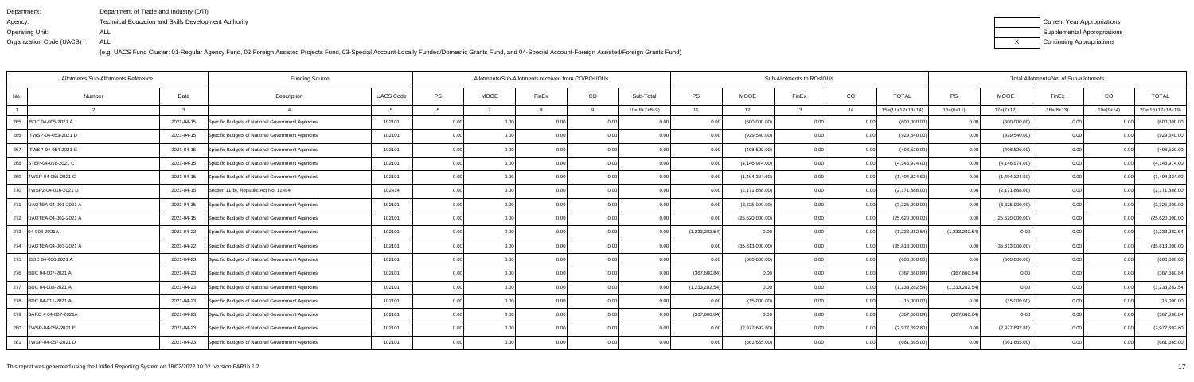Department: Department of Trade and Industry (DTI)
Agency: Technical Education and Skills Development Authority
Operating Unit: ALL
Organization Code (UACS) : ALL

(e.g. UACS Fund Cluster: 01-Regular Agency Fund, 02-Foreign Assisted Projects Fund, 03-Special Account-Locally Funded/Domestic Grants Fund, and 04-Special Account-Foreign Assisted/Foreign Grants Fund)

| | Current Year Appropriations |
|---|---|
| | Supplemental Appropriations |
| X | Continuing Appropriations |

| Allotments/Sub-Allotments Reference | | | Funding Source | | Allotments/Sub-Allotments received from CO/ROs/OUs | | | | | Sub-Allotments to ROs/OUs | | | | | Total Allotments/Net of Sub-allotments | | | | |
|---|---|---|---|---|---|---|---|---|---|---|---|---|---|---|---|---|---|---|---|
| No. | Number | Date | Description | UACS Code | PS | MOOE | FinEx | CO | Sub-Total | PS | MOOE | FinEx | CO | TOTAL | PS | MOOE | FinEx | CO | TOTAL |
| 1 | 2 | 3 | 4 | 5 | 6 | 7 | 8 | 9 | 10=(6+7+8+9) | 11 | 12 | 13 | 14 | 15=(11+12+13+14) | 16=(6+11) | 17=(7+12) | 18=(8+13) | 19=(9+14) | 20=(16+17+18+19) |
| 265 | BDC 04-005-2021 A | 2021-04-15 | Specific Budgets of National Government Agencies | 102101 | 0.00 | 0.00 | 0.00 | 0.00 | 0.00 | 0.00 | (600,000.00) | 0.00 | 0.00 | (600,000.00) | 0.00 | (600,000.00) | 0.00 | 0.00 | (600,000.00) |
| 266 | TWSP-04-053-2021 D | 2021-04-15 | Specific Budgets of National Government Agencies | 102101 | 0.00 | 0.00 | 0.00 | 0.00 | 0.00 | 0.00 | (929,540.00) | 0.00 | 0.00 | (929,540.00) | 0.00 | (929,540.00) | 0.00 | 0.00 | (929,540.00) |
| 267 | TWSP-04-054-2021 G | 2021-04-15 | Specific Budgets of National Government Agencies | 102101 | 0.00 | 0.00 | 0.00 | 0.00 | 0.00 | 0.00 | (498,520.00) | 0.00 | 0.00 | (498,520.00) | 0.00 | (498,520.00) | 0.00 | 0.00 | (498,520.00) |
| 268 | STEP-04-018-2021 C | 2021-04-15 | Specific Budgets of National Government Agencies | 102101 | 0.00 | 0.00 | 0.00 | 0.00 | 0.00 | 0.00 | (4,146,974.00) | 0.00 | 0.00 | (4,146,974.00) | 0.00 | (4,146,974.00) | 0.00 | 0.00 | (4,146,974.00) |
| 269 | TWSP-04-055-2021 C | 2021-04-15 | Specific Budgets of National Government Agencies | 102101 | 0.00 | 0.00 | 0.00 | 0.00 | 0.00 | 0.00 | (1,494,324.60) | 0.00 | 0.00 | (1,494,324.60) | 0.00 | (1,494,324.60) | 0.00 | 0.00 | (1,494,324.60) |
| 270 | TWSP2-04-016-2021 D | 2021-04-15 | Section 11(b), Republic Act No. 11494 | 102414 | 0.00 | 0.00 | 0.00 | 0.00 | 0.00 | 0.00 | (2,171,888.00) | 0.00 | 0.00 | (2,171,888.00) | 0.00 | (2,171,888.00) | 0.00 | 0.00 | (2,171,888.00) |
| 271 | UAQTEA-04-001-2021 A | 2021-04-15 | Specific Budgets of National Government Agencies | 102101 | 0.00 | 0.00 | 0.00 | 0.00 | 0.00 | 0.00 | (3,325,000.00) | 0.00 | 0.00 | (3,325,000.00) | 0.00 | (3,325,000.00) | 0.00 | 0.00 | (3,325,000.00) |
| 272 | UAQTEA-04-002-2021 A | 2021-04-15 | Specific Budgets of National Government Agencies | 102101 | 0.00 | 0.00 | 0.00 | 0.00 | 0.00 | 0.00 | (25,620,000.00) | 0.00 | 0.00 | (25,620,000.00) | 0.00 | (25,620,000.00) | 0.00 | 0.00 | (25,620,000.00) |
| 273 | 04-008-2021A | 2021-04-22 | Specific Budgets of National Government Agencies | 102101 | 0.00 | 0.00 | 0.00 | 0.00 | 0.00 | (1,233,282.54) | 0.00 | 0.00 | 0.00 | (1,233,282.54) | (1,233,282.54) | 0.00 | 0.00 | 0.00 | (1,233,282.54) |
| 274 | UAQTEA-04-003-2021 A | 2021-04-22 | Specific Budgets of National Government Agencies | 102101 | 0.00 | 0.00 | 0.00 | 0.00 | 0.00 | 0.00 | (35,813,000.00) | 0.00 | 0.00 | (35,813,000.00) | 0.00 | (35,813,000.00) | 0.00 | 0.00 | (35,813,000.00) |
| 275 | BDC 04-006-2021 A | 2021-04-23 | Specific Budgets of National Government Agencies | 102101 | 0.00 | 0.00 | 0.00 | 0.00 | 0.00 | 0.00 | (600,000.00) | 0.00 | 0.00 | (600,000.00) | 0.00 | (600,000.00) | 0.00 | 0.00 | (600,000.00) |
| 276 | BDC 04-007-2021 A | 2021-04-23 | Specific Budgets of National Government Agencies | 102101 | 0.00 | 0.00 | 0.00 | 0.00 | 0.00 | (367,660.84) | 0.00 | 0.00 | 0.00 | (367,660.84) | (367,660.84) | 0.00 | 0.00 | 0.00 | (367,660.84) |
| 277 | BDC 04-008-2021 A | 2021-04-23 | Specific Budgets of National Government Agencies | 102101 | 0.00 | 0.00 | 0.00 | 0.00 | 0.00 | (1,233,282.54) | 0.00 | 0.00 | 0.00 | (1,233,282.54) | (1,233,282.54) | 0.00 | 0.00 | 0.00 | (1,233,282.54) |
| 278 | BDC 04-011-2021 A | 2021-04-23 | Specific Budgets of National Government Agencies | 102101 | 0.00 | 0.00 | 0.00 | 0.00 | 0.00 | 0.00 | (15,000.00) | 0.00 | 0.00 | (15,000.00) | 0.00 | (15,000.00) | 0.00 | 0.00 | (15,000.00) |
| 279 | SARO # 04-007-2021A | 2021-04-23 | Specific Budgets of National Government Agencies | 102101 | 0.00 | 0.00 | 0.00 | 0.00 | 0.00 | (367,660.84) | 0.00 | 0.00 | 0.00 | (367,660.84) | (367,660.84) | 0.00 | 0.00 | 0.00 | (367,660.84) |
| 280 | TWSP-04-056-2021 E | 2021-04-23 | Specific Budgets of National Government Agencies | 102101 | 0.00 | 0.00 | 0.00 | 0.00 | 0.00 | 0.00 | (2,977,692.80) | 0.00 | 0.00 | (2,977,692.80) | 0.00 | (2,977,692.80) | 0.00 | 0.00 | (2,977,692.80) |
| 281 | TWSP-04-057-2021 D | 2021-04-23 | Specific Budgets of National Government Agencies | 102101 | 0.00 | 0.00 | 0.00 | 0.00 | 0.00 | 0.00 | (661,665.00) | 0.00 | 0.00 | (661,665.00) | 0.00 | (661,665.00) | 0.00 | 0.00 | (661,665.00) |

This report was generated using the Unified Reporting System on 18/02/2022 10:02 version.FAR1b.1.2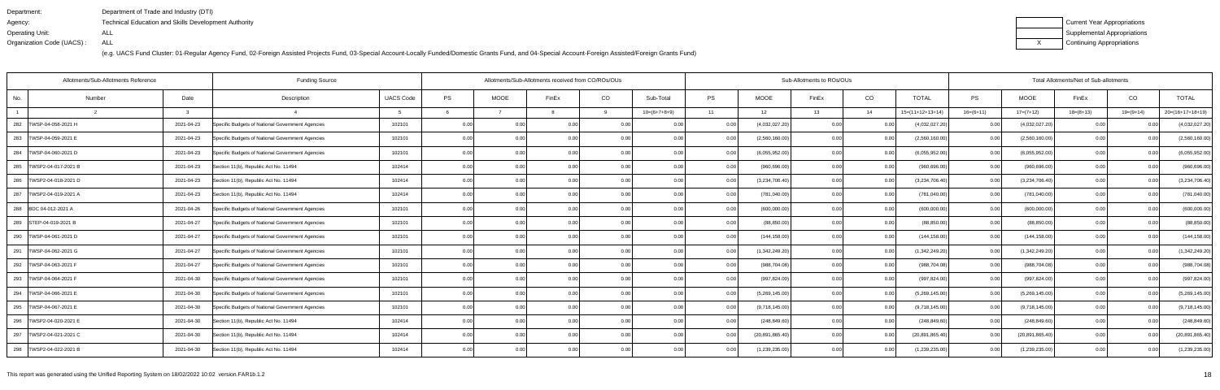Department: Department of Trade and Industry (DTI)
Agency: Technical Education and Skills Development Authority
Operating Unit: ALL
Organization Code (UACS) : ALL

(e.g. UACS Fund Cluster: 01-Regular Agency Fund, 02-Foreign Assisted Projects Fund, 03-Special Account-Locally Funded/Domestic Grants Fund, and 04-Special Account-Foreign Assisted/Foreign Grants Fund)

| | Current Year Appropriations |
|---|---|
| | Supplemental Appropriations |
| X | Continuing Appropriations |

| Allotments/Sub-Allotments Reference | | | Funding Source | | Allotments/Sub-Allotments received from CO/ROs/OUs | | | | | Sub-Allotments to ROs/OUs | | | | | Total Allotments/Net of Sub-allotments | | | | |
|---|---|---|---|---|---|---|---|---|---|---|---|---|---|---|---|---|---|---|---|
| No. | Number | Date | Description | UACS Code | PS | MOOE | FinEx | CO | Sub-Total | PS | MOOE | FinEx | CO | TOTAL | PS | MOOE | FinEx | CO | TOTAL |
| 1 | 2 | 3 | 4 | 5 | 6 | 7 | 8 | 9 | 10=(6+7+8+9) | 11 | 12 | 13 | 14 | 15=(11+12+13+14) | 16=(6+11) | 17=(7+12) | 18=(8+13) | 19=(9+14) | 20=(16+17+18+19) |
| 282 | TWSP-04-058-2021 H | 2021-04-23 | Specific Budgets of National Government Agencies | 102101 | 0.00 | 0.00 | 0.00 | 0.00 | 0.00 | 0.00 | (4,032,027.20) | 0.00 | 0.00 | (4,032,027.20) | 0.00 | (4,032,027.20) | 0.00 | 0.00 | (4,032,027.20) |
| 283 | TWSP-04-059-2021 E | 2021-04-23 | Specific Budgets of National Government Agencies | 102101 | 0.00 | 0.00 | 0.00 | 0.00 | 0.00 | 0.00 | (2,560,160.00) | 0.00 | 0.00 | (2,560,160.00) | 0.00 | (2,560,160.00) | 0.00 | 0.00 | (2,560,160.00) |
| 284 | TWSP-04-060-2021 D | 2021-04-23 | Specific Budgets of National Government Agencies | 102101 | 0.00 | 0.00 | 0.00 | 0.00 | 0.00 | 0.00 | (6,055,952.00) | 0.00 | 0.00 | (6,055,952.00) | 0.00 | (6,055,952.00) | 0.00 | 0.00 | (6,055,952.00) |
| 285 | TWSP2-04-017-2021 B | 2021-04-23 | Section 11(b), Republic Act No. 11494 | 102414 | 0.00 | 0.00 | 0.00 | 0.00 | 0.00 | 0.00 | (960,696.00) | 0.00 | 0.00 | (960,696.00) | 0.00 | (960,696.00) | 0.00 | 0.00 | (960,696.00) |
| 286 | TWSP2-04-018-2021 D | 2021-04-23 | Section 11(b), Republic Act No. 11494 | 102414 | 0.00 | 0.00 | 0.00 | 0.00 | 0.00 | 0.00 | (3,234,706.40) | 0.00 | 0.00 | (3,234,706.40) | 0.00 | (3,234,706.40) | 0.00 | 0.00 | (3,234,706.40) |
| 287 | TWSP2-04-019-2021 A | 2021-04-23 | Section 11(b), Republic Act No. 11494 | 102414 | 0.00 | 0.00 | 0.00 | 0.00 | 0.00 | 0.00 | (781,040.00) | 0.00 | 0.00 | (781,040.00) | 0.00 | (781,040.00) | 0.00 | 0.00 | (781,040.00) |
| 288 | BDC 04-012-2021 A | 2021-04-26 | Specific Budgets of National Government Agencies | 102101 | 0.00 | 0.00 | 0.00 | 0.00 | 0.00 | 0.00 | (600,000.00) | 0.00 | 0.00 | (600,000.00) | 0.00 | (600,000.00) | 0.00 | 0.00 | (600,000.00) |
| 289 | STEP-04-019-2021 B | 2021-04-27 | Specific Budgets of National Government Agencies | 102101 | 0.00 | 0.00 | 0.00 | 0.00 | 0.00 | 0.00 | (88,850.00) | 0.00 | 0.00 | (88,850.00) | 0.00 | (88,850.00) | 0.00 | 0.00 | (88,850.00) |
| 290 | TWSP-04-061-2021 D | 2021-04-27 | Specific Budgets of National Government Agencies | 102101 | 0.00 | 0.00 | 0.00 | 0.00 | 0.00 | 0.00 | (144,158.00) | 0.00 | 0.00 | (144,158.00) | 0.00 | (144,158.00) | 0.00 | 0.00 | (144,158.00) |
| 291 | TWSP-04-062-2021 G | 2021-04-27 | Specific Budgets of National Government Agencies | 102101 | 0.00 | 0.00 | 0.00 | 0.00 | 0.00 | 0.00 | (1,342,249.20) | 0.00 | 0.00 | (1,342,249.20) | 0.00 | (1,342,249.20) | 0.00 | 0.00 | (1,342,249.20) |
| 292 | TWSP-04-063-2021 F | 2021-04-27 | Specific Budgets of National Government Agencies | 102101 | 0.00 | 0.00 | 0.00 | 0.00 | 0.00 | 0.00 | (988,704.08) | 0.00 | 0.00 | (988,704.08) | 0.00 | (988,704.08) | 0.00 | 0.00 | (988,704.08) |
| 293 | TWSP-04-064-2021 F | 2021-04-30 | Specific Budgets of National Government Agencies | 102101 | 0.00 | 0.00 | 0.00 | 0.00 | 0.00 | 0.00 | (997,824.00) | 0.00 | 0.00 | (997,824.00) | 0.00 | (997,824.00) | 0.00 | 0.00 | (997,824.00) |
| 294 | TWSP-04-066-2021 E | 2021-04-30 | Specific Budgets of National Government Agencies | 102101 | 0.00 | 0.00 | 0.00 | 0.00 | 0.00 | 0.00 | (5,269,145.00) | 0.00 | 0.00 | (5,269,145.00) | 0.00 | (5,269,145.00) | 0.00 | 0.00 | (5,269,145.00) |
| 295 | TWSP-04-067-2021 E | 2021-04-30 | Specific Budgets of National Government Agencies | 102101 | 0.00 | 0.00 | 0.00 | 0.00 | 0.00 | 0.00 | (9,718,145.00) | 0.00 | 0.00 | (9,718,145.00) | 0.00 | (9,718,145.00) | 0.00 | 0.00 | (9,718,145.00) |
| 296 | TWSP2-04-020-2021 E | 2021-04-30 | Section 11(b), Republic Act No. 11494 | 102414 | 0.00 | 0.00 | 0.00 | 0.00 | 0.00 | 0.00 | (248,849.60) | 0.00 | 0.00 | (248,849.60) | 0.00 | (248,849.60) | 0.00 | 0.00 | (248,849.60) |
| 297 | TWSP2-04-021-2021 C | 2021-04-30 | Section 11(b), Republic Act No. 11494 | 102414 | 0.00 | 0.00 | 0.00 | 0.00 | 0.00 | 0.00 | (20,891,865.40) | 0.00 | 0.00 | (20,891,865.40) | 0.00 | (20,891,865.40) | 0.00 | 0.00 | (20,891,865.40) |
| 298 | TWSP2-04-022-2021 B | 2021-04-30 | Section 11(b), Republic Act No. 11494 | 102414 | 0.00 | 0.00 | 0.00 | 0.00 | 0.00 | 0.00 | (1,239,235.00) | 0.00 | 0.00 | (1,239,235.00) | 0.00 | (1,239,235.00) | 0.00 | 0.00 | (1,239,235.00) |

This report was generated using the Unified Reporting System on 18/02/2022 10:02 version.FAR1b.1.2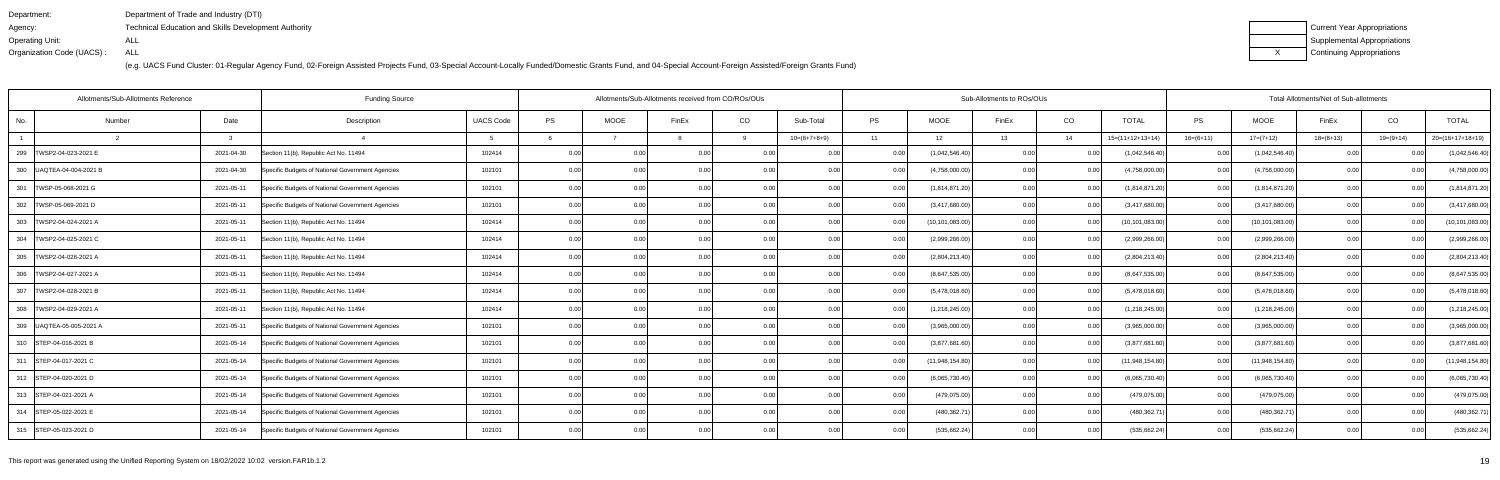Department: Department of Trade and Industry (DTI)
Agency: Technical Education and Skills Development Authority
Operating Unit: ALL
Organization Code (UACS) : ALL

(e.g. UACS Fund Cluster: 01-Regular Agency Fund, 02-Foreign Assisted Projects Fund, 03-Special Account-Locally Funded/Domestic Grants Fund, and 04-Special Account-Foreign Assisted/Foreign Grants Fund)

| | Current Year Appropriations |
|---|---|
| | Supplemental Appropriations |
| X | Continuing Appropriations |

| Allotments/Sub-Allotments Reference | | | Funding Source | | Allotments/Sub-Allotments received from CO/ROs/OUs | | | | | Sub-Allotments to ROs/OUs | | | | | Total Allotments/Net of Sub-allotments | | | | |
|---|---|---|---|---|---|---|---|---|---|---|---|---|---|---|---|---|---|---|---|
| No. | Number | Date | Description | UACS Code | PS | MOOE | FinEx | CO | Sub-Total | PS | MOOE | FinEx | CO | TOTAL | PS | MOOE | FinEx | CO | TOTAL |
| 1 | 2 | 3 | 4 | 5 | 6 | 7 | 8 | 9 | 10=(6+7+8+9) | 11 | 12 | 13 | 14 | 15=(11+12+13+14) | 16=(6+11) | 17=(7+12) | 18=(8+13) | 19=(9+14) | 20=(16+17+18+19) |
| 299 | TWSP2-04-023-2021 E | 2021-04-30 | Section 11(b), Republic Act No. 11494 | 102414 | 0.00 | 0.00 | 0.00 | 0.00 | 0.00 | 0.00 | (1,042,546.40) | 0.00 | 0.00 | (1,042,546.40) | 0.00 | (1,042,546.40) | 0.00 | 0.00 | (1,042,546.40) |
| 300 | UAQTEA-04-004-2021 B | 2021-04-30 | Specific Budgets of National Government Agencies | 102101 | 0.00 | 0.00 | 0.00 | 0.00 | 0.00 | 0.00 | (4,758,000.00) | 0.00 | 0.00 | (4,758,000.00) | 0.00 | (4,758,000.00) | 0.00 | 0.00 | (4,758,000.00) |
| 301 | TWSP-05-068-2021 G | 2021-05-11 | Specific Budgets of National Government Agencies | 102101 | 0.00 | 0.00 | 0.00 | 0.00 | 0.00 | 0.00 | (1,814,871.20) | 0.00 | 0.00 | (1,814,871.20) | 0.00 | (1,814,871.20) | 0.00 | 0.00 | (1,814,871.20) |
| 302 | TWSP-05-069-2021 D | 2021-05-11 | Specific Budgets of National Government Agencies | 102101 | 0.00 | 0.00 | 0.00 | 0.00 | 0.00 | 0.00 | (3,417,680.00) | 0.00 | 0.00 | (3,417,680.00) | 0.00 | (3,417,680.00) | 0.00 | 0.00 | (3,417,680.00) |
| 303 | TWSP2-04-024-2021 A | 2021-05-11 | Section 11(b), Republic Act No. 11494 | 102414 | 0.00 | 0.00 | 0.00 | 0.00 | 0.00 | 0.00 | (10,101,083.00) | 0.00 | 0.00 | (10,101,083.00) | 0.00 | (10,101,083.00) | 0.00 | 0.00 | (10,101,083.00) |
| 304 | TWSP2-04-025-2021 C | 2021-05-11 | Section 11(b), Republic Act No. 11494 | 102414 | 0.00 | 0.00 | 0.00 | 0.00 | 0.00 | 0.00 | (2,999,266.00) | 0.00 | 0.00 | (2,999,266.00) | 0.00 | (2,999,266.00) | 0.00 | 0.00 | (2,999,266.00) |
| 305 | TWSP2-04-026-2021 A | 2021-05-11 | Section 11(b), Republic Act No. 11494 | 102414 | 0.00 | 0.00 | 0.00 | 0.00 | 0.00 | 0.00 | (2,804,213.40) | 0.00 | 0.00 | (2,804,213.40) | 0.00 | (2,804,213.40) | 0.00 | 0.00 | (2,804,213.40) |
| 306 | TWSP2-04-027-2021 A | 2021-05-11 | Section 11(b), Republic Act No. 11494 | 102414 | 0.00 | 0.00 | 0.00 | 0.00 | 0.00 | 0.00 | (8,647,535.00) | 0.00 | 0.00 | (8,647,535.00) | 0.00 | (8,647,535.00) | 0.00 | 0.00 | (8,647,535.00) |
| 307 | TWSP2-04-028-2021 B | 2021-05-11 | Section 11(b), Republic Act No. 11494 | 102414 | 0.00 | 0.00 | 0.00 | 0.00 | 0.00 | 0.00 | (5,478,018.60) | 0.00 | 0.00 | (5,478,018.60) | 0.00 | (5,478,018.60) | 0.00 | 0.00 | (5,478,018.60) |
| 308 | TWSP2-04-029-2021 A | 2021-05-11 | Section 11(b), Republic Act No. 11494 | 102414 | 0.00 | 0.00 | 0.00 | 0.00 | 0.00 | 0.00 | (1,218,245.00) | 0.00 | 0.00 | (1,218,245.00) | 0.00 | (1,218,245.00) | 0.00 | 0.00 | (1,218,245.00) |
| 309 | UAQTEA-05-005-2021 A | 2021-05-11 | Specific Budgets of National Government Agencies | 102101 | 0.00 | 0.00 | 0.00 | 0.00 | 0.00 | 0.00 | (3,965,000.00) | 0.00 | 0.00 | (3,965,000.00) | 0.00 | (3,965,000.00) | 0.00 | 0.00 | (3,965,000.00) |
| 310 | STEP-04-016-2021 B | 2021-05-14 | Specific Budgets of National Government Agencies | 102101 | 0.00 | 0.00 | 0.00 | 0.00 | 0.00 | 0.00 | (3,877,681.60) | 0.00 | 0.00 | (3,877,681.60) | 0.00 | (3,877,681.60) | 0.00 | 0.00 | (3,877,681.60) |
| 311 | STEP-04-017-2021 C | 2021-05-14 | Specific Budgets of National Government Agencies | 102101 | 0.00 | 0.00 | 0.00 | 0.00 | 0.00 | 0.00 | (11,948,154.80) | 0.00 | 0.00 | (11,948,154.80) | 0.00 | (11,948,154.80) | 0.00 | 0.00 | (11,948,154.80) |
| 312 | STEP-04-020-2021 D | 2021-05-14 | Specific Budgets of National Government Agencies | 102101 | 0.00 | 0.00 | 0.00 | 0.00 | 0.00 | 0.00 | (6,065,730.40) | 0.00 | 0.00 | (6,065,730.40) | 0.00 | (6,065,730.40) | 0.00 | 0.00 | (6,065,730.40) |
| 313 | STEP-04-021-2021 A | 2021-05-14 | Specific Budgets of National Government Agencies | 102101 | 0.00 | 0.00 | 0.00 | 0.00 | 0.00 | 0.00 | (479,075.00) | 0.00 | 0.00 | (479,075.00) | 0.00 | (479,075.00) | 0.00 | 0.00 | (479,075.00) |
| 314 | STEP-05-022-2021 E | 2021-05-14 | Specific Budgets of National Government Agencies | 102101 | 0.00 | 0.00 | 0.00 | 0.00 | 0.00 | 0.00 | (480,362.71) | 0.00 | 0.00 | (480,362.71) | 0.00 | (480,362.71) | 0.00 | 0.00 | (480,362.71) |
| 315 | STEP-05-023-2021 D | 2021-05-14 | Specific Budgets of National Government Agencies | 102101 | 0.00 | 0.00 | 0.00 | 0.00 | 0.00 | 0.00 | (535,662.24) | 0.00 | 0.00 | (535,662.24) | 0.00 | (535,662.24) | 0.00 | 0.00 | (535,662.24) |

This report was generated using the Unified Reporting System on 18/02/2022 10:02 version.FAR1b.1.2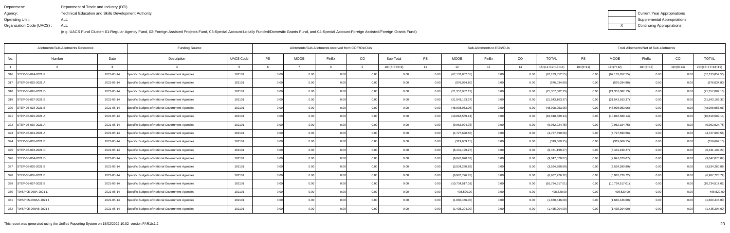Department: Department of Trade and Industry (DTI)
Agency: Technical Education and Skills Development Authority
Operating Unit: ALL
Organization Code (UACS) : ALL

(e.g. UACS Fund Cluster: 01-Regular Agency Fund, 02-Foreign Assisted Projects Fund, 03-Special Account-Locally Funded/Domestic Grants Fund, and 04-Special Account-Foreign Assisted/Foreign Grants Fund)

| | Current Year Appropriations |
|---|---|
| | Supplemental Appropriations |
| X | Continuing Appropriations |

| Allotments/Sub-Allotments Reference | | | Funding Source | | Allotments/Sub-Allotments received from CO/ROs/OUs | | | | | Sub-Allotments to ROs/OUs | | | | | Total Allotments/Net of Sub-allotments | | | | |
|---|---|---|---|---|---|---|---|---|---|---|---|---|---|---|---|---|---|---|---|
| No. | Number | Date | Description | UACS Code | PS | MOOE | FinEx | CO | Sub-Total | PS | MOOE | FinEx | CO | TOTAL | PS | MOOE | FinEx | CO | TOTAL |
| 1 | 2 | 3 | 4 | 5 | 6 | 7 | 8 | 9 | 10=(6+7+8+9) | 11 | 12 | 13 | 14 | 15=(11+12+13+14) | 16=(6+11) | 17=(7+12) | 18=(8+13) | 19=(9+14) | 20=(16+17+18+19) |
| 316 | STEP-05-024-2021 F | 2021-05-14 | Specific Budgets of National Government Agencies | 102101 | 0.00 | 0.00 | 0.00 | 0.00 | 0.00 | 0.00 | (67,133,852.55) | 0.00 | 0.00 | (67,133,852.55) | 0.00 | (67,133,852.55) | 0.00 | 0.00 | (67,133,852.55) |
| 317 | STEP-05-025-2021 A | 2021-05-14 | Specific Budgets of National Government Agencies | 102101 | 0.00 | 0.00 | 0.00 | 0.00 | 0.00 | 0.00 | (576,034.80) | 0.00 | 0.00 | (576,034.80) | 0.00 | (576,034.80) | 0.00 | 0.00 | (576,034.80) |
| 318 | STEP-05-026-2021 D | 2021-05-14 | Specific Budgets of National Government Agencies | 102101 | 0.00 | 0.00 | 0.00 | 0.00 | 0.00 | 0.00 | (21,357,082.13) | 0.00 | 0.00 | (21,357,082.13) | 0.00 | (21,357,082.13) | 0.00 | 0.00 | (21,357,082.13) |
| 319 | STEP-05-027-2021 E | 2021-05-14 | Specific Budgets of National Government Agencies | 102101 | 0.00 | 0.00 | 0.00 | 0.00 | 0.00 | 0.00 | (21,543,163.37) | 0.00 | 0.00 | (21,543,163.37) | 0.00 | (21,543,163.37) | 0.00 | 0.00 | (21,543,163.37) |
| 320 | STEP-05-028-2021 B | 2021-05-14 | Specific Budgets of National Government Agencies | 102101 | 0.00 | 0.00 | 0.00 | 0.00 | 0.00 | 0.00 | (48,998,953.06) | 0.00 | 0.00 | (48,998,953.06) | 0.00 | (48,998,953.06) | 0.00 | 0.00 | (48,998,953.06) |
| 321 | STEP-05-029-2021 A | 2021-05-14 | Specific Budgets of National Government Agencies | 102101 | 0.00 | 0.00 | 0.00 | 0.00 | 0.00 | 0.00 | (10,818,589.14) | 0.00 | 0.00 | (10,818,589.14) | 0.00 | (10,818,589.14) | 0.00 | 0.00 | (10,818,589.14) |
| 322 | STEP-05-030-2021 A | 2021-05-14 | Specific Budgets of National Government Agencies | 102101 | 0.00 | 0.00 | 0.00 | 0.00 | 0.00 | 0.00 | (9,962,924.75) | 0.00 | 0.00 | (9,962,924.75) | 0.00 | (9,962,924.75) | 0.00 | 0.00 | (9,962,924.75) |
| 323 | STEP-05-031-2021 A | 2021-05-14 | Specific Budgets of National Government Agencies | 102101 | 0.00 | 0.00 | 0.00 | 0.00 | 0.00 | 0.00 | (4,727,690.56) | 0.00 | 0.00 | (4,727,690.56) | 0.00 | (4,727,690.56) | 0.00 | 0.00 | (4,727,690.56) |
| 324 | STEP-05-032-2021 B | 2021-05-14 | Specific Budgets of National Government Agencies | 102101 | 0.00 | 0.00 | 0.00 | 0.00 | 0.00 | 0.00 | (319,669.15) | 0.00 | 0.00 | (319,669.15) | 0.00 | (319,669.15) | 0.00 | 0.00 | (319,669.15) |
| 325 | STEP-05-033-2021 C | 2021-05-14 | Specific Budgets of National Government Agencies | 102101 | 0.00 | 0.00 | 0.00 | 0.00 | 0.00 | 0.00 | (6,431,199.27) | 0.00 | 0.00 | (6,431,199.27) | 0.00 | (6,431,199.27) | 0.00 | 0.00 | (6,431,199.27) |
| 326 | STEP-05-034-2021 D | 2021-05-14 | Specific Budgets of National Government Agencies | 102101 | 0.00 | 0.00 | 0.00 | 0.00 | 0.00 | 0.00 | (9,047,070.07) | 0.00 | 0.00 | (9,047,070.07) | 0.00 | (9,047,070.07) | 0.00 | 0.00 | (9,047,070.07) |
| 327 | STEP-05-035-2021 B | 2021-05-14 | Specific Budgets of National Government Agencies | 102101 | 0.00 | 0.00 | 0.00 | 0.00 | 0.00 | 0.00 | (3,534,280.89) | 0.00 | 0.00 | (3,534,280.89) | 0.00 | (3,534,280.89) | 0.00 | 0.00 | (3,534,280.89) |
| 328 | STEP-05-036-2021 B | 2021-05-14 | Specific Budgets of National Government Agencies | 102101 | 0.00 | 0.00 | 0.00 | 0.00 | 0.00 | 0.00 | (6,987,726.72) | 0.00 | 0.00 | (6,987,726.72) | 0.00 | (6,987,726.72) | 0.00 | 0.00 | (6,987,726.72) |
| 329 | STEP-05-037-2021 B | 2021-05-14 | Specific Budgets of National Government Agencies | 102101 | 0.00 | 0.00 | 0.00 | 0.00 | 0.00 | 0.00 | (10,734,517.01) | 0.00 | 0.00 | (10,734,517.01) | 0.00 | (10,734,517.01) | 0.00 | 0.00 | (10,734,517.01) |
| 330 | TWSP 05-069A-2021 L | 2021-05-14 | Specific Budgets of National Government Agencies | 102101 | 0.00 | 0.00 | 0.00 | 0.00 | 0.00 | 0.00 | 498,520.00 | 0.00 | 0.00 | 498,520.00 | 0.00 | 498,520.00 | 0.00 | 0.00 | 498,520.00 |
| 331 | TWSP 05-069AA-2021 I | 2021-05-14 | Specific Budgets of National Government Agencies | 102101 | 0.00 | 0.00 | 0.00 | 0.00 | 0.00 | 0.00 | (1,660,446.00) | 0.00 | 0.00 | (1,660,446.00) | 0.00 | (1,660,446.00) | 0.00 | 0.00 | (1,660,446.00) |
| 332 | TWSP 05-069AB-2021 I | 2021-05-14 | Specific Budgets of National Government Agencies | 102101 | 0.00 | 0.00 | 0.00 | 0.00 | 0.00 | 0.00 | (1,435,204.00) | 0.00 | 0.00 | (1,435,204.00) | 0.00 | (1,435,204.00) | 0.00 | 0.00 | (1,435,204.00) |

This report was generated using the Unified Reporting System on 18/02/2022 10:02 version.FAR1b.1.2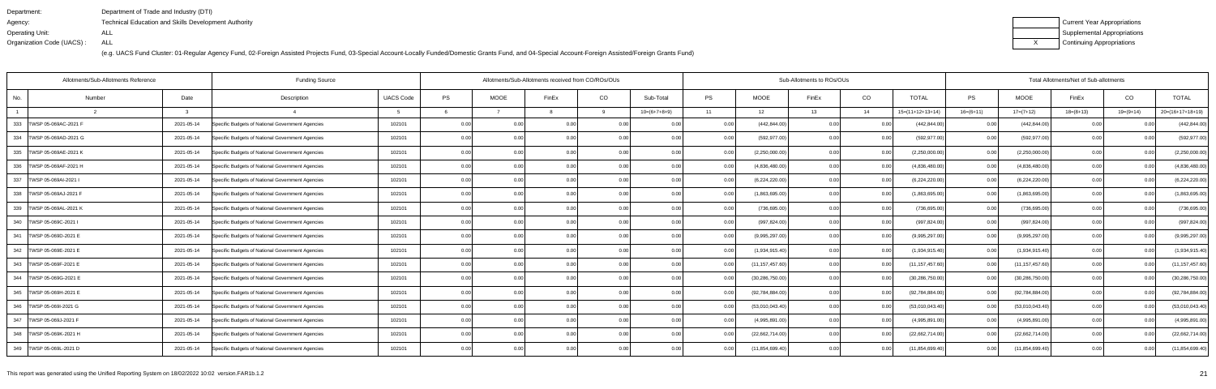Department: Department of Trade and Industry (DTI)
Agency: Technical Education and Skills Development Authority
Operating Unit: ALL
Organization Code (UACS) : ALL

| | Current Year Appropriations |
|---|---|
| | Supplemental Appropriations |
| X | Continuing Appropriations |

(e.g. UACS Fund Cluster: 01-Regular Agency Fund, 02-Foreign Assisted Projects Fund, 03-Special Account-Locally Funded/Domestic Grants Fund, and 04-Special Account-Foreign Assisted/Foreign Grants Fund)

| Allotments/Sub-Allotments Reference | | | Funding Source | | Allotments/Sub-Allotments received from CO/ROs/OUs | | | | | Sub-Allotments to ROs/OUs | | | | | Total Allotments/Net of Sub-allotments | | | | |
|---|---|---|---|---|---|---|---|---|---|---|---|---|---|---|---|---|---|---|---|
| No. | Number | Date | Description | UACS Code | PS | MOOE | FinEx | CO | Sub-Total | PS | MOOE | FinEx | CO | TOTAL | PS | MOOE | FinEx | CO | TOTAL |
| 1 | 2 | 3 | 4 | 5 | 6 | 7 | 8 | 9 | 10=(6+7+8+9) | 11 | 12 | 13 | 14 | 15=(11+12+13+14) | 16=(6+11) | 17=(7+12) | 18=(8+13) | 19=(9+14) | 20=(16+17+18+19) |
| 333 | TWSP 05-069AC-2021 F | 2021-05-14 | Specific Budgets of National Government Agencies | 102101 | 0.00 | 0.00 | 0.00 | 0.00 | 0.00 | 0.00 | (442,844.00) | 0.00 | 0.00 | (442,844.00) | 0.00 | (442,844.00) | 0.00 | 0.00 | (442,844.00) |
| 334 | TWSP 05-069AD-2021 G | 2021-05-14 | Specific Budgets of National Government Agencies | 102101 | 0.00 | 0.00 | 0.00 | 0.00 | 0.00 | 0.00 | (592,977.00) | 0.00 | 0.00 | (592,977.00) | 0.00 | (592,977.00) | 0.00 | 0.00 | (592,977.00) |
| 335 | TWSP 05-069AE-2021 K | 2021-05-14 | Specific Budgets of National Government Agencies | 102101 | 0.00 | 0.00 | 0.00 | 0.00 | 0.00 | 0.00 | (2,250,000.00) | 0.00 | 0.00 | (2,250,000.00) | 0.00 | (2,250,000.00) | 0.00 | 0.00 | (2,250,000.00) |
| 336 | TWSP 05-069AF-2021 H | 2021-05-14 | Specific Budgets of National Government Agencies | 102101 | 0.00 | 0.00 | 0.00 | 0.00 | 0.00 | 0.00 | (4,836,480.00) | 0.00 | 0.00 | (4,836,480.00) | 0.00 | (4,836,480.00) | 0.00 | 0.00 | (4,836,480.00) |
| 337 | TWSP 05-069AI-2021 I | 2021-05-14 | Specific Budgets of National Government Agencies | 102101 | 0.00 | 0.00 | 0.00 | 0.00 | 0.00 | 0.00 | (6,224,220.00) | 0.00 | 0.00 | (6,224,220.00) | 0.00 | (6,224,220.00) | 0.00 | 0.00 | (6,224,220.00) |
| 338 | TWSP 05-069AJ-2021 F | 2021-05-14 | Specific Budgets of National Government Agencies | 102101 | 0.00 | 0.00 | 0.00 | 0.00 | 0.00 | 0.00 | (1,863,695.00) | 0.00 | 0.00 | (1,863,695.00) | 0.00 | (1,863,695.00) | 0.00 | 0.00 | (1,863,695.00) |
| 339 | TWSP 05-069AL-2021 K | 2021-05-14 | Specific Budgets of National Government Agencies | 102101 | 0.00 | 0.00 | 0.00 | 0.00 | 0.00 | 0.00 | (736,695.00) | 0.00 | 0.00 | (736,695.00) | 0.00 | (736,695.00) | 0.00 | 0.00 | (736,695.00) |
| 340 | TWSP 05-069C-2021 I | 2021-05-14 | Specific Budgets of National Government Agencies | 102101 | 0.00 | 0.00 | 0.00 | 0.00 | 0.00 | 0.00 | (997,824.00) | 0.00 | 0.00 | (997,824.00) | 0.00 | (997,824.00) | 0.00 | 0.00 | (997,824.00) |
| 341 | TWSP 05-069D-2021 E | 2021-05-14 | Specific Budgets of National Government Agencies | 102101 | 0.00 | 0.00 | 0.00 | 0.00 | 0.00 | 0.00 | (9,995,297.00) | 0.00 | 0.00 | (9,995,297.00) | 0.00 | (9,995,297.00) | 0.00 | 0.00 | (9,995,297.00) |
| 342 | TWSP 05-069E-2021 E | 2021-05-14 | Specific Budgets of National Government Agencies | 102101 | 0.00 | 0.00 | 0.00 | 0.00 | 0.00 | 0.00 | (1,934,915.40) | 0.00 | 0.00 | (1,934,915.40) | 0.00 | (1,934,915.40) | 0.00 | 0.00 | (1,934,915.40) |
| 343 | TWSP 05-069F-2021 E | 2021-05-14 | Specific Budgets of National Government Agencies | 102101 | 0.00 | 0.00 | 0.00 | 0.00 | 0.00 | 0.00 | (11,157,457.60) | 0.00 | 0.00 | (11,157,457.60) | 0.00 | (11,157,457.60) | 0.00 | 0.00 | (11,157,457.60) |
| 344 | TWSP 05-069G-2021 E | 2021-05-14 | Specific Budgets of National Government Agencies | 102101 | 0.00 | 0.00 | 0.00 | 0.00 | 0.00 | 0.00 | (30,286,750.00) | 0.00 | 0.00 | (30,286,750.00) | 0.00 | (30,286,750.00) | 0.00 | 0.00 | (30,286,750.00) |
| 345 | TWSP 05-069H-2021 E | 2021-05-14 | Specific Budgets of National Government Agencies | 102101 | 0.00 | 0.00 | 0.00 | 0.00 | 0.00 | 0.00 | (92,784,884.00) | 0.00 | 0.00 | (92,784,884.00) | 0.00 | (92,784,884.00) | 0.00 | 0.00 | (92,784,884.00) |
| 346 | TWSP 05-069I-2021 G | 2021-05-14 | Specific Budgets of National Government Agencies | 102101 | 0.00 | 0.00 | 0.00 | 0.00 | 0.00 | 0.00 | (53,010,043.40) | 0.00 | 0.00 | (53,010,043.40) | 0.00 | (53,010,043.40) | 0.00 | 0.00 | (53,010,043.40) |
| 347 | TWSP 05-069J-2021 F | 2021-05-14 | Specific Budgets of National Government Agencies | 102101 | 0.00 | 0.00 | 0.00 | 0.00 | 0.00 | 0.00 | (4,995,891.00) | 0.00 | 0.00 | (4,995,891.00) | 0.00 | (4,995,891.00) | 0.00 | 0.00 | (4,995,891.00) |
| 348 | TWSP 05-069K-2021 H | 2021-05-14 | Specific Budgets of National Government Agencies | 102101 | 0.00 | 0.00 | 0.00 | 0.00 | 0.00 | 0.00 | (22,662,714.00) | 0.00 | 0.00 | (22,662,714.00) | 0.00 | (22,662,714.00) | 0.00 | 0.00 | (22,662,714.00) |
| 349 | TWSP 05-069L-2021 D | 2021-05-14 | Specific Budgets of National Government Agencies | 102101 | 0.00 | 0.00 | 0.00 | 0.00 | 0.00 | 0.00 | (11,854,699.40) | 0.00 | 0.00 | (11,854,699.40) | 0.00 | (11,854,699.40) | 0.00 | 0.00 | (11,854,699.40) |

This report was generated using the Unified Reporting System on 18/02/2022 10:02 version.FAR1b.1.2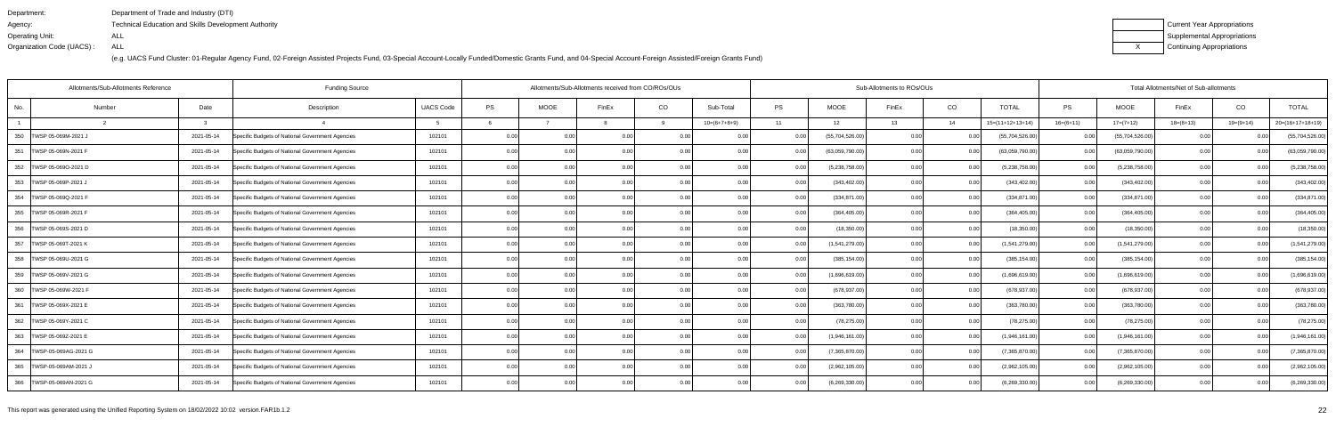Department: Department of Trade and Industry (DTI)
Agency: Technical Education and Skills Development Authority
Operating Unit: ALL
Organization Code (UACS) : ALL

(e.g. UACS Fund Cluster: 01-Regular Agency Fund, 02-Foreign Assisted Projects Fund, 03-Special Account-Locally Funded/Domestic Grants Fund, and 04-Special Account-Foreign Assisted/Foreign Grants Fund)

| | Current Year Appropriations |
|---|---|
| | Supplemental Appropriations |
| X | Continuing Appropriations |

| Allotments/Sub-Allotments Reference | | | Funding Source | | Allotments/Sub-Allotments received from CO/ROs/OUs | | | | | Sub-Allotments to ROs/OUs | | | | | Total Allotments/Net of Sub-allotments | | | | |
|---|---|---|---|---|---|---|---|---|---|---|---|---|---|---|---|---|---|---|---|
| No. | Number | Date | Description | UACS Code | PS | MOOE | FinEx | CO | Sub-Total | PS | MOOE | FinEx | CO | TOTAL | PS | MOOE | FinEx | CO | TOTAL |
| 1 | 2 | 3 | 4 | 5 | 6 | 7 | 8 | 9 | 10=(6+7+8+9) | 11 | 12 | 13 | 14 | 15=(11+12+13+14) | 16=(6+11) | 17=(7+12) | 18=(8+13) | 19=(9+14) | 20=(16+17+18+19) |
| 350 | TWSP 05-069M-2021 J | 2021-05-14 | Specific Budgets of National Government Agencies | 102101 | 0.00 | 0.00 | 0.00 | 0.00 | 0.00 | 0.00 | (55,704,526.00) | 0.00 | 0.00 | (55,704,526.00) | 0.00 | (55,704,526.00) | 0.00 | 0.00 | (55,704,526.00) |
| 351 | TWSP 05-069N-2021 F | 2021-05-14 | Specific Budgets of National Government Agencies | 102101 | 0.00 | 0.00 | 0.00 | 0.00 | 0.00 | 0.00 | (63,059,790.00) | 0.00 | 0.00 | (63,059,790.00) | 0.00 | (63,059,790.00) | 0.00 | 0.00 | (63,059,790.00) |
| 352 | TWSP 05-069O-2021 D | 2021-05-14 | Specific Budgets of National Government Agencies | 102101 | 0.00 | 0.00 | 0.00 | 0.00 | 0.00 | 0.00 | (5,238,758.00) | 0.00 | 0.00 | (5,238,758.00) | 0.00 | (5,238,758.00) | 0.00 | 0.00 | (5,238,758.00) |
| 353 | TWSP 05-069P-2021 J | 2021-05-14 | Specific Budgets of National Government Agencies | 102101 | 0.00 | 0.00 | 0.00 | 0.00 | 0.00 | 0.00 | (343,402.00) | 0.00 | 0.00 | (343,402.00) | 0.00 | (343,402.00) | 0.00 | 0.00 | (343,402.00) |
| 354 | TWSP 05-069Q-2021 F | 2021-05-14 | Specific Budgets of National Government Agencies | 102101 | 0.00 | 0.00 | 0.00 | 0.00 | 0.00 | 0.00 | (334,871.00) | 0.00 | 0.00 | (334,871.00) | 0.00 | (334,871.00) | 0.00 | 0.00 | (334,871.00) |
| 355 | TWSP 05-069R-2021 F | 2021-05-14 | Specific Budgets of National Government Agencies | 102101 | 0.00 | 0.00 | 0.00 | 0.00 | 0.00 | 0.00 | (364,405.00) | 0.00 | 0.00 | (364,405.00) | 0.00 | (364,405.00) | 0.00 | 0.00 | (364,405.00) |
| 356 | TWSP 05-069S-2021 D | 2021-05-14 | Specific Budgets of National Government Agencies | 102101 | 0.00 | 0.00 | 0.00 | 0.00 | 0.00 | 0.00 | (18,350.00) | 0.00 | 0.00 | (18,350.00) | 0.00 | (18,350.00) | 0.00 | 0.00 | (18,350.00) |
| 357 | TWSP 05-069T-2021 K | 2021-05-14 | Specific Budgets of National Government Agencies | 102101 | 0.00 | 0.00 | 0.00 | 0.00 | 0.00 | 0.00 | (1,541,279.00) | 0.00 | 0.00 | (1,541,279.00) | 0.00 | (1,541,279.00) | 0.00 | 0.00 | (1,541,279.00) |
| 358 | TWSP 05-069U-2021 G | 2021-05-14 | Specific Budgets of National Government Agencies | 102101 | 0.00 | 0.00 | 0.00 | 0.00 | 0.00 | 0.00 | (385,154.00) | 0.00 | 0.00 | (385,154.00) | 0.00 | (385,154.00) | 0.00 | 0.00 | (385,154.00) |
| 359 | TWSP 05-069V-2021 G | 2021-05-14 | Specific Budgets of National Government Agencies | 102101 | 0.00 | 0.00 | 0.00 | 0.00 | 0.00 | 0.00 | (1,696,619.00) | 0.00 | 0.00 | (1,696,619.00) | 0.00 | (1,696,619.00) | 0.00 | 0.00 | (1,696,619.00) |
| 360 | TWSP 05-069W-2021 F | 2021-05-14 | Specific Budgets of National Government Agencies | 102101 | 0.00 | 0.00 | 0.00 | 0.00 | 0.00 | 0.00 | (678,937.00) | 0.00 | 0.00 | (678,937.00) | 0.00 | (678,937.00) | 0.00 | 0.00 | (678,937.00) |
| 361 | TWSP 05-069X-2021 E | 2021-05-14 | Specific Budgets of National Government Agencies | 102101 | 0.00 | 0.00 | 0.00 | 0.00 | 0.00 | 0.00 | (363,780.00) | 0.00 | 0.00 | (363,780.00) | 0.00 | (363,780.00) | 0.00 | 0.00 | (363,780.00) |
| 362 | TWSP 05-069Y-2021 C | 2021-05-14 | Specific Budgets of National Government Agencies | 102101 | 0.00 | 0.00 | 0.00 | 0.00 | 0.00 | 0.00 | (78,275.00) | 0.00 | 0.00 | (78,275.00) | 0.00 | (78,275.00) | 0.00 | 0.00 | (78,275.00) |
| 363 | TWSP 05-069Z-2021 E | 2021-05-14 | Specific Budgets of National Government Agencies | 102101 | 0.00 | 0.00 | 0.00 | 0.00 | 0.00 | 0.00 | (1,946,161.00) | 0.00 | 0.00 | (1,946,161.00) | 0.00 | (1,946,161.00) | 0.00 | 0.00 | (1,946,161.00) |
| 364 | TWSP-05-069AG-2021 G | 2021-05-14 | Specific Budgets of National Government Agencies | 102101 | 0.00 | 0.00 | 0.00 | 0.00 | 0.00 | 0.00 | (7,365,870.00) | 0.00 | 0.00 | (7,365,870.00) | 0.00 | (7,365,870.00) | 0.00 | 0.00 | (7,365,870.00) |
| 365 | TWSP-05-069AM-2021 J | 2021-05-14 | Specific Budgets of National Government Agencies | 102101 | 0.00 | 0.00 | 0.00 | 0.00 | 0.00 | 0.00 | (2,962,105.00) | 0.00 | 0.00 | (2,962,105.00) | 0.00 | (2,962,105.00) | 0.00 | 0.00 | (2,962,105.00) |
| 366 | TWSP-05-069AN-2021 G | 2021-05-14 | Specific Budgets of National Government Agencies | 102101 | 0.00 | 0.00 | 0.00 | 0.00 | 0.00 | 0.00 | (6,269,330.00) | 0.00 | 0.00 | (6,269,330.00) | 0.00 | (6,269,330.00) | 0.00 | 0.00 | (6,269,330.00) |

This report was generated using the Unified Reporting System on 18/02/2022 10:02 version.FAR1b.1.2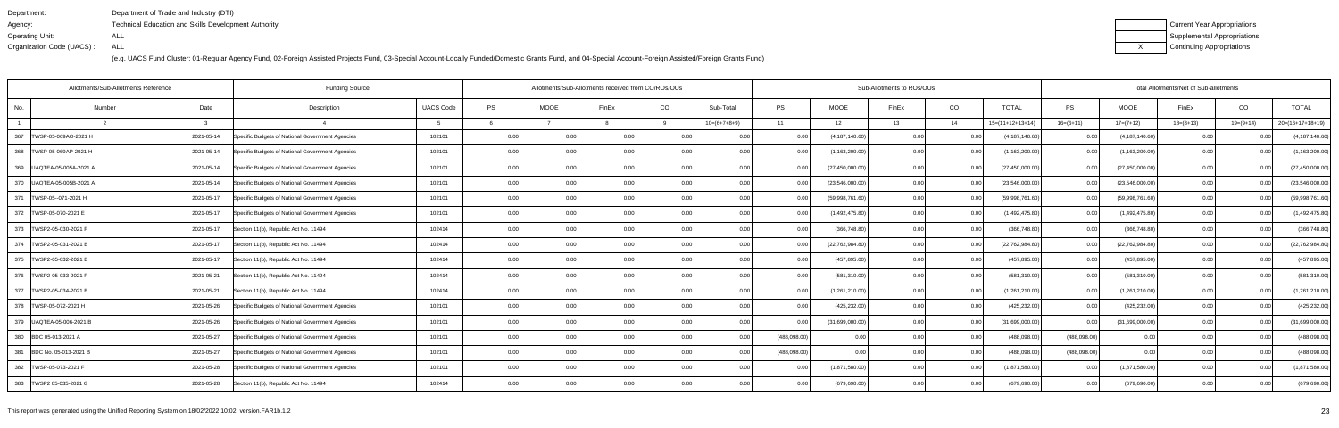Department: Department of Trade and Industry (DTI)
Agency: Technical Education and Skills Development Authority
Operating Unit: ALL
Organization Code (UACS) : ALL

(e.g. UACS Fund Cluster: 01-Regular Agency Fund, 02-Foreign Assisted Projects Fund, 03-Special Account-Locally Funded/Domestic Grants Fund, and 04-Special Account-Foreign Assisted/Foreign Grants Fund)

| | Current Year Appropriations |
|---|---|
| | Supplemental Appropriations |
| X | Continuing Appropriations |

| Allotments/Sub-Allotments Reference | | | Funding Source | | Allotments/Sub-Allotments received from CO/ROs/OUs | | | | | Sub-Allotments to ROs/OUs | | | | | Total Allotments/Net of Sub-allotments | | | | |
|---|---|---|---|---|---|---|---|---|---|---|---|---|---|---|---|---|---|---|---|
| No. | Number | Date | Description | UACS Code | PS | MOOE | FinEx | CO | Sub-Total | PS | MOOE | FinEx | CO | TOTAL | PS | MOOE | FinEx | CO | TOTAL |
| 1 | 2 | 3 | 4 | 5 | 6 | 7 | 8 | 9 | 10=(6+7+8+9) | 11 | 12 | 13 | 14 | 15=(11+12+13+14) | 16=(6+11) | 17=(7+12) | 18=(8+13) | 19=(9+14) | 20=(16+17+18+19) |
| 367 | TWSP-05-069AO-2021 H | 2021-05-14 | Specific Budgets of National Government Agencies | 102101 | 0.00 | 0.00 | 0.00 | 0.00 | 0.00 | 0.00 | (4,187,140.60) | 0.00 | 0.00 | (4,187,140.60) | 0.00 | (4,187,140.60) | 0.00 | 0.00 | (4,187,140.60) |
| 368 | TWSP-05-069AP-2021 H | 2021-05-14 | Specific Budgets of National Government Agencies | 102101 | 0.00 | 0.00 | 0.00 | 0.00 | 0.00 | 0.00 | (1,163,200.00) | 0.00 | 0.00 | (1,163,200.00) | 0.00 | (1,163,200.00) | 0.00 | 0.00 | (1,163,200.00) |
| 369 | UAQTEA-05-005A-2021 A | 2021-05-14 | Specific Budgets of National Government Agencies | 102101 | 0.00 | 0.00 | 0.00 | 0.00 | 0.00 | 0.00 | (27,450,000.00) | 0.00 | 0.00 | (27,450,000.00) | 0.00 | (27,450,000.00) | 0.00 | 0.00 | (27,450,000.00) |
| 370 | UAQTEA-05-005B-2021 A | 2021-05-14 | Specific Budgets of National Government Agencies | 102101 | 0.00 | 0.00 | 0.00 | 0.00 | 0.00 | 0.00 | (23,546,000.00) | 0.00 | 0.00 | (23,546,000.00) | 0.00 | (23,546,000.00) | 0.00 | 0.00 | (23,546,000.00) |
| 371 | TWSP-05--071-2021 H | 2021-05-17 | Specific Budgets of National Government Agencies | 102101 | 0.00 | 0.00 | 0.00 | 0.00 | 0.00 | 0.00 | (59,998,761.60) | 0.00 | 0.00 | (59,998,761.60) | 0.00 | (59,998,761.60) | 0.00 | 0.00 | (59,998,761.60) |
| 372 | TWSP-05-070-2021 E | 2021-05-17 | Specific Budgets of National Government Agencies | 102101 | 0.00 | 0.00 | 0.00 | 0.00 | 0.00 | 0.00 | (1,492,475.80) | 0.00 | 0.00 | (1,492,475.80) | 0.00 | (1,492,475.80) | 0.00 | 0.00 | (1,492,475.80) |
| 373 | TWSP2-05-030-2021 F | 2021-05-17 | Section 11(b), Republic Act No. 11494 | 102414 | 0.00 | 0.00 | 0.00 | 0.00 | 0.00 | 0.00 | (366,748.80) | 0.00 | 0.00 | (366,748.80) | 0.00 | (366,748.80) | 0.00 | 0.00 | (366,748.80) |
| 374 | TWSP2-05-031-2021 B | 2021-05-17 | Section 11(b), Republic Act No. 11494 | 102414 | 0.00 | 0.00 | 0.00 | 0.00 | 0.00 | 0.00 | (22,762,984.80) | 0.00 | 0.00 | (22,762,984.80) | 0.00 | (22,762,984.80) | 0.00 | 0.00 | (22,762,984.80) |
| 375 | TWSP2-05-032-2021 B | 2021-05-17 | Section 11(b), Republic Act No. 11494 | 102414 | 0.00 | 0.00 | 0.00 | 0.00 | 0.00 | 0.00 | (457,895.00) | 0.00 | 0.00 | (457,895.00) | 0.00 | (457,895.00) | 0.00 | 0.00 | (457,895.00) |
| 376 | TWSP2-05-033-2021 F | 2021-05-21 | Section 11(b), Republic Act No. 11494 | 102414 | 0.00 | 0.00 | 0.00 | 0.00 | 0.00 | 0.00 | (581,310.00) | 0.00 | 0.00 | (581,310.00) | 0.00 | (581,310.00) | 0.00 | 0.00 | (581,310.00) |
| 377 | TWSP2-05-034-2021 B | 2021-05-21 | Section 11(b), Republic Act No. 11494 | 102414 | 0.00 | 0.00 | 0.00 | 0.00 | 0.00 | 0.00 | (1,261,210.00) | 0.00 | 0.00 | (1,261,210.00) | 0.00 | (1,261,210.00) | 0.00 | 0.00 | (1,261,210.00) |
| 378 | TWSP-05-072-2021 H | 2021-05-26 | Specific Budgets of National Government Agencies | 102101 | 0.00 | 0.00 | 0.00 | 0.00 | 0.00 | 0.00 | (425,232.00) | 0.00 | 0.00 | (425,232.00) | 0.00 | (425,232.00) | 0.00 | 0.00 | (425,232.00) |
| 379 | UAQTEA-05-006-2021 B | 2021-05-26 | Specific Budgets of National Government Agencies | 102101 | 0.00 | 0.00 | 0.00 | 0.00 | 0.00 | 0.00 | (31,699,000.00) | 0.00 | 0.00 | (31,699,000.00) | 0.00 | (31,699,000.00) | 0.00 | 0.00 | (31,699,000.00) |
| 380 | BDC 05-013-2021 A | 2021-05-27 | Specific Budgets of National Government Agencies | 102101 | 0.00 | 0.00 | 0.00 | 0.00 | 0.00 | (488,098.00) | 0.00 | 0.00 | 0.00 | (488,098.00) | (488,098.00) | 0.00 | 0.00 | 0.00 | (488,098.00) |
| 381 | BDC No. 05-013-2021 B | 2021-05-27 | Specific Budgets of National Government Agencies | 102101 | 0.00 | 0.00 | 0.00 | 0.00 | 0.00 | (488,098.00) | 0.00 | 0.00 | 0.00 | (488,098.00) | (488,098.00) | 0.00 | 0.00 | 0.00 | (488,098.00) |
| 382 | TWSP-05-073-2021 F | 2021-05-28 | Specific Budgets of National Government Agencies | 102101 | 0.00 | 0.00 | 0.00 | 0.00 | 0.00 | 0.00 | (1,871,580.00) | 0.00 | 0.00 | (1,871,580.00) | 0.00 | (1,871,580.00) | 0.00 | 0.00 | (1,871,580.00) |
| 383 | TWSP2 05-035-2021 G | 2021-05-28 | Section 11(b), Republic Act No. 11494 | 102414 | 0.00 | 0.00 | 0.00 | 0.00 | 0.00 | 0.00 | (679,690.00) | 0.00 | 0.00 | (679,690.00) | 0.00 | (679,690.00) | 0.00 | 0.00 | (679,690.00) |

This report was generated using the Unified Reporting System on 18/02/2022 10:02 version.FAR1b.1.2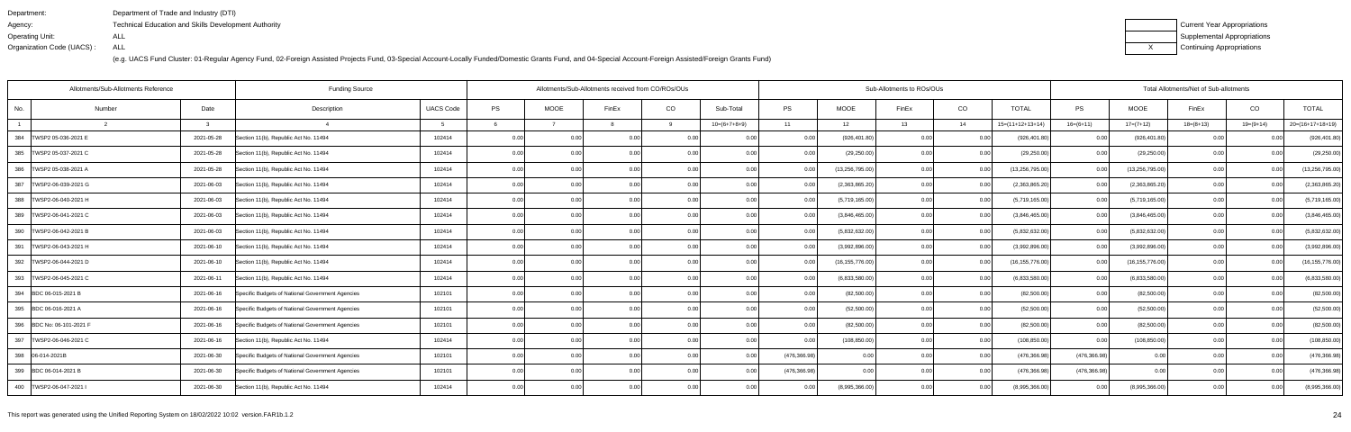Department: Department of Trade and Industry (DTI)
Agency: Technical Education and Skills Development Authority
Operating Unit: ALL
Organization Code (UACS) : ALL

(e.g. UACS Fund Cluster: 01-Regular Agency Fund, 02-Foreign Assisted Projects Fund, 03-Special Account-Locally Funded/Domestic Grants Fund, and 04-Special Account-Foreign Assisted/Foreign Grants Fund)

| | Current Year Appropriations |
|---|---|
| | Supplemental Appropriations |
| X | Continuing Appropriations |

| Allotments/Sub-Allotments Reference | | | Funding Source | | Allotments/Sub-Allotments received from CO/ROs/OUs | | | | | Sub-Allotments to ROs/OUs | | | | | Total Allotments/Net of Sub-allotments | | | | |
|---|---|---|---|---|---|---|---|---|---|---|---|---|---|---|---|---|---|---|---|
| No. | Number | Date | Description | UACS Code | PS | MOOE | FinEx | CO | Sub-Total | PS | MOOE | FinEx | CO | TOTAL | PS | MOOE | FinEx | CO | TOTAL |
| 1 | 2 | 3 | 4 | 5 | 6 | 7 | 8 | 9 | 10=(6+7+8+9) | 11 | 12 | 13 | 14 | 15=(11+12+13+14) | 16=(6+11) | 17=(7+12) | 18=(8+13) | 19=(9+14) | 20=(16+17+18+19) |
| 384 | TWSP2 05-036-2021 E | 2021-05-28 | Section 11(b), Republic Act No. 11494 | 102414 | 0.00 | 0.00 | 0.00 | 0.00 | 0.00 | 0.00 | (926,401.80) | 0.00 | 0.00 | (926,401.80) | 0.00 | (926,401.80) | 0.00 | 0.00 | (926,401.80) |
| 385 | TWSP2 05-037-2021 C | 2021-05-28 | Section 11(b), Republic Act No. 11494 | 102414 | 0.00 | 0.00 | 0.00 | 0.00 | 0.00 | 0.00 | (29,250.00) | 0.00 | 0.00 | (29,250.00) | 0.00 | (29,250.00) | 0.00 | 0.00 | (29,250.00) |
| 386 | TWSP2 05-038-2021 A | 2021-05-28 | Section 11(b), Republic Act No. 11494 | 102414 | 0.00 | 0.00 | 0.00 | 0.00 | 0.00 | 0.00 | (13,256,795.00) | 0.00 | 0.00 | (13,256,795.00) | 0.00 | (13,256,795.00) | 0.00 | 0.00 | (13,256,795.00) |
| 387 | TWSP2-06-039-2021 G | 2021-06-03 | Section 11(b), Republic Act No. 11494 | 102414 | 0.00 | 0.00 | 0.00 | 0.00 | 0.00 | 0.00 | (2,363,865.20) | 0.00 | 0.00 | (2,363,865.20) | 0.00 | (2,363,865.20) | 0.00 | 0.00 | (2,363,865.20) |
| 388 | TWSP2-06-040-2021 H | 2021-06-03 | Section 11(b), Republic Act No. 11494 | 102414 | 0.00 | 0.00 | 0.00 | 0.00 | 0.00 | 0.00 | (5,719,165.00) | 0.00 | 0.00 | (5,719,165.00) | 0.00 | (5,719,165.00) | 0.00 | 0.00 | (5,719,165.00) |
| 389 | TWSP2-06-041-2021 C | 2021-06-03 | Section 11(b), Republic Act No. 11494 | 102414 | 0.00 | 0.00 | 0.00 | 0.00 | 0.00 | 0.00 | (3,846,465.00) | 0.00 | 0.00 | (3,846,465.00) | 0.00 | (3,846,465.00) | 0.00 | 0.00 | (3,846,465.00) |
| 390 | TWSP2-06-042-2021 B | 2021-06-03 | Section 11(b), Republic Act No. 11494 | 102414 | 0.00 | 0.00 | 0.00 | 0.00 | 0.00 | 0.00 | (5,832,632.00) | 0.00 | 0.00 | (5,832,632.00) | 0.00 | (5,832,632.00) | 0.00 | 0.00 | (5,832,632.00) |
| 391 | TWSP2-06-043-2021 H | 2021-06-10 | Section 11(b), Republic Act No. 11494 | 102414 | 0.00 | 0.00 | 0.00 | 0.00 | 0.00 | 0.00 | (3,992,896.00) | 0.00 | 0.00 | (3,992,896.00) | 0.00 | (3,992,896.00) | 0.00 | 0.00 | (3,992,896.00) |
| 392 | TWSP2-06-044-2021 D | 2021-06-10 | Section 11(b), Republic Act No. 11494 | 102414 | 0.00 | 0.00 | 0.00 | 0.00 | 0.00 | 0.00 | (16,155,776.00) | 0.00 | 0.00 | (16,155,776.00) | 0.00 | (16,155,776.00) | 0.00 | 0.00 | (16,155,776.00) |
| 393 | TWSP2-06-045-2021 C | 2021-06-11 | Section 11(b), Republic Act No. 11494 | 102414 | 0.00 | 0.00 | 0.00 | 0.00 | 0.00 | 0.00 | (6,833,580.00) | 0.00 | 0.00 | (6,833,580.00) | 0.00 | (6,833,580.00) | 0.00 | 0.00 | (6,833,580.00) |
| 394 | BDC 06-015-2021 B | 2021-06-16 | Specific Budgets of National Government Agencies | 102101 | 0.00 | 0.00 | 0.00 | 0.00 | 0.00 | 0.00 | (82,500.00) | 0.00 | 0.00 | (82,500.00) | 0.00 | (82,500.00) | 0.00 | 0.00 | (82,500.00) |
| 395 | BDC 06-016-2021 A | 2021-06-16 | Specific Budgets of National Government Agencies | 102101 | 0.00 | 0.00 | 0.00 | 0.00 | 0.00 | 0.00 | (52,500.00) | 0.00 | 0.00 | (52,500.00) | 0.00 | (52,500.00) | 0.00 | 0.00 | (52,500.00) |
| 396 | BDC No: 06-101-2021 F | 2021-06-16 | Specific Budgets of National Government Agencies | 102101 | 0.00 | 0.00 | 0.00 | 0.00 | 0.00 | 0.00 | (82,500.00) | 0.00 | 0.00 | (82,500.00) | 0.00 | (82,500.00) | 0.00 | 0.00 | (82,500.00) |
| 397 | TWSP2-06-046-2021 C | 2021-06-16 | Section 11(b), Republic Act No. 11494 | 102414 | 0.00 | 0.00 | 0.00 | 0.00 | 0.00 | 0.00 | (108,850.00) | 0.00 | 0.00 | (108,850.00) | 0.00 | (108,850.00) | 0.00 | 0.00 | (108,850.00) |
| 398 | 06-014-2021B | 2021-06-30 | Specific Budgets of National Government Agencies | 102101 | 0.00 | 0.00 | 0.00 | 0.00 | 0.00 | (476,366.98) | 0.00 | 0.00 | 0.00 | (476,366.98) | (476,366.98) | 0.00 | 0.00 | 0.00 | (476,366.98) |
| 399 | BDC 06-014-2021 B | 2021-06-30 | Specific Budgets of National Government Agencies | 102101 | 0.00 | 0.00 | 0.00 | 0.00 | 0.00 | (476,366.98) | 0.00 | 0.00 | 0.00 | (476,366.98) | (476,366.98) | 0.00 | 0.00 | 0.00 | (476,366.98) |
| 400 | TWSP2-06-047-2021 I | 2021-06-30 | Section 11(b), Republic Act No. 11494 | 102414 | 0.00 | 0.00 | 0.00 | 0.00 | 0.00 | 0.00 | (8,995,366.00) | 0.00 | 0.00 | (8,995,366.00) | 0.00 | (8,995,366.00) | 0.00 | 0.00 | (8,995,366.00) |

This report was generated using the Unified Reporting System on 18/02/2022 10:02 version.FAR1b.1.2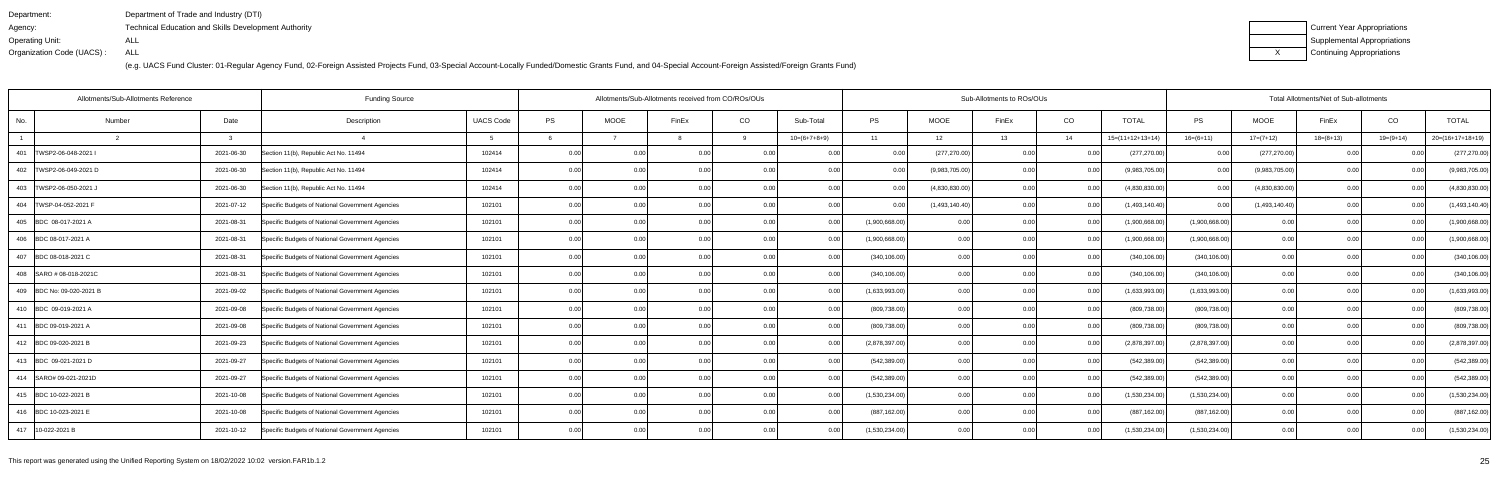Department: Department of Trade and Industry (DTI)
Agency: Technical Education and Skills Development Authority
Operating Unit: ALL
Organization Code (UACS) : ALL

(e.g. UACS Fund Cluster: 01-Regular Agency Fund, 02-Foreign Assisted Projects Fund, 03-Special Account-Locally Funded/Domestic Grants Fund, and 04-Special Account-Foreign Assisted/Foreign Grants Fund)

| | Current Year Appropriations |
|---|---|
| | Supplemental Appropriations |
| X | Continuing Appropriations |

| Allotments/Sub-Allotments Reference | | | Funding Source | | Allotments/Sub-Allotments received from CO/ROs/OUs | | | | | Sub-Allotments to ROs/OUs | | | | | Total Allotments/Net of Sub-allotments | | | | |
|---|---|---|---|---|---|---|---|---|---|---|---|---|---|---|---|---|---|---|---|
| No. | Number | Date | Description | UACS Code | PS | MOOE | FinEx | CO | Sub-Total | PS | MOOE | FinEx | CO | TOTAL | PS | MOOE | FinEx | CO | TOTAL |
| 1 | 2 | 3 | 4 | 5 | 6 | 7 | 8 | 9 | 10=(6+7+8+9) | 11 | 12 | 13 | 14 | 15=(11+12+13+14) | 16=(6+11) | 17=(7+12) | 18=(8+13) | 19=(9+14) | 20=(16+17+18+19) |
| 401 | TWSP2-06-048-2021 I | 2021-06-30 | Section 11(b), Republic Act No. 11494 | 102414 | 0.00 | 0.00 | 0.00 | 0.00 | 0.00 | 0.00 | (277,270.00) | 0.00 | 0.00 | (277,270.00) | 0.00 | (277,270.00) | 0.00 | 0.00 | (277,270.00) |
| 402 | TWSP2-06-049-2021 D | 2021-06-30 | Section 11(b), Republic Act No. 11494 | 102414 | 0.00 | 0.00 | 0.00 | 0.00 | 0.00 | 0.00 | (9,983,705.00) | 0.00 | 0.00 | (9,983,705.00) | 0.00 | (9,983,705.00) | 0.00 | 0.00 | (9,983,705.00) |
| 403 | TWSP2-06-050-2021 J | 2021-06-30 | Section 11(b), Republic Act No. 11494 | 102414 | 0.00 | 0.00 | 0.00 | 0.00 | 0.00 | 0.00 | (4,830,830.00) | 0.00 | 0.00 | (4,830,830.00) | 0.00 | (4,830,830.00) | 0.00 | 0.00 | (4,830,830.00) |
| 404 | TWSP-04-052-2021 F | 2021-07-12 | Specific Budgets of National Government Agencies | 102101 | 0.00 | 0.00 | 0.00 | 0.00 | 0.00 | 0.00 | (1,493,140.40) | 0.00 | 0.00 | (1,493,140.40) | 0.00 | (1,493,140.40) | 0.00 | 0.00 | (1,493,140.40) |
| 405 | BDC 08-017-2021 A | 2021-08-31 | Specific Budgets of National Government Agencies | 102101 | 0.00 | 0.00 | 0.00 | 0.00 | 0.00 | (1,900,668.00) | 0.00 | 0.00 | 0.00 | (1,900,668.00) | (1,900,668.00) | 0.00 | 0.00 | 0.00 | (1,900,668.00) |
| 406 | BDC 08-017-2021 A | 2021-08-31 | Specific Budgets of National Government Agencies | 102101 | 0.00 | 0.00 | 0.00 | 0.00 | 0.00 | (1,900,668.00) | 0.00 | 0.00 | 0.00 | (1,900,668.00) | (1,900,668.00) | 0.00 | 0.00 | 0.00 | (1,900,668.00) |
| 407 | BDC 08-018-2021 C | 2021-08-31 | Specific Budgets of National Government Agencies | 102101 | 0.00 | 0.00 | 0.00 | 0.00 | 0.00 | (340,106.00) | 0.00 | 0.00 | 0.00 | (340,106.00) | (340,106.00) | 0.00 | 0.00 | 0.00 | (340,106.00) |
| 408 | SARO # 08-018-2021C | 2021-08-31 | Specific Budgets of National Government Agencies | 102101 | 0.00 | 0.00 | 0.00 | 0.00 | 0.00 | (340,106.00) | 0.00 | 0.00 | 0.00 | (340,106.00) | (340,106.00) | 0.00 | 0.00 | 0.00 | (340,106.00) |
| 409 | BDC No: 09-020-2021 B | 2021-09-02 | Specific Budgets of National Government Agencies | 102101 | 0.00 | 0.00 | 0.00 | 0.00 | 0.00 | (1,633,993.00) | 0.00 | 0.00 | 0.00 | (1,633,993.00) | (1,633,993.00) | 0.00 | 0.00 | 0.00 | (1,633,993.00) |
| 410 | BDC 09-019-2021 A | 2021-09-08 | Specific Budgets of National Government Agencies | 102101 | 0.00 | 0.00 | 0.00 | 0.00 | 0.00 | (809,738.00) | 0.00 | 0.00 | 0.00 | (809,738.00) | (809,738.00) | 0.00 | 0.00 | 0.00 | (809,738.00) |
| 411 | BDC 09-019-2021 A | 2021-09-08 | Specific Budgets of National Government Agencies | 102101 | 0.00 | 0.00 | 0.00 | 0.00 | 0.00 | (809,738.00) | 0.00 | 0.00 | 0.00 | (809,738.00) | (809,738.00) | 0.00 | 0.00 | 0.00 | (809,738.00) |
| 412 | BDC 09-020-2021 B | 2021-09-23 | Specific Budgets of National Government Agencies | 102101 | 0.00 | 0.00 | 0.00 | 0.00 | 0.00 | (2,878,397.00) | 0.00 | 0.00 | 0.00 | (2,878,397.00) | (2,878,397.00) | 0.00 | 0.00 | 0.00 | (2,878,397.00) |
| 413 | BDC 09-021-2021 D | 2021-09-27 | Specific Budgets of National Government Agencies | 102101 | 0.00 | 0.00 | 0.00 | 0.00 | 0.00 | (542,389.00) | 0.00 | 0.00 | 0.00 | (542,389.00) | (542,389.00) | 0.00 | 0.00 | 0.00 | (542,389.00) |
| 414 | SARO# 09-021-2021D | 2021-09-27 | Specific Budgets of National Government Agencies | 102101 | 0.00 | 0.00 | 0.00 | 0.00 | 0.00 | (542,389.00) | 0.00 | 0.00 | 0.00 | (542,389.00) | (542,389.00) | 0.00 | 0.00 | 0.00 | (542,389.00) |
| 415 | BDC 10-022-2021 B | 2021-10-08 | Specific Budgets of National Government Agencies | 102101 | 0.00 | 0.00 | 0.00 | 0.00 | 0.00 | (1,530,234.00) | 0.00 | 0.00 | 0.00 | (1,530,234.00) | (1,530,234.00) | 0.00 | 0.00 | 0.00 | (1,530,234.00) |
| 416 | BDC 10-023-2021 E | 2021-10-08 | Specific Budgets of National Government Agencies | 102101 | 0.00 | 0.00 | 0.00 | 0.00 | 0.00 | (887,162.00) | 0.00 | 0.00 | 0.00 | (887,162.00) | (887,162.00) | 0.00 | 0.00 | 0.00 | (887,162.00) |
| 417 | 10-022-2021 B | 2021-10-12 | Specific Budgets of National Government Agencies | 102101 | 0.00 | 0.00 | 0.00 | 0.00 | 0.00 | (1,530,234.00) | 0.00 | 0.00 | 0.00 | (1,530,234.00) | (1,530,234.00) | 0.00 | 0.00 | 0.00 | (1,530,234.00) |

This report was generated using the Unified Reporting System on 18/02/2022 10:02 version.FAR1b.1.2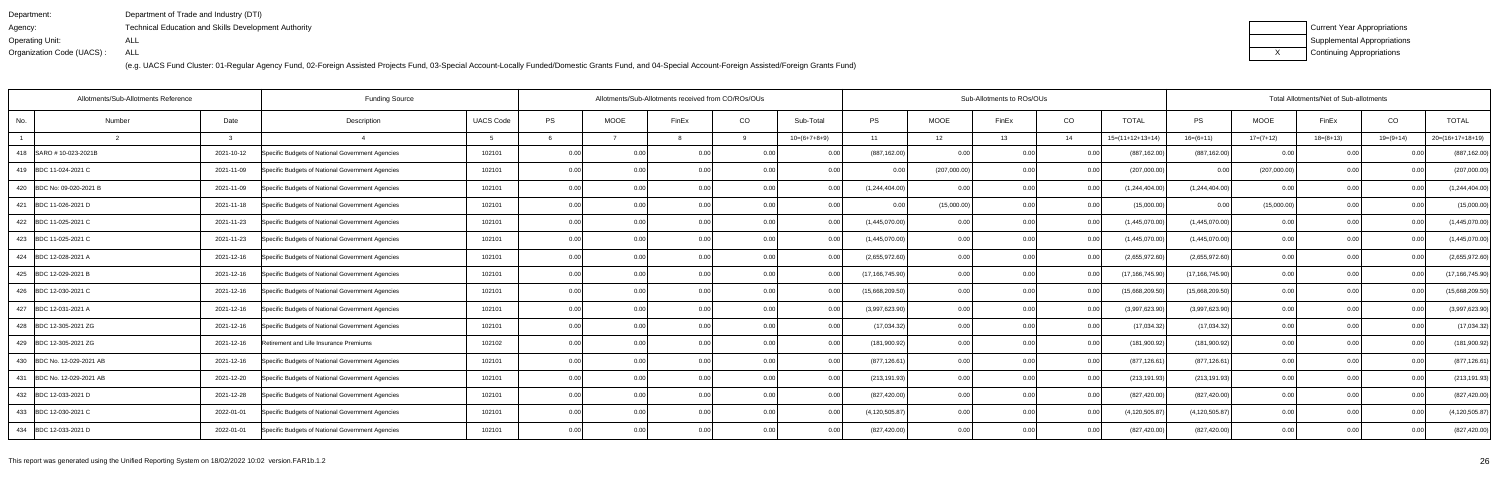Department: Department of Trade and Industry (DTI)
Agency: Technical Education and Skills Development Authority
Operating Unit: ALL
Organization Code (UACS) : ALL

(e.g. UACS Fund Cluster: 01-Regular Agency Fund, 02-Foreign Assisted Projects Fund, 03-Special Account-Locally Funded/Domestic Grants Fund, and 04-Special Account-Foreign Assisted/Foreign Grants Fund)

| | Current Year Appropriations |
|---|---|
| | Supplemental Appropriations |
| X | Continuing Appropriations |

| Allotments/Sub-Allotments Reference | | | Funding Source | | Allotments/Sub-Allotments received from CO/ROs/OUs | | | | | Sub-Allotments to ROs/OUs | | | | | Total Allotments/Net of Sub-allotments | | | | |
|---|---|---|---|---|---|---|---|---|---|---|---|---|---|---|---|---|---|---|---|
| No. | Number | Date | Description | UACS Code | PS | MOOE | FinEx | CO | Sub-Total | PS | MOOE | FinEx | CO | TOTAL | PS | MOOE | FinEx | CO | TOTAL |
| 1 | 2 | 3 | 4 | 5 | 6 | 7 | 8 | 9 | 10=(6+7+8+9) | 11 | 12 | 13 | 14 | 15=(11+12+13+14) | 16=(6+11) | 17=(7+12) | 18=(8+13) | 19=(9+14) | 20=(16+17+18+19) |
| 418 | SARO # 10-023-2021B | 2021-10-12 | Specific Budgets of National Government Agencies | 102101 | 0.00 | 0.00 | 0.00 | 0.00 | 0.00 | (887,162.00) | 0.00 | 0.00 | 0.00 | (887,162.00) | (887,162.00) | 0.00 | 0.00 | 0.00 | (887,162.00) |
| 419 | BDC 11-024-2021 C | 2021-11-09 | Specific Budgets of National Government Agencies | 102101 | 0.00 | 0.00 | 0.00 | 0.00 | 0.00 | 0.00 | (207,000.00) | 0.00 | 0.00 | (207,000.00) | 0.00 | (207,000.00) | 0.00 | 0.00 | (207,000.00) |
| 420 | BDC No: 09-020-2021 B | 2021-11-09 | Specific Budgets of National Government Agencies | 102101 | 0.00 | 0.00 | 0.00 | 0.00 | 0.00 | (1,244,404.00) | 0.00 | 0.00 | 0.00 | (1,244,404.00) | (1,244,404.00) | 0.00 | 0.00 | 0.00 | (1,244,404.00) |
| 421 | BDC 11-026-2021 D | 2021-11-18 | Specific Budgets of National Government Agencies | 102101 | 0.00 | 0.00 | 0.00 | 0.00 | 0.00 | 0.00 | (15,000.00) | 0.00 | 0.00 | (15,000.00) | 0.00 | (15,000.00) | 0.00 | 0.00 | (15,000.00) |
| 422 | BDC 11-025-2021 C | 2021-11-23 | Specific Budgets of National Government Agencies | 102101 | 0.00 | 0.00 | 0.00 | 0.00 | 0.00 | (1,445,070.00) | 0.00 | 0.00 | 0.00 | (1,445,070.00) | (1,445,070.00) | 0.00 | 0.00 | 0.00 | (1,445,070.00) |
| 423 | BDC 11-025-2021 C | 2021-11-23 | Specific Budgets of National Government Agencies | 102101 | 0.00 | 0.00 | 0.00 | 0.00 | 0.00 | (1,445,070.00) | 0.00 | 0.00 | 0.00 | (1,445,070.00) | (1,445,070.00) | 0.00 | 0.00 | 0.00 | (1,445,070.00) |
| 424 | BDC 12-028-2021 A | 2021-12-16 | Specific Budgets of National Government Agencies | 102101 | 0.00 | 0.00 | 0.00 | 0.00 | 0.00 | (2,655,972.60) | 0.00 | 0.00 | 0.00 | (2,655,972.60) | (2,655,972.60) | 0.00 | 0.00 | 0.00 | (2,655,972.60) |
| 425 | BDC 12-029-2021 B | 2021-12-16 | Specific Budgets of National Government Agencies | 102101 | 0.00 | 0.00 | 0.00 | 0.00 | 0.00 | (17,166,745.90) | 0.00 | 0.00 | 0.00 | (17,166,745.90) | (17,166,745.90) | 0.00 | 0.00 | 0.00 | (17,166,745.90) |
| 426 | BDC 12-030-2021 C | 2021-12-16 | Specific Budgets of National Government Agencies | 102101 | 0.00 | 0.00 | 0.00 | 0.00 | 0.00 | (15,668,209.50) | 0.00 | 0.00 | 0.00 | (15,668,209.50) | (15,668,209.50) | 0.00 | 0.00 | 0.00 | (15,668,209.50) |
| 427 | BDC 12-031-2021 A | 2021-12-16 | Specific Budgets of National Government Agencies | 102101 | 0.00 | 0.00 | 0.00 | 0.00 | 0.00 | (3,997,623.90) | 0.00 | 0.00 | 0.00 | (3,997,623.90) | (3,997,623.90) | 0.00 | 0.00 | 0.00 | (3,997,623.90) |
| 428 | BDC 12-305-2021 ZG | 2021-12-16 | Specific Budgets of National Government Agencies | 102101 | 0.00 | 0.00 | 0.00 | 0.00 | 0.00 | (17,034.32) | 0.00 | 0.00 | 0.00 | (17,034.32) | (17,034.32) | 0.00 | 0.00 | 0.00 | (17,034.32) |
| 429 | BDC 12-305-2021 ZG | 2021-12-16 | Retirement and Life Insurance Premiums | 102102 | 0.00 | 0.00 | 0.00 | 0.00 | 0.00 | (181,900.92) | 0.00 | 0.00 | 0.00 | (181,900.92) | (181,900.92) | 0.00 | 0.00 | 0.00 | (181,900.92) |
| 430 | BDC No. 12-029-2021 AB | 2021-12-16 | Specific Budgets of National Government Agencies | 102101 | 0.00 | 0.00 | 0.00 | 0.00 | 0.00 | (877,126.61) | 0.00 | 0.00 | 0.00 | (877,126.61) | (877,126.61) | 0.00 | 0.00 | 0.00 | (877,126.61) |
| 431 | BDC No. 12-029-2021 AB | 2021-12-20 | Specific Budgets of National Government Agencies | 102101 | 0.00 | 0.00 | 0.00 | 0.00 | 0.00 | (213,191.93) | 0.00 | 0.00 | 0.00 | (213,191.93) | (213,191.93) | 0.00 | 0.00 | 0.00 | (213,191.93) |
| 432 | BDC 12-033-2021 D | 2021-12-28 | Specific Budgets of National Government Agencies | 102101 | 0.00 | 0.00 | 0.00 | 0.00 | 0.00 | (827,420.00) | 0.00 | 0.00 | 0.00 | (827,420.00) | (827,420.00) | 0.00 | 0.00 | 0.00 | (827,420.00) |
| 433 | BDC 12-030-2021 C | 2022-01-01 | Specific Budgets of National Government Agencies | 102101 | 0.00 | 0.00 | 0.00 | 0.00 | 0.00 | (4,120,505.87) | 0.00 | 0.00 | 0.00 | (4,120,505.87) | (4,120,505.87) | 0.00 | 0.00 | 0.00 | (4,120,505.87) |
| 434 | BDC 12-033-2021 D | 2022-01-01 | Specific Budgets of National Government Agencies | 102101 | 0.00 | 0.00 | 0.00 | 0.00 | 0.00 | (827,420.00) | 0.00 | 0.00 | 0.00 | (827,420.00) | (827,420.00) | 0.00 | 0.00 | 0.00 | (827,420.00) |

This report was generated using the Unified Reporting System on 18/02/2022 10:02 version.FAR1b.1.2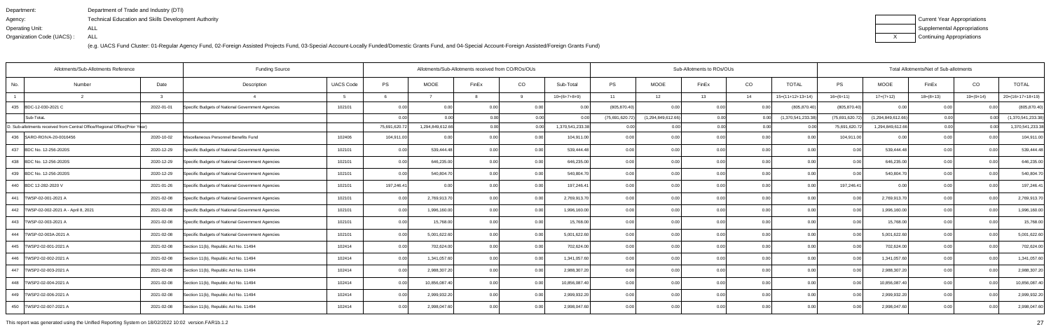Department: Department of Trade and Industry (DTI)
Agency: Technical Education and Skills Development Authority
Operating Unit: ALL
Organization Code (UACS) : ALL

(e.g. UACS Fund Cluster: 01-Regular Agency Fund, 02-Foreign Assisted Projects Fund, 03-Special Account-Locally Funded/Domestic Grants Fund, and 04-Special Account-Foreign Assisted/Foreign Grants Fund)

| | Current Year Appropriations |
|---|---|
| | Supplemental Appropriations |
| X | Continuing Appropriations |

| Allotments/Sub-Allotments Reference | | | Funding Source | | Allotments/Sub-Allotments received from CO/ROs/OUs | | | | | Sub-Allotments to ROs/OUs | | | | | Total Allotments/Net of Sub-allotments | | | | |
|---|---|---|---|---|---|---|---|---|---|---|---|---|---|---|---|---|---|---|---|
| No. | Number | Date | Description | UACS Code | PS | MOOE | FinEx | CO | Sub-Total | PS | MOOE | FinEx | CO | TOTAL | PS | MOOE | FinEx | CO | TOTAL |
| 1 | 2 | 3 | 4 | 5 | 6 | 7 | 8 | 9 | 10=(6+7+8+9) | 11 | 12 | 13 | 14 | 15=(11+12+13+14) | 16=(6+11) | 17=(7+12) | 18=(8+13) | 19=(9+14) | 20=(16+17+18+19) |
| 435 | BDC-12-030-2021 C | 2022-01-01 | Specific Budgets of National Government Agencies | 102101 | 0.00 | 0.00 | 0.00 | 0.00 | 0.00 | (805,870.40) | 0.00 | 0.00 | 0.00 | (805,870.40) | (805,870.40) | 0.00 | 0.00 | 0.00 | (805,870.40) |
| | Sub-Total, | | | | 0.00 | 0.00 | 0.00 | 0.00 | 0.00 | (75,691,620.72) | (1,294,849,612.66) | 0.00 | 0.00 | (1,370,541,233.38) | (75,691,620.72) | (1,294,849,612.66) | 0.00 | 0.00 | (1,370,541,233.38) |
| D. Sub-allotments received from Central Office/Regional Office(Prior Year) | | | | | 75,691,620.72 | 1,294,849,612.66 | 0.00 | 0.00 | 1,370,541,233.38 | 0.00 | 0.00 | 0.00 | 0.00 | 0.00 | 75,691,620.72 | 1,294,849,612.66 | 0.00 | 0.00 | 1,370,541,233.38 |
| 436 | SARO-ROIVA-20-0016456 | 2020-10-02 | Miscellaneous Personnel Benefits Fund | 102406 | 104,911.00 | 0.00 | 0.00 | 0.00 | 104,911.00 | 0.00 | 0.00 | 0.00 | 0.00 | 0.00 | 104,911.00 | 0.00 | 0.00 | 0.00 | 104,911.00 |
| 437 | BDC No. 12-256-2020S | 2020-12-29 | Specific Budgets of National Government Agencies | 102101 | 0.00 | 539,444.48 | 0.00 | 0.00 | 539,444.48 | 0.00 | 0.00 | 0.00 | 0.00 | 0.00 | 0.00 | 539,444.48 | 0.00 | 0.00 | 539,444.48 |
| 438 | BDC No. 12-256-2020S | 2020-12-29 | Specific Budgets of National Government Agencies | 102101 | 0.00 | 646,235.00 | 0.00 | 0.00 | 646,235.00 | 0.00 | 0.00 | 0.00 | 0.00 | 0.00 | 0.00 | 646,235.00 | 0.00 | 0.00 | 646,235.00 |
| 439 | BDC No. 12-256-2020S | 2020-12-29 | Specific Budgets of National Government Agencies | 102101 | 0.00 | 540,804.70 | 0.00 | 0.00 | 540,804.70 | 0.00 | 0.00 | 0.00 | 0.00 | 0.00 | 0.00 | 540,804.70 | 0.00 | 0.00 | 540,804.70 |
| 440 | BDC 12-282-2020 V | 2021-01-26 | Specific Budgets of National Government Agencies | 102101 | 197,246.41 | 0.00 | 0.00 | 0.00 | 197,246.41 | 0.00 | 0.00 | 0.00 | 0.00 | 0.00 | 197,246.41 | 0.00 | 0.00 | 0.00 | 197,246.41 |
| 441 | TWSP-02-001-2021 A | 2021-02-08 | Specific Budgets of National Government Agencies | 102101 | 0.00 | 2,769,913.70 | 0.00 | 0.00 | 2,769,913.70 | 0.00 | 0.00 | 0.00 | 0.00 | 0.00 | 0.00 | 2,769,913.70 | 0.00 | 0.00 | 2,769,913.70 |
| 442 | TWSP-02-002-2021 A - April 8, 2021 | 2021-02-08 | Specific Budgets of National Government Agencies | 102101 | 0.00 | 1,996,160.00 | 0.00 | 0.00 | 1,996,160.00 | 0.00 | 0.00 | 0.00 | 0.00 | 0.00 | 0.00 | 1,996,160.00 | 0.00 | 0.00 | 1,996,160.00 |
| 443 | TWSP-02-003-2021 A | 2021-02-08 | Specific Budgets of National Government Agencies | 102101 | 0.00 | 15,768.00 | 0.00 | 0.00 | 15,768.00 | 0.00 | 0.00 | 0.00 | 0.00 | 0.00 | 0.00 | 15,768.00 | 0.00 | 0.00 | 15,768.00 |
| 444 | TWSP-02-003A-2021 A | 2021-02-08 | Specific Budgets of National Government Agencies | 102101 | 0.00 | 5,001,622.60 | 0.00 | 0.00 | 5,001,622.60 | 0.00 | 0.00 | 0.00 | 0.00 | 0.00 | 0.00 | 5,001,622.60 | 0.00 | 0.00 | 5,001,622.60 |
| 445 | TWSP2-02-001-2021 A | 2021-02-08 | Section 11(b), Republic Act No. 11494 | 102414 | 0.00 | 702,624.00 | 0.00 | 0.00 | 702,624.00 | 0.00 | 0.00 | 0.00 | 0.00 | 0.00 | 0.00 | 702,624.00 | 0.00 | 0.00 | 702,624.00 |
| 446 | TWSP2-02-002-2021 A | 2021-02-08 | Section 11(b), Republic Act No. 11494 | 102414 | 0.00 | 1,341,057.60 | 0.00 | 0.00 | 1,341,057.60 | 0.00 | 0.00 | 0.00 | 0.00 | 0.00 | 0.00 | 1,341,057.60 | 0.00 | 0.00 | 1,341,057.60 |
| 447 | TWSP2-02-003-2021 A | 2021-02-08 | Section 11(b), Republic Act No. 11494 | 102414 | 0.00 | 2,988,307.20 | 0.00 | 0.00 | 2,988,307.20 | 0.00 | 0.00 | 0.00 | 0.00 | 0.00 | 0.00 | 2,988,307.20 | 0.00 | 0.00 | 2,988,307.20 |
| 448 | TWSP2-02-004-2021 A | 2021-02-08 | Section 11(b), Republic Act No. 11494 | 102414 | 0.00 | 10,856,087.40 | 0.00 | 0.00 | 10,856,087.40 | 0.00 | 0.00 | 0.00 | 0.00 | 0.00 | 0.00 | 10,856,087.40 | 0.00 | 0.00 | 10,856,087.40 |
| 449 | TWSP2-02-006-2021 A | 2021-02-08 | Section 11(b), Republic Act No. 11494 | 102414 | 0.00 | 2,999,932.20 | 0.00 | 0.00 | 2,999,932.20 | 0.00 | 0.00 | 0.00 | 0.00 | 0.00 | 0.00 | 2,999,932.20 | 0.00 | 0.00 | 2,999,932.20 |
| 450 | TWSP2-02-007-2021 A | 2021-02-08 | Section 11(b), Republic Act No. 11494 | 102414 | 0.00 | 2,998,047.60 | 0.00 | 0.00 | 2,998,047.60 | 0.00 | 0.00 | 0.00 | 0.00 | 0.00 | 0.00 | 2,998,047.60 | 0.00 | 0.00 | 2,998,047.60 |

This report was generated using the Unified Reporting System on 18/02/2022 10:02 version.FAR1b.1.2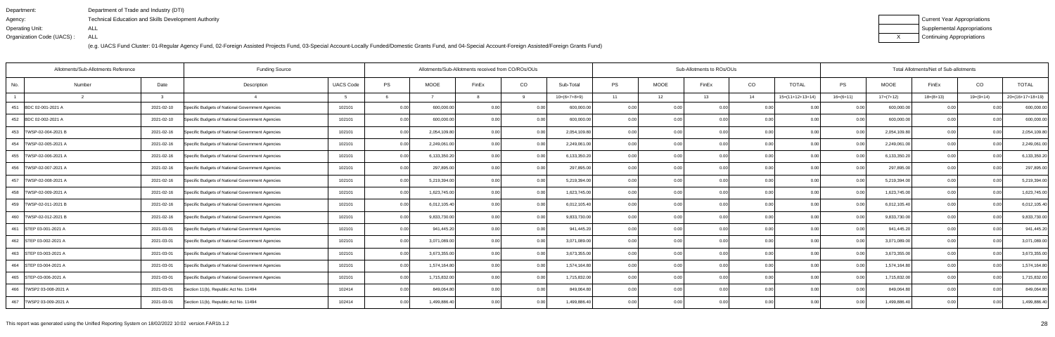Department: Department of Trade and Industry (DTI)
Agency: Technical Education and Skills Development Authority
Operating Unit: ALL
Organization Code (UACS) : ALL

(e.g. UACS Fund Cluster: 01-Regular Agency Fund, 02-Foreign Assisted Projects Fund, 03-Special Account-Locally Funded/Domestic Grants Fund, and 04-Special Account-Foreign Assisted/Foreign Grants Fund)

| | Current Year Appropriations |
|---|---|
| | Supplemental Appropriations |
| X | Continuing Appropriations |

| Allotments/Sub-Allotments Reference | | | Funding Source | | Allotments/Sub-Allotments received from CO/ROs/OUs | | | | | Sub-Allotments to ROs/OUs | | | | | Total Allotments/Net of Sub-allotments | | | | |
|---|---|---|---|---|---|---|---|---|---|---|---|---|---|---|---|---|---|---|---|
| No. | Number | Date | Description | UACS Code | PS | MOOE | FinEx | CO | Sub-Total | PS | MOOE | FinEx | CO | TOTAL | PS | MOOE | FinEx | CO | TOTAL |
| 1 | 2 | 3 | 4 | 5 | 6 | 7 | 8 | 9 | 10=(6+7+8+9) | 11 | 12 | 13 | 14 | 15=(11+12+13+14) | 16=(6+11) | 17=(7+12) | 18=(8+13) | 19=(9+14) | 20=(16+17+18+19) |
| 451 | BDC 02-001-2021 A | 2021-02-10 | Specific Budgets of National Government Agencies | 102101 | 0.00 | 600,000.00 | 0.00 | 0.00 | 600,000.00 | 0.00 | 0.00 | 0.00 | 0.00 | 0.00 | 0.00 | 600,000.00 | 0.00 | 0.00 | 600,000.00 |
| 452 | BDC 02-002-2021 A | 2021-02-10 | Specific Budgets of National Government Agencies | 102101 | 0.00 | 600,000.00 | 0.00 | 0.00 | 600,000.00 | 0.00 | 0.00 | 0.00 | 0.00 | 0.00 | 0.00 | 600,000.00 | 0.00 | 0.00 | 600,000.00 |
| 453 | TWSP-02-004-2021 B | 2021-02-16 | Specific Budgets of National Government Agencies | 102101 | 0.00 | 2,054,109.80 | 0.00 | 0.00 | 2,054,109.80 | 0.00 | 0.00 | 0.00 | 0.00 | 0.00 | 0.00 | 2,054,109.80 | 0.00 | 0.00 | 2,054,109.80 |
| 454 | TWSP-02-005-2021 A | 2021-02-16 | Specific Budgets of National Government Agencies | 102101 | 0.00 | 2,249,061.00 | 0.00 | 0.00 | 2,249,061.00 | 0.00 | 0.00 | 0.00 | 0.00 | 0.00 | 0.00 | 2,249,061.00 | 0.00 | 0.00 | 2,249,061.00 |
| 455 | TWSP-02-006-2021 A | 2021-02-16 | Specific Budgets of National Government Agencies | 102101 | 0.00 | 6,133,350.20 | 0.00 | 0.00 | 6,133,350.20 | 0.00 | 0.00 | 0.00 | 0.00 | 0.00 | 0.00 | 6,133,350.20 | 0.00 | 0.00 | 6,133,350.20 |
| 456 | TWSP-02-007-2021 A | 2021-02-16 | Specific Budgets of National Government Agencies | 102101 | 0.00 | 297,895.00 | 0.00 | 0.00 | 297,895.00 | 0.00 | 0.00 | 0.00 | 0.00 | 0.00 | 0.00 | 297,895.00 | 0.00 | 0.00 | 297,895.00 |
| 457 | TWSP-02-008-2021 A | 2021-02-16 | Specific Budgets of National Government Agencies | 102101 | 0.00 | 5,219,394.00 | 0.00 | 0.00 | 5,219,394.00 | 0.00 | 0.00 | 0.00 | 0.00 | 0.00 | 0.00 | 5,219,394.00 | 0.00 | 0.00 | 5,219,394.00 |
| 458 | TWSP-02-009-2021 A | 2021-02-16 | Specific Budgets of National Government Agencies | 102101 | 0.00 | 1,623,745.00 | 0.00 | 0.00 | 1,623,745.00 | 0.00 | 0.00 | 0.00 | 0.00 | 0.00 | 0.00 | 1,623,745.00 | 0.00 | 0.00 | 1,623,745.00 |
| 459 | TWSP-02-011-2021 B | 2021-02-16 | Specific Budgets of National Government Agencies | 102101 | 0.00 | 6,012,105.40 | 0.00 | 0.00 | 6,012,105.40 | 0.00 | 0.00 | 0.00 | 0.00 | 0.00 | 0.00 | 6,012,105.40 | 0.00 | 0.00 | 6,012,105.40 |
| 460 | TWSP-02-012-2021 B | 2021-02-16 | Specific Budgets of National Government Agencies | 102101 | 0.00 | 9,833,730.00 | 0.00 | 0.00 | 9,833,730.00 | 0.00 | 0.00 | 0.00 | 0.00 | 0.00 | 0.00 | 9,833,730.00 | 0.00 | 0.00 | 9,833,730.00 |
| 461 | STEP 03-001-2021 A | 2021-03-01 | Specific Budgets of National Government Agencies | 102101 | 0.00 | 941,445.20 | 0.00 | 0.00 | 941,445.20 | 0.00 | 0.00 | 0.00 | 0.00 | 0.00 | 0.00 | 941,445.20 | 0.00 | 0.00 | 941,445.20 |
| 462 | STEP 03-002-2021 A | 2021-03-01 | Specific Budgets of National Government Agencies | 102101 | 0.00 | 3,071,089.00 | 0.00 | 0.00 | 3,071,089.00 | 0.00 | 0.00 | 0.00 | 0.00 | 0.00 | 0.00 | 3,071,089.00 | 0.00 | 0.00 | 3,071,089.00 |
| 463 | STEP 03-003-2021 A | 2021-03-01 | Specific Budgets of National Government Agencies | 102101 | 0.00 | 3,673,355.00 | 0.00 | 0.00 | 3,673,355.00 | 0.00 | 0.00 | 0.00 | 0.00 | 0.00 | 0.00 | 3,673,355.00 | 0.00 | 0.00 | 3,673,355.00 |
| 464 | STEP 03-004-2021 A | 2021-03-01 | Specific Budgets of National Government Agencies | 102101 | 0.00 | 1,574,164.80 | 0.00 | 0.00 | 1,574,164.80 | 0.00 | 0.00 | 0.00 | 0.00 | 0.00 | 0.00 | 1,574,164.80 | 0.00 | 0.00 | 1,574,164.80 |
| 465 | STEP-03-006-2021 A | 2021-03-01 | Specific Budgets of National Government Agencies | 102101 | 0.00 | 1,715,832.00 | 0.00 | 0.00 | 1,715,832.00 | 0.00 | 0.00 | 0.00 | 0.00 | 0.00 | 0.00 | 1,715,832.00 | 0.00 | 0.00 | 1,715,832.00 |
| 466 | TWSP2 03-008-2021 A | 2021-03-01 | Section 11(b), Republic Act No. 11494 | 102414 | 0.00 | 849,064.80 | 0.00 | 0.00 | 849,064.80 | 0.00 | 0.00 | 0.00 | 0.00 | 0.00 | 0.00 | 849,064.80 | 0.00 | 0.00 | 849,064.80 |
| 467 | TWSP2 03-009-2021 A | 2021-03-01 | Section 11(b), Republic Act No. 11494 | 102414 | 0.00 | 1,499,886.40 | 0.00 | 0.00 | 1,499,886.40 | 0.00 | 0.00 | 0.00 | 0.00 | 0.00 | 0.00 | 1,499,886.40 | 0.00 | 0.00 | 1,499,886.40 |

This report was generated using the Unified Reporting System on 18/02/2022 10:02 version.FAR1b.1.2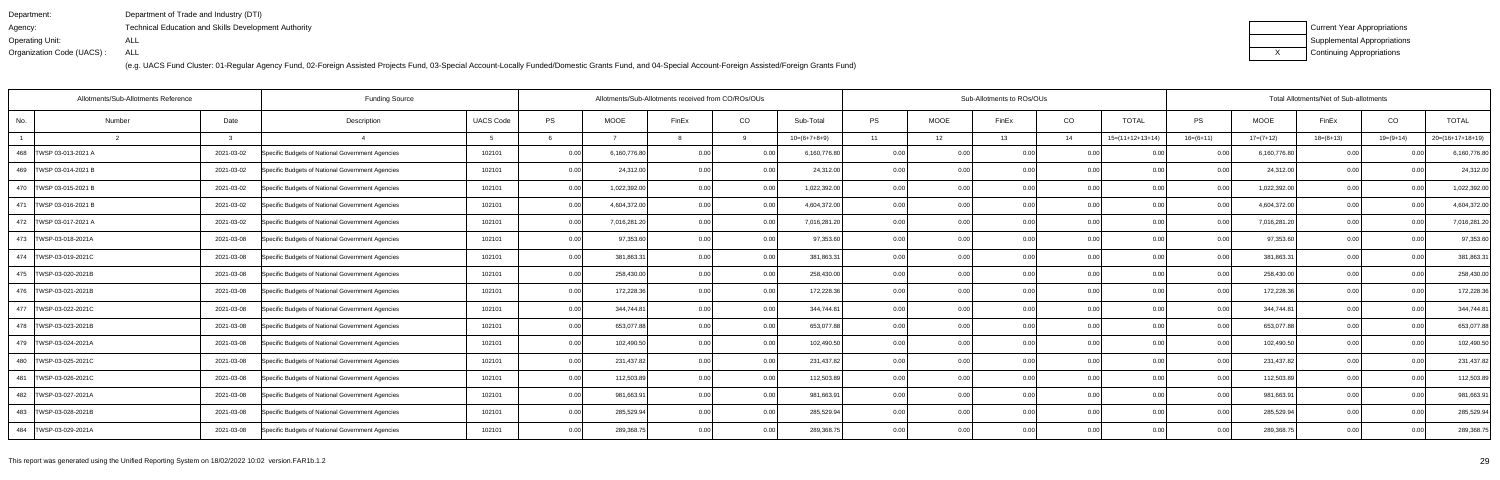Department: Department of Trade and Industry (DTI)
Agency: Technical Education and Skills Development Authority
Operating Unit: ALL
Organization Code (UACS) : ALL

| | Current Year Appropriations |
|---|---|
| | Supplemental Appropriations |
| X | Continuing Appropriations |

(e.g. UACS Fund Cluster: 01-Regular Agency Fund, 02-Foreign Assisted Projects Fund, 03-Special Account-Locally Funded/Domestic Grants Fund, and 04-Special Account-Foreign Assisted/Foreign Grants Fund)

| Allotments/Sub-Allotments Reference | | | Funding Source | | Allotments/Sub-Allotments received from CO/ROs/OUs | | | | | Sub-Allotments to ROs/OUs | | | | | Total Allotments/Net of Sub-allotments | | | | |
|---|---|---|---|---|---|---|---|---|---|---|---|---|---|---|---|---|---|---|---|
| No. | Number | Date | Description | UACS Code | PS | MOOE | FinEx | CO | Sub-Total | PS | MOOE | FinEx | CO | TOTAL | PS | MOOE | FinEx | CO | TOTAL |
| 1 | 2 | 3 | 4 | 5 | 6 | 7 | 8 | 9 | 10=(6+7+8+9) | 11 | 12 | 13 | 14 | 15=(11+12+13+14) | 16=(6+11) | 17=(7+12) | 18=(8+13) | 19=(9+14) | 20=(16+17+18+19) |
| 468 | TWSP 03-013-2021 A | 2021-03-02 | Specific Budgets of National Government Agencies | 102101 | 0.00 | 6,160,776.80 | 0.00 | 0.00 | 6,160,776.80 | 0.00 | 0.00 | 0.00 | 0.00 | 0.00 | 0.00 | 6,160,776.80 | 0.00 | 0.00 | 6,160,776.80 |
| 469 | TWSP 03-014-2021 B | 2021-03-02 | Specific Budgets of National Government Agencies | 102101 | 0.00 | 24,312.00 | 0.00 | 0.00 | 24,312.00 | 0.00 | 0.00 | 0.00 | 0.00 | 0.00 | 0.00 | 24,312.00 | 0.00 | 0.00 | 24,312.00 |
| 470 | TWSP 03-015-2021 B | 2021-03-02 | Specific Budgets of National Government Agencies | 102101 | 0.00 | 1,022,392.00 | 0.00 | 0.00 | 1,022,392.00 | 0.00 | 0.00 | 0.00 | 0.00 | 0.00 | 0.00 | 1,022,392.00 | 0.00 | 0.00 | 1,022,392.00 |
| 471 | TWSP 03-016-2021 B | 2021-03-02 | Specific Budgets of National Government Agencies | 102101 | 0.00 | 4,604,372.00 | 0.00 | 0.00 | 4,604,372.00 | 0.00 | 0.00 | 0.00 | 0.00 | 0.00 | 0.00 | 4,604,372.00 | 0.00 | 0.00 | 4,604,372.00 |
| 472 | TWSP 03-017-2021 A | 2021-03-02 | Specific Budgets of National Government Agencies | 102101 | 0.00 | 7,016,281.20 | 0.00 | 0.00 | 7,016,281.20 | 0.00 | 0.00 | 0.00 | 0.00 | 0.00 | 0.00 | 7,016,281.20 | 0.00 | 0.00 | 7,016,281.20 |
| 473 | TWSP-03-018-2021A | 2021-03-08 | Specific Budgets of National Government Agencies | 102101 | 0.00 | 97,353.60 | 0.00 | 0.00 | 97,353.60 | 0.00 | 0.00 | 0.00 | 0.00 | 0.00 | 0.00 | 97,353.60 | 0.00 | 0.00 | 97,353.60 |
| 474 | TWSP-03-019-2021C | 2021-03-08 | Specific Budgets of National Government Agencies | 102101 | 0.00 | 381,863.31 | 0.00 | 0.00 | 381,863.31 | 0.00 | 0.00 | 0.00 | 0.00 | 0.00 | 0.00 | 381,863.31 | 0.00 | 0.00 | 381,863.31 |
| 475 | TWSP-03-020-2021B | 2021-03-08 | Specific Budgets of National Government Agencies | 102101 | 0.00 | 258,430.00 | 0.00 | 0.00 | 258,430.00 | 0.00 | 0.00 | 0.00 | 0.00 | 0.00 | 0.00 | 258,430.00 | 0.00 | 0.00 | 258,430.00 |
| 476 | TWSP-03-021-2021B | 2021-03-08 | Specific Budgets of National Government Agencies | 102101 | 0.00 | 172,228.36 | 0.00 | 0.00 | 172,228.36 | 0.00 | 0.00 | 0.00 | 0.00 | 0.00 | 0.00 | 172,228.36 | 0.00 | 0.00 | 172,228.36 |
| 477 | TWSP-03-022-2021C | 2021-03-08 | Specific Budgets of National Government Agencies | 102101 | 0.00 | 344,744.81 | 0.00 | 0.00 | 344,744.81 | 0.00 | 0.00 | 0.00 | 0.00 | 0.00 | 0.00 | 344,744.81 | 0.00 | 0.00 | 344,744.81 |
| 478 | TWSP-03-023-2021B | 2021-03-08 | Specific Budgets of National Government Agencies | 102101 | 0.00 | 653,077.88 | 0.00 | 0.00 | 653,077.88 | 0.00 | 0.00 | 0.00 | 0.00 | 0.00 | 0.00 | 653,077.88 | 0.00 | 0.00 | 653,077.88 |
| 479 | TWSP-03-024-2021A | 2021-03-08 | Specific Budgets of National Government Agencies | 102101 | 0.00 | 102,490.50 | 0.00 | 0.00 | 102,490.50 | 0.00 | 0.00 | 0.00 | 0.00 | 0.00 | 0.00 | 102,490.50 | 0.00 | 0.00 | 102,490.50 |
| 480 | TWSP-03-025-2021C | 2021-03-08 | Specific Budgets of National Government Agencies | 102101 | 0.00 | 231,437.82 | 0.00 | 0.00 | 231,437.82 | 0.00 | 0.00 | 0.00 | 0.00 | 0.00 | 0.00 | 231,437.82 | 0.00 | 0.00 | 231,437.82 |
| 481 | TWSP-03-026-2021C | 2021-03-08 | Specific Budgets of National Government Agencies | 102101 | 0.00 | 112,503.89 | 0.00 | 0.00 | 112,503.89 | 0.00 | 0.00 | 0.00 | 0.00 | 0.00 | 0.00 | 112,503.89 | 0.00 | 0.00 | 112,503.89 |
| 482 | TWSP-03-027-2021A | 2021-03-08 | Specific Budgets of National Government Agencies | 102101 | 0.00 | 981,663.91 | 0.00 | 0.00 | 981,663.91 | 0.00 | 0.00 | 0.00 | 0.00 | 0.00 | 0.00 | 981,663.91 | 0.00 | 0.00 | 981,663.91 |
| 483 | TWSP-03-028-2021B | 2021-03-08 | Specific Budgets of National Government Agencies | 102101 | 0.00 | 285,529.94 | 0.00 | 0.00 | 285,529.94 | 0.00 | 0.00 | 0.00 | 0.00 | 0.00 | 0.00 | 285,529.94 | 0.00 | 0.00 | 285,529.94 |
| 484 | TWSP-03-029-2021A | 2021-03-08 | Specific Budgets of National Government Agencies | 102101 | 0.00 | 289,368.75 | 0.00 | 0.00 | 289,368.75 | 0.00 | 0.00 | 0.00 | 0.00 | 0.00 | 0.00 | 289,368.75 | 0.00 | 0.00 | 289,368.75 |

This report was generated using the Unified Reporting System on 18/02/2022 10:02 version.FAR1b.1.2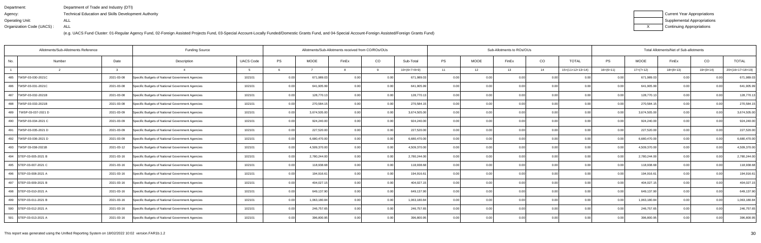Department: Department of Trade and Industry (DTI)
Agency: Technical Education and Skills Development Authority
Operating Unit: ALL
Organization Code (UACS) : ALL

| | Current Year Appropriations |
|---|---|
| | Supplemental Appropriations |
| X | Continuing Appropriations |

(e.g. UACS Fund Cluster: 01-Regular Agency Fund, 02-Foreign Assisted Projects Fund, 03-Special Account-Locally Funded/Domestic Grants Fund, and 04-Special Account-Foreign Assisted/Foreign Grants Fund)

| Allotments/Sub-Allotments Reference | | | Funding Source | | Allotments/Sub-Allotments received from CO/ROs/OUs | | | | | Sub-Allotments to ROs/OUs | | | | | Total Allotments/Net of Sub-allotments | | | | |
|---|---|---|---|---|---|---|---|---|---|---|---|---|---|---|---|---|---|---|---|
| No. | Number | Date | Description | UACS Code | PS | MOOE | FinEx | CO | Sub-Total | PS | MOOE | FinEx | CO | TOTAL | PS | MOOE | FinEx | CO | TOTAL |
| 1 | 2 | 3 | 4 | 5 | 6 | 7 | 8 | 9 | 10=(6+7+8+9) | 11 | 12 | 13 | 14 | 15=(11+12+13+14) | 16=(6+11) | 17=(7+12) | 18=(8+13) | 19=(9+14) | 20=(16+17+18+19) |
| 485 | TWSP-03-030-2021C | 2021-03-08 | Specific Budgets of National Government Agencies | 102101 | 0.00 | 671,989.03 | 0.00 | 0.00 | 671,989.03 | 0.00 | 0.00 | 0.00 | 0.00 | 0.00 | 0.00 | 671,989.03 | 0.00 | 0.00 | 671,989.03 |
| 486 | TWSP-03-031-2021C | 2021-03-08 | Specific Budgets of National Government Agencies | 102101 | 0.00 | 641,905.99 | 0.00 | 0.00 | 641,905.99 | 0.00 | 0.00 | 0.00 | 0.00 | 0.00 | 0.00 | 641,905.99 | 0.00 | 0.00 | 641,905.99 |
| 487 | TWSP-03-032-2021B | 2021-03-08 | Specific Budgets of National Government Agencies | 102101 | 0.00 | 128,770.13 | 0.00 | 0.00 | 128,770.13 | 0.00 | 0.00 | 0.00 | 0.00 | 0.00 | 0.00 | 128,770.13 | 0.00 | 0.00 | 128,770.13 |
| 488 | TWSP-03-033-2021B | 2021-03-08 | Specific Budgets of National Government Agencies | 102101 | 0.00 | 270,584.15 | 0.00 | 0.00 | 270,584.15 | 0.00 | 0.00 | 0.00 | 0.00 | 0.00 | 0.00 | 270,584.15 | 0.00 | 0.00 | 270,584.15 |
| 489 | TWSP-03-037-2021 D | 2021-03-09 | Specific Budgets of National Government Agencies | 102101 | 0.00 | 3,674,505.00 | 0.00 | 0.00 | 3,674,505.00 | 0.00 | 0.00 | 0.00 | 0.00 | 0.00 | 0.00 | 3,674,505.00 | 0.00 | 0.00 | 3,674,505.00 |
| 490 | TWSP-03-034-2021 C | 2021-03-09 | Specific Budgets of National Government Agencies | 102101 | 0.00 | 924,240.00 | 0.00 | 0.00 | 924,240.00 | 0.00 | 0.00 | 0.00 | 0.00 | 0.00 | 0.00 | 924,240.00 | 0.00 | 0.00 | 924,240.00 |
| 491 | TWSP-03-035-2021 D | 2021-03-09 | Specific Budgets of National Government Agencies | 102101 | 0.00 | 227,520.00 | 0.00 | 0.00 | 227,520.00 | 0.00 | 0.00 | 0.00 | 0.00 | 0.00 | 0.00 | 227,520.00 | 0.00 | 0.00 | 227,520.00 |
| 492 | TWSP-03-036-2021 D | 2021-03-09 | Specific Budgets of National Government Agencies | 102101 | 0.00 | 6,680,470.00 | 0.00 | 0.00 | 6,680,470.00 | 0.00 | 0.00 | 0.00 | 0.00 | 0.00 | 0.00 | 6,680,470.00 | 0.00 | 0.00 | 6,680,470.00 |
| 493 | TWSP 03-038-2021B | 2021-03-12 | Specific Budgets of National Government Agencies | 102101 | 0.00 | 4,509,370.00 | 0.00 | 0.00 | 4,509,370.00 | 0.00 | 0.00 | 0.00 | 0.00 | 0.00 | 0.00 | 4,509,370.00 | 0.00 | 0.00 | 4,509,370.00 |
| 494 | STEP-03-005-2021 B | 2021-03-16 | Specific Budgets of National Government Agencies | 102101 | 0.00 | 2,780,244.00 | 0.00 | 0.00 | 2,780,244.00 | 0.00 | 0.00 | 0.00 | 0.00 | 0.00 | 0.00 | 2,780,244.00 | 0.00 | 0.00 | 2,780,244.00 |
| 495 | STEP-03-007-2021 C | 2021-03-16 | Specific Budgets of National Government Agencies | 102101 | 0.00 | 118,938.68 | 0.00 | 0.00 | 118,938.68 | 0.00 | 0.00 | 0.00 | 0.00 | 0.00 | 0.00 | 118,938.68 | 0.00 | 0.00 | 118,938.68 |
| 496 | STEP-03-008-2021 A | 2021-03-16 | Specific Budgets of National Government Agencies | 102101 | 0.00 | 194,916.61 | 0.00 | 0.00 | 194,916.61 | 0.00 | 0.00 | 0.00 | 0.00 | 0.00 | 0.00 | 194,916.61 | 0.00 | 0.00 | 194,916.61 |
| 497 | STEP-03-009-2021 B | 2021-03-16 | Specific Budgets of National Government Agencies | 102101 | 0.00 | 404,027.15 | 0.00 | 0.00 | 404,027.15 | 0.00 | 0.00 | 0.00 | 0.00 | 0.00 | 0.00 | 404,027.15 | 0.00 | 0.00 | 404,027.15 |
| 498 | STEP-03-010-2021 A | 2021-03-16 | Specific Budgets of National Government Agencies | 102101 | 0.00 | 649,137.90 | 0.00 | 0.00 | 649,137.90 | 0.00 | 0.00 | 0.00 | 0.00 | 0.00 | 0.00 | 649,137.90 | 0.00 | 0.00 | 649,137.90 |
| 499 | STEP-03-011-2021 B | 2021-03-16 | Specific Budgets of National Government Agencies | 102101 | 0.00 | 1,063,180.84 | 0.00 | 0.00 | 1,063,180.84 | 0.00 | 0.00 | 0.00 | 0.00 | 0.00 | 0.00 | 1,063,180.84 | 0.00 | 0.00 | 1,063,180.84 |
| 500 | STEP-03-012-2021 A | 2021-03-16 | Specific Budgets of National Government Agencies | 102101 | 0.00 | 246,757.65 | 0.00 | 0.00 | 246,757.65 | 0.00 | 0.00 | 0.00 | 0.00 | 0.00 | 0.00 | 246,757.65 | 0.00 | 0.00 | 246,757.65 |
| 501 | STEP-03-013-2021 A | 2021-03-16 | Specific Budgets of National Government Agencies | 102101 | 0.00 | 396,800.95 | 0.00 | 0.00 | 396,800.95 | 0.00 | 0.00 | 0.00 | 0.00 | 0.00 | 0.00 | 396,800.95 | 0.00 | 0.00 | 396,800.95 |

This report was generated using the Unified Reporting System on 18/02/2022 10:02 version.FAR1b.1.2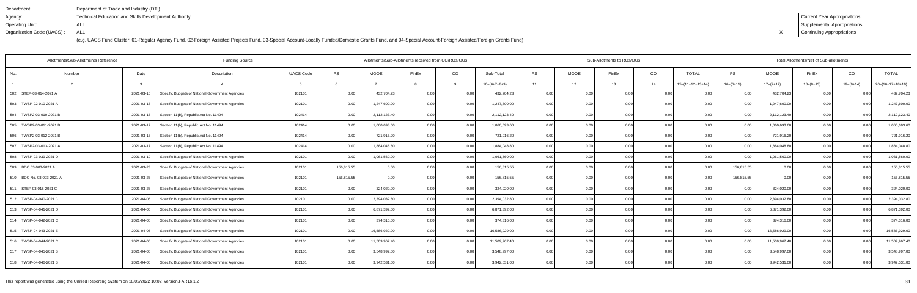Department: Department of Trade and Industry (DTI)
Agency: Technical Education and Skills Development Authority
Operating Unit: ALL
Organization Code (UACS) : ALL

(e.g. UACS Fund Cluster: 01-Regular Agency Fund, 02-Foreign Assisted Projects Fund, 03-Special Account-Locally Funded/Domestic Grants Fund, and 04-Special Account-Foreign Assisted/Foreign Grants Fund)

| | Current Year Appropriations |
|---|---|
| | Supplemental Appropriations |
| X | Continuing Appropriations |

| Allotments/Sub-Allotments Reference | | | Funding Source | | Allotments/Sub-Allotments received from CO/ROs/OUs | | | | | Sub-Allotments to ROs/OUs | | | | | Total Allotments/Net of Sub-allotments | | | | |
|---|---|---|---|---|---|---|---|---|---|---|---|---|---|---|---|---|---|---|---|
| No. | Number | Date | Description | UACS Code | PS | MOOE | FinEx | CO | Sub-Total | PS | MOOE | FinEx | CO | TOTAL | PS | MOOE | FinEx | CO | TOTAL |
| 1 | 2 | 3 | 4 | 5 | 6 | 7 | 8 | 9 | 10=(6+7+8+9) | 11 | 12 | 13 | 14 | 15=(11+12+13+14) | 16=(6+11) | 17=(7+12) | 18=(8+13) | 19=(9+14) | 20=(16+17+18+19) |
| 502 | STEP-03-014-2021 A | 2021-03-16 | Specific Budgets of National Government Agencies | 102101 | 0.00 | 432,704.23 | 0.00 | 0.00 | 432,704.23 | 0.00 | 0.00 | 0.00 | 0.00 | 0.00 | 0.00 | 432,704.23 | 0.00 | 0.00 | 432,704.23 |
| 503 | TWSP-02-010-2021 A | 2021-03-16 | Specific Budgets of National Government Agencies | 102101 | 0.00 | 1,247,600.00 | 0.00 | 0.00 | 1,247,600.00 | 0.00 | 0.00 | 0.00 | 0.00 | 0.00 | 0.00 | 1,247,600.00 | 0.00 | 0.00 | 1,247,600.00 |
| 504 | TWSP2-03-010-2021 B | 2021-03-17 | Section 11(b), Republic Act No. 11494 | 102414 | 0.00 | 2,112,123.40 | 0.00 | 0.00 | 2,112,123.40 | 0.00 | 0.00 | 0.00 | 0.00 | 0.00 | 0.00 | 2,112,123.40 | 0.00 | 0.00 | 2,112,123.40 |
| 505 | TWSP2-03-011-2021 B | 2021-03-17 | Section 11(b), Republic Act No. 11494 | 102414 | 0.00 | 1,060,693.60 | 0.00 | 0.00 | 1,060,693.60 | 0.00 | 0.00 | 0.00 | 0.00 | 0.00 | 0.00 | 1,060,693.60 | 0.00 | 0.00 | 1,060,693.60 |
| 506 | TWSP2-03-012-2021 B | 2021-03-17 | Section 11(b), Republic Act No. 11494 | 102414 | 0.00 | 721,916.20 | 0.00 | 0.00 | 721,916.20 | 0.00 | 0.00 | 0.00 | 0.00 | 0.00 | 0.00 | 721,916.20 | 0.00 | 0.00 | 721,916.20 |
| 507 | TWSP2-03-013-2021 A | 2021-03-17 | Section 11(b), Republic Act No. 11494 | 102414 | 0.00 | 1,884,048.80 | 0.00 | 0.00 | 1,884,048.80 | 0.00 | 0.00 | 0.00 | 0.00 | 0.00 | 0.00 | 1,884,048.80 | 0.00 | 0.00 | 1,884,048.80 |
| 508 | TWSP-03-039-2021 D | 2021-03-19 | Specific Budgets of National Government Agencies | 102101 | 0.00 | 1,061,560.00 | 0.00 | 0.00 | 1,061,560.00 | 0.00 | 0.00 | 0.00 | 0.00 | 0.00 | 0.00 | 1,061,560.00 | 0.00 | 0.00 | 1,061,560.00 |
| 509 | BDC 03-003-2021 A | 2021-03-23 | Specific Budgets of National Government Agencies | 102101 | 156,815.55 | 0.00 | 0.00 | 0.00 | 156,815.55 | 0.00 | 0.00 | 0.00 | 0.00 | 0.00 | 156,815.55 | 0.00 | 0.00 | 0.00 | 156,815.55 |
| 510 | BDC No. 03-003-2021 A | 2021-03-23 | Specific Budgets of National Government Agencies | 102101 | 156,815.55 | 0.00 | 0.00 | 0.00 | 156,815.55 | 0.00 | 0.00 | 0.00 | 0.00 | 0.00 | 156,815.55 | 0.00 | 0.00 | 0.00 | 156,815.55 |
| 511 | STEP 03-015-2021 C | 2021-03-23 | Specific Budgets of National Government Agencies | 102101 | 0.00 | 324,020.00 | 0.00 | 0.00 | 324,020.00 | 0.00 | 0.00 | 0.00 | 0.00 | 0.00 | 0.00 | 324,020.00 | 0.00 | 0.00 | 324,020.00 |
| 512 | TWSP-04-040-2021 C | 2021-04-05 | Specific Budgets of National Government Agencies | 102101 | 0.00 | 2,394,032.80 | 0.00 | 0.00 | 2,394,032.80 | 0.00 | 0.00 | 0.00 | 0.00 | 0.00 | 0.00 | 2,394,032.80 | 0.00 | 0.00 | 2,394,032.80 |
| 513 | TWSP-04-041-2021 D | 2021-04-05 | Specific Budgets of National Government Agencies | 102101 | 0.00 | 6,871,392.00 | 0.00 | 0.00 | 6,871,392.00 | 0.00 | 0.00 | 0.00 | 0.00 | 0.00 | 0.00 | 6,871,392.00 | 0.00 | 0.00 | 6,871,392.00 |
| 514 | TWSP-04-042-2021 C | 2021-04-05 | Specific Budgets of National Government Agencies | 102101 | 0.00 | 374,316.00 | 0.00 | 0.00 | 374,316.00 | 0.00 | 0.00 | 0.00 | 0.00 | 0.00 | 0.00 | 374,316.00 | 0.00 | 0.00 | 374,316.00 |
| 515 | TWSP-04-043-2021 E | 2021-04-05 | Specific Budgets of National Government Agencies | 102101 | 0.00 | 16,586,929.00 | 0.00 | 0.00 | 16,586,929.00 | 0.00 | 0.00 | 0.00 | 0.00 | 0.00 | 0.00 | 16,586,929.00 | 0.00 | 0.00 | 16,586,929.00 |
| 516 | TWSP-04-044-2021 C | 2021-04-05 | Specific Budgets of National Government Agencies | 102101 | 0.00 | 11,509,967.40 | 0.00 | 0.00 | 11,509,967.40 | 0.00 | 0.00 | 0.00 | 0.00 | 0.00 | 0.00 | 11,509,967.40 | 0.00 | 0.00 | 11,509,967.40 |
| 517 | TWSP-04-045-2021 B | 2021-04-05 | Specific Budgets of National Government Agencies | 102101 | 0.00 | 3,548,997.00 | 0.00 | 0.00 | 3,548,997.00 | 0.00 | 0.00 | 0.00 | 0.00 | 0.00 | 0.00 | 3,548,997.00 | 0.00 | 0.00 | 3,548,997.00 |
| 518 | TWSP-04-046-2021 B | 2021-04-05 | Specific Budgets of National Government Agencies | 102101 | 0.00 | 3,942,531.00 | 0.00 | 0.00 | 3,942,531.00 | 0.00 | 0.00 | 0.00 | 0.00 | 0.00 | 0.00 | 3,942,531.00 | 0.00 | 0.00 | 3,942,531.00 |

This report was generated using the Unified Reporting System on 18/02/2022 10:02 version.FAR1b.1.2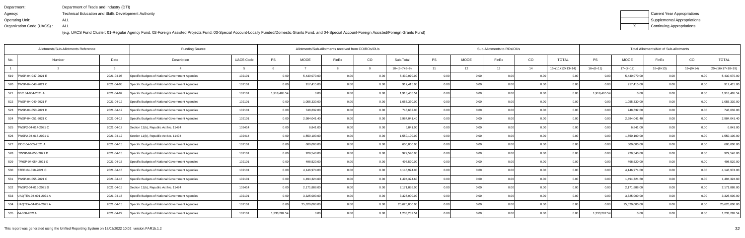Department: Department of Trade and Industry (DTI)
Agency: Technical Education and Skills Development Authority
Operating Unit: ALL
Organization Code (UACS) : ALL

(e.g. UACS Fund Cluster: 01-Regular Agency Fund, 02-Foreign Assisted Projects Fund, 03-Special Account-Locally Funded/Domestic Grants Fund, and 04-Special Account-Foreign Assisted/Foreign Grants Fund)

| | Current Year Appropriations |
|---|---|
| | Supplemental Appropriations |
| X | Continuing Appropriations |

| Allotments/Sub-Allotments Reference | | | Funding Source | | Allotments/Sub-Allotments received from CO/ROs/OUs | | | | | Sub-Allotments to ROs/OUs | | | | | Total Allotments/Net of Sub-allotments | | | | |
|---|---|---|---|---|---|---|---|---|---|---|---|---|---|---|---|---|---|---|---|
| No. | Number | Date | Description | UACS Code | PS | MOOE | FinEx | CO | Sub-Total | PS | MOOE | FinEx | CO | TOTAL | PS | MOOE | FinEx | CO | TOTAL |
| 1 | 2 | 3 | 4 | 5 | 6 | 7 | 8 | 9 | 10=(6+7+8+9) | 11 | 12 | 13 | 14 | 15=(11+12+13+14) | 16=(6+11) | 17=(7+12) | 18=(8+13) | 19=(9+14) | 20=(16+17+18+19) |
| 519 | TWSP-04-047-2021 E | 2021-04-05 | Specific Budgets of National Government Agencies | 102101 | 0.00 | 5,430,070.00 | 0.00 | 0.00 | 5,430,070.00 | 0.00 | 0.00 | 0.00 | 0.00 | 0.00 | 0.00 | 5,430,070.00 | 0.00 | 0.00 | 5,430,070.00 |
| 520 | TWSP-04-048-2021 C | 2021-04-05 | Specific Budgets of National Government Agencies | 102101 | 0.00 | 917,415.00 | 0.00 | 0.00 | 917,415.00 | 0.00 | 0.00 | 0.00 | 0.00 | 0.00 | 0.00 | 917,415.00 | 0.00 | 0.00 | 917,415.00 |
| 521 | BDC 04-004-2021 A | 2021-04-07 | Specific Budgets of National Government Agencies | 102101 | 1,918,465.54 | 0.00 | 0.00 | 0.00 | 1,918,465.54 | 0.00 | 0.00 | 0.00 | 0.00 | 0.00 | 1,918,465.54 | 0.00 | 0.00 | 0.00 | 1,918,465.54 |
| 522 | TWSP-04-049-2021 F | 2021-04-12 | Specific Budgets of National Government Agencies | 102101 | 0.00 | 1,055,330.00 | 0.00 | 0.00 | 1,055,330.00 | 0.00 | 0.00 | 0.00 | 0.00 | 0.00 | 0.00 | 1,055,330.00 | 0.00 | 0.00 | 1,055,330.00 |
| 523 | TWSP-04-050-2021 D | 2021-04-12 | Specific Budgets of National Government Agencies | 102101 | 0.00 | 748,632.00 | 0.00 | 0.00 | 748,632.00 | 0.00 | 0.00 | 0.00 | 0.00 | 0.00 | 0.00 | 748,632.00 | 0.00 | 0.00 | 748,632.00 |
| 524 | TWSP-04-051-2021 C | 2021-04-12 | Specific Budgets of National Government Agencies | 102101 | 0.00 | 2,984,041.40 | 0.00 | 0.00 | 2,984,041.40 | 0.00 | 0.00 | 0.00 | 0.00 | 0.00 | 0.00 | 2,984,041.40 | 0.00 | 0.00 | 2,984,041.40 |
| 525 | TWSP2-04-014-2021 C | 2021-04-12 | Section 11(b), Republic Act No. 11494 | 102414 | 0.00 | 6,841.00 | 0.00 | 0.00 | 6,841.00 | 0.00 | 0.00 | 0.00 | 0.00 | 0.00 | 0.00 | 6,841.00 | 0.00 | 0.00 | 6,841.00 |
| 526 | TWSP2-04-015-2021 C | 2021-04-12 | Section 11(b), Republic Act No. 11494 | 102414 | 0.00 | 1,550,100.00 | 0.00 | 0.00 | 1,550,100.00 | 0.00 | 0.00 | 0.00 | 0.00 | 0.00 | 0.00 | 1,550,100.00 | 0.00 | 0.00 | 1,550,100.00 |
| 527 | BDC 04-005-2021 A | 2021-04-15 | Specific Budgets of National Government Agencies | 102101 | 0.00 | 600,000.00 | 0.00 | 0.00 | 600,000.00 | 0.00 | 0.00 | 0.00 | 0.00 | 0.00 | 0.00 | 600,000.00 | 0.00 | 0.00 | 600,000.00 |
| 528 | TWSP-04-053-2021 D | 2021-04-15 | Specific Budgets of National Government Agencies | 102101 | 0.00 | 929,540.00 | 0.00 | 0.00 | 929,540.00 | 0.00 | 0.00 | 0.00 | 0.00 | 0.00 | 0.00 | 929,540.00 | 0.00 | 0.00 | 929,540.00 |
| 529 | TWSP-04-054-2021 G | 2021-04-15 | Specific Budgets of National Government Agencies | 102101 | 0.00 | 498,520.00 | 0.00 | 0.00 | 498,520.00 | 0.00 | 0.00 | 0.00 | 0.00 | 0.00 | 0.00 | 498,520.00 | 0.00 | 0.00 | 498,520.00 |
| 530 | STEP-04-016-2021 C | 2021-04-15 | Specific Budgets of National Government Agencies | 102101 | 0.00 | 4,146,974.00 | 0.00 | 0.00 | 4,146,974.00 | 0.00 | 0.00 | 0.00 | 0.00 | 0.00 | 0.00 | 4,146,974.00 | 0.00 | 0.00 | 4,146,974.00 |
| 531 | TWSP-04-055-2021 C | 2021-04-15 | Specific Budgets of National Government Agencies | 102101 | 0.00 | 1,494,324.60 | 0.00 | 0.00 | 1,494,324.60 | 0.00 | 0.00 | 0.00 | 0.00 | 0.00 | 0.00 | 1,494,324.60 | 0.00 | 0.00 | 1,494,324.60 |
| 532 | TWSP2-04-016-2021 D | 2021-04-15 | Section 11(b), Republic Act No. 11494 | 102414 | 0.00 | 2,171,888.00 | 0.00 | 0.00 | 2,171,888.00 | 0.00 | 0.00 | 0.00 | 0.00 | 0.00 | 0.00 | 2,171,888.00 | 0.00 | 0.00 | 2,171,888.00 |
| 533 | UAQTEA-04-001-2021 A | 2021-04-15 | Specific Budgets of National Government Agencies | 102101 | 0.00 | 3,325,000.00 | 0.00 | 0.00 | 3,325,000.00 | 0.00 | 0.00 | 0.00 | 0.00 | 0.00 | 0.00 | 3,325,000.00 | 0.00 | 0.00 | 3,325,000.00 |
| 534 | UAQTEA-04-002-2021 A | 2021-04-15 | Specific Budgets of National Government Agencies | 102101 | 0.00 | 25,620,000.00 | 0.00 | 0.00 | 25,620,000.00 | 0.00 | 0.00 | 0.00 | 0.00 | 0.00 | 0.00 | 25,620,000.00 | 0.00 | 0.00 | 25,620,000.00 |
| 535 | 04-008-2021A | 2021-04-22 | Specific Budgets of National Government Agencies | 102101 | 1,233,282.54 | 0.00 | 0.00 | 0.00 | 1,233,282.54 | 0.00 | 0.00 | 0.00 | 0.00 | 0.00 | 1,233,282.54 | 0.00 | 0.00 | 0.00 | 1,233,282.54 |

This report was generated using the Unified Reporting System on 18/02/2022 10:02 version.FAR1b.1.2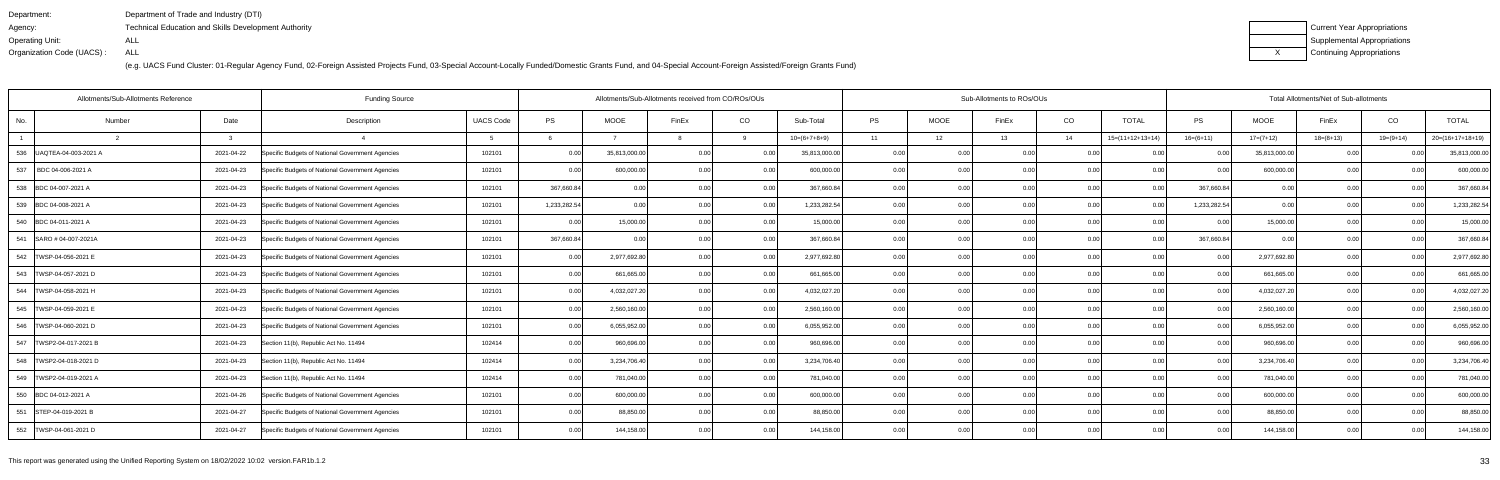Department: Department of Trade and Industry (DTI)
Agency: Technical Education and Skills Development Authority
Operating Unit: ALL
Organization Code (UACS) : ALL

(e.g. UACS Fund Cluster: 01-Regular Agency Fund, 02-Foreign Assisted Projects Fund, 03-Special Account-Locally Funded/Domestic Grants Fund, and 04-Special Account-Foreign Assisted/Foreign Grants Fund)

| | Current Year Appropriations |
|---|---|
| | Supplemental Appropriations |
| X | Continuing Appropriations |

| Allotments/Sub-Allotments Reference | | | Funding Source | | Allotments/Sub-Allotments received from CO/ROs/OUs | | | | | Sub-Allotments to ROs/OUs | | | | | Total Allotments/Net of Sub-allotments | | | | |
|---|---|---|---|---|---|---|---|---|---|---|---|---|---|---|---|---|---|---|---|
| No. | Number | Date | Description | UACS Code | PS | MOOE | FinEx | CO | Sub-Total | PS | MOOE | FinEx | CO | TOTAL | PS | MOOE | FinEx | CO | TOTAL |
| 1 | 2 | 3 | 4 | 5 | 6 | 7 | 8 | 9 | 10=(6+7+8+9) | 11 | 12 | 13 | 14 | 15=(11+12+13+14) | 16=(6+11) | 17=(7+12) | 18=(8+13) | 19=(9+14) | 20=(16+17+18+19) |
| 536 | UAQTEA-04-003-2021 A | 2021-04-22 | Specific Budgets of National Government Agencies | 102101 | 0.00 | 35,813,000.00 | 0.00 | 0.00 | 35,813,000.00 | 0.00 | 0.00 | 0.00 | 0.00 | 0.00 | 0.00 | 35,813,000.00 | 0.00 | 0.00 | 35,813,000.00 |
| 537 | BDC 04-006-2021 A | 2021-04-23 | Specific Budgets of National Government Agencies | 102101 | 0.00 | 600,000.00 | 0.00 | 0.00 | 600,000.00 | 0.00 | 0.00 | 0.00 | 0.00 | 0.00 | 0.00 | 600,000.00 | 0.00 | 0.00 | 600,000.00 |
| 538 | BDC 04-007-2021 A | 2021-04-23 | Specific Budgets of National Government Agencies | 102101 | 367,660.84 | 0.00 | 0.00 | 0.00 | 367,660.84 | 0.00 | 0.00 | 0.00 | 0.00 | 0.00 | 367,660.84 | 0.00 | 0.00 | 0.00 | 367,660.84 |
| 539 | BDC 04-008-2021 A | 2021-04-23 | Specific Budgets of National Government Agencies | 102101 | 1,233,282.54 | 0.00 | 0.00 | 0.00 | 1,233,282.54 | 0.00 | 0.00 | 0.00 | 0.00 | 0.00 | 1,233,282.54 | 0.00 | 0.00 | 0.00 | 1,233,282.54 |
| 540 | BDC 04-011-2021 A | 2021-04-23 | Specific Budgets of National Government Agencies | 102101 | 0.00 | 15,000.00 | 0.00 | 0.00 | 15,000.00 | 0.00 | 0.00 | 0.00 | 0.00 | 0.00 | 0.00 | 15,000.00 | 0.00 | 0.00 | 15,000.00 |
| 541 | SARO # 04-007-2021A | 2021-04-23 | Specific Budgets of National Government Agencies | 102101 | 367,660.84 | 0.00 | 0.00 | 0.00 | 367,660.84 | 0.00 | 0.00 | 0.00 | 0.00 | 0.00 | 367,660.84 | 0.00 | 0.00 | 0.00 | 367,660.84 |
| 542 | TWSP-04-056-2021 E | 2021-04-23 | Specific Budgets of National Government Agencies | 102101 | 0.00 | 2,977,692.80 | 0.00 | 0.00 | 2,977,692.80 | 0.00 | 0.00 | 0.00 | 0.00 | 0.00 | 0.00 | 2,977,692.80 | 0.00 | 0.00 | 2,977,692.80 |
| 543 | TWSP-04-057-2021 D | 2021-04-23 | Specific Budgets of National Government Agencies | 102101 | 0.00 | 661,665.00 | 0.00 | 0.00 | 661,665.00 | 0.00 | 0.00 | 0.00 | 0.00 | 0.00 | 0.00 | 661,665.00 | 0.00 | 0.00 | 661,665.00 |
| 544 | TWSP-04-058-2021 H | 2021-04-23 | Specific Budgets of National Government Agencies | 102101 | 0.00 | 4,032,027.20 | 0.00 | 0.00 | 4,032,027.20 | 0.00 | 0.00 | 0.00 | 0.00 | 0.00 | 0.00 | 4,032,027.20 | 0.00 | 0.00 | 4,032,027.20 |
| 545 | TWSP-04-059-2021 E | 2021-04-23 | Specific Budgets of National Government Agencies | 102101 | 0.00 | 2,560,160.00 | 0.00 | 0.00 | 2,560,160.00 | 0.00 | 0.00 | 0.00 | 0.00 | 0.00 | 0.00 | 2,560,160.00 | 0.00 | 0.00 | 2,560,160.00 |
| 546 | TWSP-04-060-2021 D | 2021-04-23 | Specific Budgets of National Government Agencies | 102101 | 0.00 | 6,055,952.00 | 0.00 | 0.00 | 6,055,952.00 | 0.00 | 0.00 | 0.00 | 0.00 | 0.00 | 0.00 | 6,055,952.00 | 0.00 | 0.00 | 6,055,952.00 |
| 547 | TWSP2-04-017-2021 B | 2021-04-23 | Section 11(b), Republic Act No. 11494 | 102414 | 0.00 | 960,696.00 | 0.00 | 0.00 | 960,696.00 | 0.00 | 0.00 | 0.00 | 0.00 | 0.00 | 0.00 | 960,696.00 | 0.00 | 0.00 | 960,696.00 |
| 548 | TWSP2-04-018-2021 D | 2021-04-23 | Section 11(b), Republic Act No. 11494 | 102414 | 0.00 | 3,234,706.40 | 0.00 | 0.00 | 3,234,706.40 | 0.00 | 0.00 | 0.00 | 0.00 | 0.00 | 0.00 | 3,234,706.40 | 0.00 | 0.00 | 3,234,706.40 |
| 549 | TWSP2-04-019-2021 A | 2021-04-23 | Section 11(b), Republic Act No. 11494 | 102414 | 0.00 | 781,040.00 | 0.00 | 0.00 | 781,040.00 | 0.00 | 0.00 | 0.00 | 0.00 | 0.00 | 0.00 | 781,040.00 | 0.00 | 0.00 | 781,040.00 |
| 550 | BDC 04-012-2021 A | 2021-04-26 | Specific Budgets of National Government Agencies | 102101 | 0.00 | 600,000.00 | 0.00 | 0.00 | 600,000.00 | 0.00 | 0.00 | 0.00 | 0.00 | 0.00 | 0.00 | 600,000.00 | 0.00 | 0.00 | 600,000.00 |
| 551 | STEP-04-010-2021 B | 2021-04-27 | Specific Budgets of National Government Agencies | 102101 | 0.00 | 88,850.00 | 0.00 | 0.00 | 88,850.00 | 0.00 | 0.00 | 0.00 | 0.00 | 0.00 | 0.00 | 88,850.00 | 0.00 | 0.00 | 88,850.00 |
| 552 | TWSP-04-061-2021 D | 2021-04-27 | Specific Budgets of National Government Agencies | 102101 | 0.00 | 144,158.00 | 0.00 | 0.00 | 144,158.00 | 0.00 | 0.00 | 0.00 | 0.00 | 0.00 | 0.00 | 144,158.00 | 0.00 | 0.00 | 144,158.00 |

This report was generated using the Unified Reporting System on 18/02/2022 10:02 version.FAR1b.1.2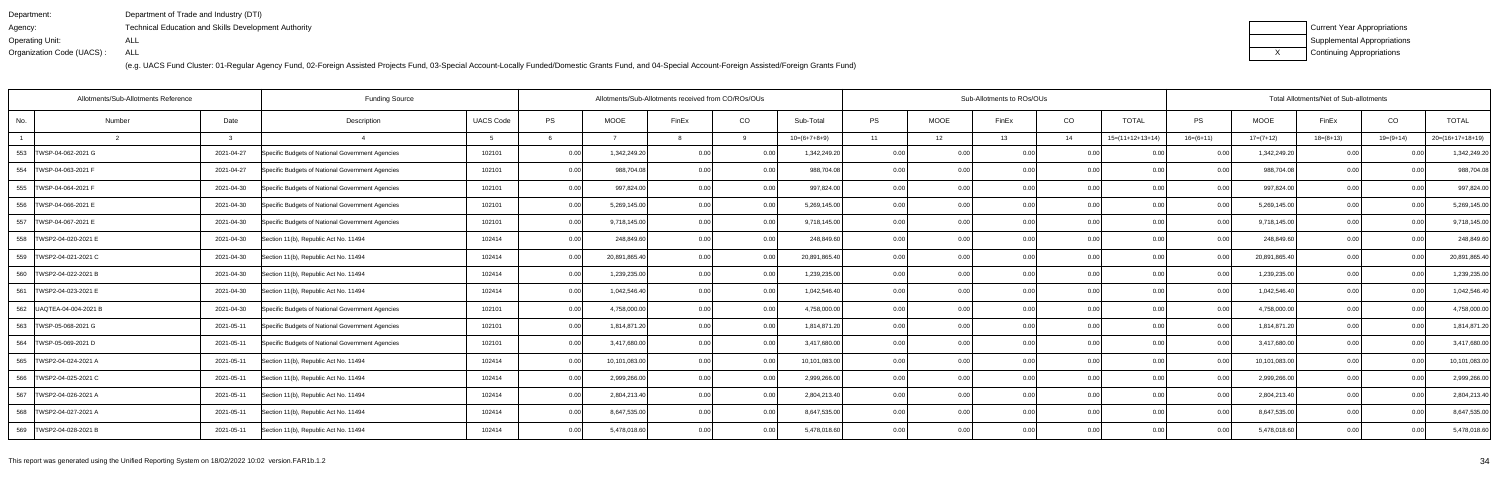Department: Department of Trade and Industry (DTI)
Agency: Technical Education and Skills Development Authority
Operating Unit: ALL
Organization Code (UACS) : ALL

(e.g. UACS Fund Cluster: 01-Regular Agency Fund, 02-Foreign Assisted Projects Fund, 03-Special Account-Locally Funded/Domestic Grants Fund, and 04-Special Account-Foreign Assisted/Foreign Grants Fund)

| | Current Year Appropriations |
|---|---|
| | Supplemental Appropriations |
| X | Continuing Appropriations |

| Allotments/Sub-Allotments Reference | | | Funding Source | | Allotments/Sub-Allotments received from CO/ROs/OUs | | | | | Sub-Allotments to ROs/OUs | | | | | Total Allotments/Net of Sub-allotments | | | | |
|---|---|---|---|---|---|---|---|---|---|---|---|---|---|---|---|---|---|---|---|
| No. | Number | Date | Description | UACS Code | PS | MOOE | FinEx | CO | Sub-Total | PS | MOOE | FinEx | CO | TOTAL | PS | MOOE | FinEx | CO | TOTAL |
| 1 | 2 | 3 | 4 | 5 | 6 | 7 | 8 | 9 | 10=(6+7+8+9) | 11 | 12 | 13 | 14 | 15=(11+12+13+14) | 16=(6+11) | 17=(7+12) | 18=(8+13) | 19=(9+14) | 20=(16+17+18+19) |
| 553 | TWSP-04-062-2021 G | 2021-04-27 | Specific Budgets of National Government Agencies | 102101 | 0.00 | 1,342,249.20 | 0.00 | 0.00 | 1,342,249.20 | 0.00 | 0.00 | 0.00 | 0.00 | 0.00 | 0.00 | 1,342,249.20 | 0.00 | 0.00 | 1,342,249.20 |
| 554 | TWSP-04-063-2021 F | 2021-04-27 | Specific Budgets of National Government Agencies | 102101 | 0.00 | 988,704.08 | 0.00 | 0.00 | 988,704.08 | 0.00 | 0.00 | 0.00 | 0.00 | 0.00 | 0.00 | 988,704.08 | 0.00 | 0.00 | 988,704.08 |
| 555 | TWSP-04-064-2021 F | 2021-04-30 | Specific Budgets of National Government Agencies | 102101 | 0.00 | 997,824.00 | 0.00 | 0.00 | 997,824.00 | 0.00 | 0.00 | 0.00 | 0.00 | 0.00 | 0.00 | 997,824.00 | 0.00 | 0.00 | 997,824.00 |
| 556 | TWSP-04-066-2021 E | 2021-04-30 | Specific Budgets of National Government Agencies | 102101 | 0.00 | 5,269,145.00 | 0.00 | 0.00 | 5,269,145.00 | 0.00 | 0.00 | 0.00 | 0.00 | 0.00 | 0.00 | 5,269,145.00 | 0.00 | 0.00 | 5,269,145.00 |
| 557 | TWSP-04-067-2021 E | 2021-04-30 | Specific Budgets of National Government Agencies | 102101 | 0.00 | 9,718,145.00 | 0.00 | 0.00 | 9,718,145.00 | 0.00 | 0.00 | 0.00 | 0.00 | 0.00 | 0.00 | 9,718,145.00 | 0.00 | 0.00 | 9,718,145.00 |
| 558 | TWSP2-04-020-2021 E | 2021-04-30 | Section 11(b), Republic Act No. 11494 | 102414 | 0.00 | 248,849.60 | 0.00 | 0.00 | 248,849.60 | 0.00 | 0.00 | 0.00 | 0.00 | 0.00 | 0.00 | 248,849.60 | 0.00 | 0.00 | 248,849.60 |
| 559 | TWSP2-04-021-2021 C | 2021-04-30 | Section 11(b), Republic Act No. 11494 | 102414 | 0.00 | 20,891,865.40 | 0.00 | 0.00 | 20,891,865.40 | 0.00 | 0.00 | 0.00 | 0.00 | 0.00 | 0.00 | 20,891,865.40 | 0.00 | 0.00 | 20,891,865.40 |
| 560 | TWSP2-04-022-2021 B | 2021-04-30 | Section 11(b), Republic Act No. 11494 | 102414 | 0.00 | 1,239,235.00 | 0.00 | 0.00 | 1,239,235.00 | 0.00 | 0.00 | 0.00 | 0.00 | 0.00 | 0.00 | 1,239,235.00 | 0.00 | 0.00 | 1,239,235.00 |
| 561 | TWSP2-04-023-2021 E | 2021-04-30 | Section 11(b), Republic Act No. 11494 | 102414 | 0.00 | 1,042,546.40 | 0.00 | 0.00 | 1,042,546.40 | 0.00 | 0.00 | 0.00 | 0.00 | 0.00 | 0.00 | 1,042,546.40 | 0.00 | 0.00 | 1,042,546.40 |
| 562 | UAQTEA-04-004-2021 B | 2021-04-30 | Specific Budgets of National Government Agencies | 102101 | 0.00 | 4,758,000.00 | 0.00 | 0.00 | 4,758,000.00 | 0.00 | 0.00 | 0.00 | 0.00 | 0.00 | 0.00 | 4,758,000.00 | 0.00 | 0.00 | 4,758,000.00 |
| 563 | TWSP-05-068-2021 G | 2021-05-11 | Specific Budgets of National Government Agencies | 102101 | 0.00 | 1,814,871.20 | 0.00 | 0.00 | 1,814,871.20 | 0.00 | 0.00 | 0.00 | 0.00 | 0.00 | 0.00 | 1,814,871.20 | 0.00 | 0.00 | 1,814,871.20 |
| 564 | TWSP-05-069-2021 D | 2021-05-11 | Specific Budgets of National Government Agencies | 102101 | 0.00 | 3,417,680.00 | 0.00 | 0.00 | 3,417,680.00 | 0.00 | 0.00 | 0.00 | 0.00 | 0.00 | 0.00 | 3,417,680.00 | 0.00 | 0.00 | 3,417,680.00 |
| 565 | TWSP2-04-024-2021 A | 2021-05-11 | Section 11(b), Republic Act No. 11494 | 102414 | 0.00 | 10,101,083.00 | 0.00 | 0.00 | 10,101,083.00 | 0.00 | 0.00 | 0.00 | 0.00 | 0.00 | 0.00 | 10,101,083.00 | 0.00 | 0.00 | 10,101,083.00 |
| 566 | TWSP2-04-025-2021 C | 2021-05-11 | Section 11(b), Republic Act No. 11494 | 102414 | 0.00 | 2,999,266.00 | 0.00 | 0.00 | 2,999,266.00 | 0.00 | 0.00 | 0.00 | 0.00 | 0.00 | 0.00 | 2,999,266.00 | 0.00 | 0.00 | 2,999,266.00 |
| 567 | TWSP2-04-026-2021 A | 2021-05-11 | Section 11(b), Republic Act No. 11494 | 102414 | 0.00 | 2,804,213.40 | 0.00 | 0.00 | 2,804,213.40 | 0.00 | 0.00 | 0.00 | 0.00 | 0.00 | 0.00 | 2,804,213.40 | 0.00 | 0.00 | 2,804,213.40 |
| 568 | TWSP2-04-027-2021 A | 2021-05-11 | Section 11(b), Republic Act No. 11494 | 102414 | 0.00 | 8,647,535.00 | 0.00 | 0.00 | 8,647,535.00 | 0.00 | 0.00 | 0.00 | 0.00 | 0.00 | 0.00 | 8,647,535.00 | 0.00 | 0.00 | 8,647,535.00 |
| 569 | TWSP2-04-028-2021 B | 2021-05-11 | Section 11(b), Republic Act No. 11494 | 102414 | 0.00 | 5,478,018.60 | 0.00 | 0.00 | 5,478,018.60 | 0.00 | 0.00 | 0.00 | 0.00 | 0.00 | 0.00 | 5,478,018.60 | 0.00 | 0.00 | 5,478,018.60 |

This report was generated using the Unified Reporting System on 18/02/2022 10:02 version.FAR1b.1.2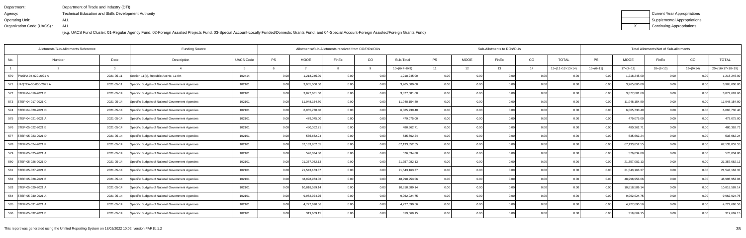Department: Department of Trade and Industry (DTI)
Agency: Technical Education and Skills Development Authority
Operating Unit: ALL
Organization Code (UACS) : ALL

(e.g. UACS Fund Cluster: 01-Regular Agency Fund, 02-Foreign Assisted Projects Fund, 03-Special Account-Locally Funded/Domestic Grants Fund, and 04-Special Account-Foreign Assisted/Foreign Grants Fund)

| | Current Year Appropriations |
|---|---|
| | Supplemental Appropriations |
| X | Continuing Appropriations |

| Allotments/Sub-Allotments Reference | | | Funding Source | | Allotments/Sub-Allotments received from CO/ROs/OUs | | | | | Sub-Allotments to ROs/OUs | | | | | Total Allotments/Net of Sub-allotments | | | | |
|---|---|---|---|---|---|---|---|---|---|---|---|---|---|---|---|---|---|---|---|
| No. | Number | Date | Description | UACS Code | PS | MOOE | FinEx | CO | Sub-Total | PS | MOOE | FinEx | CO | TOTAL | PS | MOOE | FinEx | CO | TOTAL |
| 1 | 2 | 3 | 4 | 5 | 6 | 7 | 8 | 9 | 10=(6+7+8+9) | 11 | 12 | 13 | 14 | 15=(11+12+13+14) | 16=(6+11) | 17=(7+12) | 18=(8+13) | 19=(9+14) | 20=(16+17+18+19) |
| 570 | TWSP2-04-029-2021 A | 2021-05-11 | Section 11(b), Republic Act No. 11494 | 102414 | 0.00 | 1,218,245.00 | 0.00 | 0.00 | 1,218,245.00 | 0.00 | 0.00 | 0.00 | 0.00 | 0.00 | 0.00 | 1,218,245.00 | 0.00 | 0.00 | 1,218,245.00 |
| 571 | UAQTEA-05-005-2021 A | 2021-05-11 | Specific Budgets of National Government Agencies | 102101 | 0.00 | 3,965,000.00 | 0.00 | 0.00 | 3,965,000.00 | 0.00 | 0.00 | 0.00 | 0.00 | 0.00 | 0.00 | 3,965,000.00 | 0.00 | 0.00 | 3,965,000.00 |
| 572 | STEP-04-016-2021 B | 2021-05-14 | Specific Budgets of National Government Agencies | 102101 | 0.00 | 3,877,681.60 | 0.00 | 0.00 | 3,877,681.60 | 0.00 | 0.00 | 0.00 | 0.00 | 0.00 | 0.00 | 3,877,681.60 | 0.00 | 0.00 | 3,877,681.60 |
| 573 | STEP-04-017-2021 C | 2021-05-14 | Specific Budgets of National Government Agencies | 102101 | 0.00 | 11,948,154.80 | 0.00 | 0.00 | 11,948,154.80 | 0.00 | 0.00 | 0.00 | 0.00 | 0.00 | 0.00 | 11,948,154.80 | 0.00 | 0.00 | 11,948,154.80 |
| 574 | STEP-04-020-2021 D | 2021-05-14 | Specific Budgets of National Government Agencies | 102101 | 0.00 | 6,065,730.40 | 0.00 | 0.00 | 6,065,730.40 | 0.00 | 0.00 | 0.00 | 0.00 | 0.00 | 0.00 | 6,065,730.40 | 0.00 | 0.00 | 6,065,730.40 |
| 575 | STEP-04-021-2021 A | 2021-05-14 | Specific Budgets of National Government Agencies | 102101 | 0.00 | 479,075.00 | 0.00 | 0.00 | 479,075.00 | 0.00 | 0.00 | 0.00 | 0.00 | 0.00 | 0.00 | 479,075.00 | 0.00 | 0.00 | 479,075.00 |
| 576 | STEP-05-022-2021 E | 2021-05-14 | Specific Budgets of National Government Agencies | 102101 | 0.00 | 480,362.71 | 0.00 | 0.00 | 480,362.71 | 0.00 | 0.00 | 0.00 | 0.00 | 0.00 | 0.00 | 480,362.71 | 0.00 | 0.00 | 480,362.71 |
| 577 | STEP-05-023-2021 D | 2021-05-14 | Specific Budgets of National Government Agencies | 102101 | 0.00 | 535,662.24 | 0.00 | 0.00 | 535,662.24 | 0.00 | 0.00 | 0.00 | 0.00 | 0.00 | 0.00 | 535,662.24 | 0.00 | 0.00 | 535,662.24 |
| 578 | STEP-05-024-2021 F | 2021-05-14 | Specific Budgets of National Government Agencies | 102101 | 0.00 | 67,133,852.55 | 0.00 | 0.00 | 67,133,852.55 | 0.00 | 0.00 | 0.00 | 0.00 | 0.00 | 0.00 | 67,133,852.55 | 0.00 | 0.00 | 67,133,852.55 |
| 579 | STEP-05-025-2021 A | 2021-05-14 | Specific Budgets of National Government Agencies | 102101 | 0.00 | 576,034.80 | 0.00 | 0.00 | 576,034.80 | 0.00 | 0.00 | 0.00 | 0.00 | 0.00 | 0.00 | 576,034.80 | 0.00 | 0.00 | 576,034.80 |
| 580 | STEP-05-026-2021 D | 2021-05-14 | Specific Budgets of National Government Agencies | 102101 | 0.00 | 21,357,082.13 | 0.00 | 0.00 | 21,357,082.13 | 0.00 | 0.00 | 0.00 | 0.00 | 0.00 | 0.00 | 21,357,082.13 | 0.00 | 0.00 | 21,357,082.13 |
| 581 | STEP-05-027-2021 E | 2021-05-14 | Specific Budgets of National Government Agencies | 102101 | 0.00 | 21,543,163.37 | 0.00 | 0.00 | 21,543,163.37 | 0.00 | 0.00 | 0.00 | 0.00 | 0.00 | 0.00 | 21,543,163.37 | 0.00 | 0.00 | 21,543,163.37 |
| 582 | STEP-05-028-2021 B | 2021-05-14 | Specific Budgets of National Government Agencies | 102101 | 0.00 | 48,998,953.06 | 0.00 | 0.00 | 48,998,953.06 | 0.00 | 0.00 | 0.00 | 0.00 | 0.00 | 0.00 | 48,998,953.06 | 0.00 | 0.00 | 48,998,953.06 |
| 583 | STEP-05-029-2021 A | 2021-05-14 | Specific Budgets of National Government Agencies | 102101 | 0.00 | 10,818,589.14 | 0.00 | 0.00 | 10,818,589.14 | 0.00 | 0.00 | 0.00 | 0.00 | 0.00 | 0.00 | 10,818,589.14 | 0.00 | 0.00 | 10,818,589.14 |
| 584 | STEP-05-030-2021 A | 2021-05-14 | Specific Budgets of National Government Agencies | 102101 | 0.00 | 9,962,924.75 | 0.00 | 0.00 | 9,962,924.75 | 0.00 | 0.00 | 0.00 | 0.00 | 0.00 | 0.00 | 9,962,924.75 | 0.00 | 0.00 | 9,962,924.75 |
| 585 | STEP-05-031-2021 A | 2021-05-14 | Specific Budgets of National Government Agencies | 102101 | 0.00 | 4,727,690.56 | 0.00 | 0.00 | 4,727,690.56 | 0.00 | 0.00 | 0.00 | 0.00 | 0.00 | 0.00 | 4,727,690.56 | 0.00 | 0.00 | 4,727,690.56 |
| 586 | STEP-05-032-2021 B | 2021-05-14 | Specific Budgets of National Government Agencies | 102101 | 0.00 | 319,669.15 | 0.00 | 0.00 | 319,669.15 | 0.00 | 0.00 | 0.00 | 0.00 | 0.00 | 0.00 | 319,669.15 | 0.00 | 0.00 | 319,669.15 |

This report was generated using the Unified Reporting System on 18/02/2022 10:02 version.FAR1b.1.2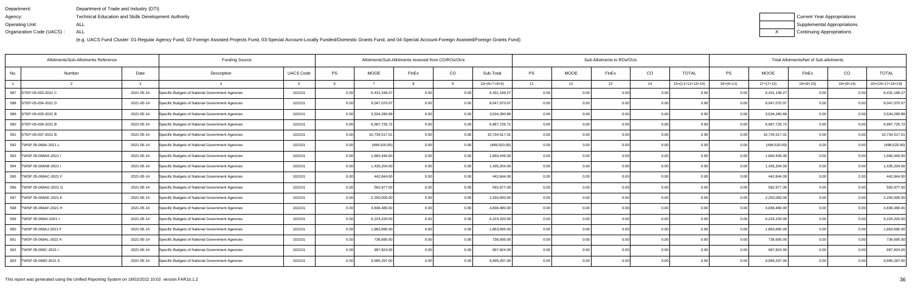Department: Department of Trade and Industry (DTI)
Agency: Technical Education and Skills Development Authority
Operating Unit: ALL
Organization Code (UACS) : ALL

(e.g. UACS Fund Cluster: 01-Regular Agency Fund, 02-Foreign Assisted Projects Fund, 03-Special Account-Locally Funded/Domestic Grants Fund, and 04-Special Account-Foreign Assisted/Foreign Grants Fund)

| | Current Year Appropriations |
|---|---|
| | Supplemental Appropriations |
| X | Continuing Appropriations |

| Allotments/Sub-Allotments Reference | | | Funding Source | | Allotments/Sub-Allotments received from CO/ROs/OUs | | | | | Sub-Allotments to ROs/OUs | | | | | Total Allotments/Net of Sub-allotments | | | | |
|---|---|---|---|---|---|---|---|---|---|---|---|---|---|---|---|---|---|---|---|
| No. | Number | Date | Description | UACS Code | PS | MOOE | FinEx | CO | Sub-Total | PS | MOOE | FinEx | CO | TOTAL | PS | MOOE | FinEx | CO | TOTAL |
| 1 | 2 | 3 | 4 | 5 | 6 | 7 | 8 | 9 | 10=(6+7+8+9) | 11 | 12 | 13 | 14 | 15=(11+12+13+14) | 16=(6+11) | 17=(7+12) | 18=(8+13) | 19=(9+14) | 20=(16+17+18+19) |
| 587 | STEP-05-033-2021 C | 2021-05-14 | Specific Budgets of National Government Agencies | 102101 | 0.00 | 6,431,199.27 | 0.00 | 0.00 | 6,431,199.27 | 0.00 | 0.00 | 0.00 | 0.00 | 0.00 | 0.00 | 6,431,199.27 | 0.00 | 0.00 | 6,431,199.27 |
| 588 | STEP-05-034-2021 D | 2021-05-14 | Specific Budgets of National Government Agencies | 102101 | 0.00 | 9,047,070.07 | 0.00 | 0.00 | 9,047,070.07 | 0.00 | 0.00 | 0.00 | 0.00 | 0.00 | 0.00 | 9,047,070.07 | 0.00 | 0.00 | 9,047,070.07 |
| 589 | STEP-05-035-2021 B | 2021-05-14 | Specific Budgets of National Government Agencies | 102101 | 0.00 | 3,534,280.89 | 0.00 | 0.00 | 3,534,280.89 | 0.00 | 0.00 | 0.00 | 0.00 | 0.00 | 0.00 | 3,534,280.89 | 0.00 | 0.00 | 3,534,280.89 |
| 590 | STEP-05-036-2021 B | 2021-05-14 | Specific Budgets of National Government Agencies | 102101 | 0.00 | 6,987,726.72 | 0.00 | 0.00 | 6,987,726.72 | 0.00 | 0.00 | 0.00 | 0.00 | 0.00 | 0.00 | 6,987,726.72 | 0.00 | 0.00 | 6,987,726.72 |
| 591 | STEP-05-037-2021 B | 2021-05-14 | Specific Budgets of National Government Agencies | 102101 | 0.00 | 10,734,517.01 | 0.00 | 0.00 | 10,734,517.01 | 0.00 | 0.00 | 0.00 | 0.00 | 0.00 | 0.00 | 10,734,517.01 | 0.00 | 0.00 | 10,734,517.01 |
| 592 | TWSP 05-069A-2021 L | 2021-05-14 | Specific Budgets of National Government Agencies | 102101 | 0.00 | (498,520.00) | 0.00 | 0.00 | (498,520.00) | 0.00 | 0.00 | 0.00 | 0.00 | 0.00 | 0.00 | (498,520.00) | 0.00 | 0.00 | (498,520.00) |
| 593 | TWSP 05-069AA-2021 I | 2021-05-14 | Specific Budgets of National Government Agencies | 102101 | 0.00 | 1,660,446.00 | 0.00 | 0.00 | 1,660,446.00 | 0.00 | 0.00 | 0.00 | 0.00 | 0.00 | 0.00 | 1,660,446.00 | 0.00 | 0.00 | 1,660,446.00 |
| 594 | TWSP 05-069AB-2021 I | 2021-05-14 | Specific Budgets of National Government Agencies | 102101 | 0.00 | 1,435,204.00 | 0.00 | 0.00 | 1,435,204.00 | 0.00 | 0.00 | 0.00 | 0.00 | 0.00 | 0.00 | 1,435,204.00 | 0.00 | 0.00 | 1,435,204.00 |
| 595 | TWSP 05-069AC-2021 F | 2021-05-14 | Specific Budgets of National Government Agencies | 102101 | 0.00 | 442,844.00 | 0.00 | 0.00 | 442,844.00 | 0.00 | 0.00 | 0.00 | 0.00 | 0.00 | 0.00 | 442,844.00 | 0.00 | 0.00 | 442,844.00 |
| 596 | TWSP 05-069AD-2021 G | 2021-05-14 | Specific Budgets of National Government Agencies | 102101 | 0.00 | 592,977.00 | 0.00 | 0.00 | 592,977.00 | 0.00 | 0.00 | 0.00 | 0.00 | 0.00 | 0.00 | 592,977.00 | 0.00 | 0.00 | 592,977.00 |
| 597 | TWSP 05-069AE-2021 K | 2021-05-14 | Specific Budgets of National Government Agencies | 102101 | 0.00 | 2,250,000.00 | 0.00 | 0.00 | 2,250,000.00 | 0.00 | 0.00 | 0.00 | 0.00 | 0.00 | 0.00 | 2,250,000.00 | 0.00 | 0.00 | 2,250,000.00 |
| 598 | TWSP 05-069AF-2021 H | 2021-05-14 | Specific Budgets of National Government Agencies | 102101 | 0.00 | 4,836,480.00 | 0.00 | 0.00 | 4,836,480.00 | 0.00 | 0.00 | 0.00 | 0.00 | 0.00 | 0.00 | 4,836,480.00 | 0.00 | 0.00 | 4,836,480.00 |
| 599 | TWSP 05-069AI-2021 I | 2021-05-14 | Specific Budgets of National Government Agencies | 102101 | 0.00 | 6,224,220.00 | 0.00 | 0.00 | 6,224,220.00 | 0.00 | 0.00 | 0.00 | 0.00 | 0.00 | 0.00 | 6,224,220.00 | 0.00 | 0.00 | 6,224,220.00 |
| 600 | TWSP 05-069AJ-2021 F | 2021-05-14 | Specific Budgets of National Government Agencies | 102101 | 0.00 | 1,863,695.00 | 0.00 | 0.00 | 1,863,695.00 | 0.00 | 0.00 | 0.00 | 0.00 | 0.00 | 0.00 | 1,863,695.00 | 0.00 | 0.00 | 1,863,695.00 |
| 601 | TWSP 05-069AL-2021 K | 2021-05-14 | Specific Budgets of National Government Agencies | 102101 | 0.00 | 736,695.00 | 0.00 | 0.00 | 736,695.00 | 0.00 | 0.00 | 0.00 | 0.00 | 0.00 | 0.00 | 736,695.00 | 0.00 | 0.00 | 736,695.00 |
| 602 | TWSP 05-069C-2021 I | 2021-05-14 | Specific Budgets of National Government Agencies | 102101 | 0.00 | 997,824.00 | 0.00 | 0.00 | 997,824.00 | 0.00 | 0.00 | 0.00 | 0.00 | 0.00 | 0.00 | 997,824.00 | 0.00 | 0.00 | 997,824.00 |
| 603 | TWSP 05-069D-2021 E | 2021-05-14 | Specific Budgets of National Government Agencies | 102101 | 0.00 | 9,995,297.00 | 0.00 | 0.00 | 9,995,297.00 | 0.00 | 0.00 | 0.00 | 0.00 | 0.00 | 0.00 | 9,995,297.00 | 0.00 | 0.00 | 9,995,297.00 |

This report was generated using the Unified Reporting System on 18/02/2022 10:02 version.FAR1b.1.2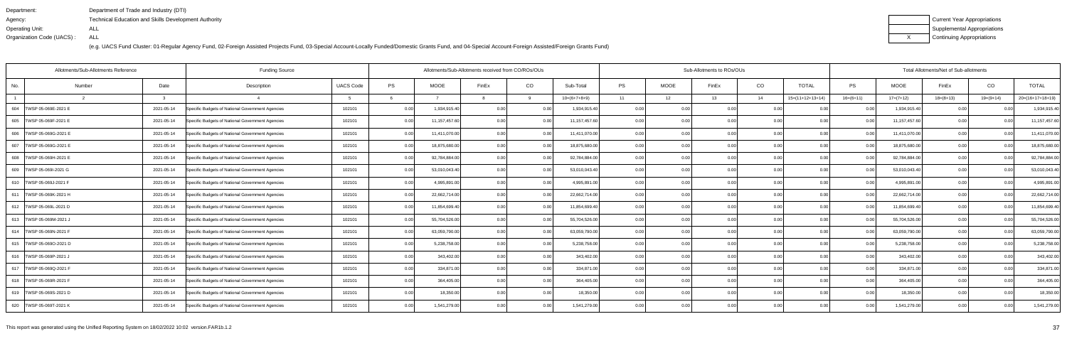Department: Department of Trade and Industry (DTI)
Agency: Technical Education and Skills Development Authority
Operating Unit: ALL
Organization Code (UACS) : ALL

(e.g. UACS Fund Cluster: 01-Regular Agency Fund, 02-Foreign Assisted Projects Fund, 03-Special Account-Locally Funded/Domestic Grants Fund, and 04-Special Account-Foreign Assisted/Foreign Grants Fund)

| | Current Year Appropriations |
|---|---|
| | Supplemental Appropriations |
| X | Continuing Appropriations |

| Allotments/Sub-Allotments Reference | | | Funding Source | | Allotments/Sub-Allotments received from CO/ROs/OUs | | | | | Sub-Allotments to ROs/OUs | | | | | Total Allotments/Net of Sub-allotments | | | | |
|---|---|---|---|---|---|---|---|---|---|---|---|---|---|---|---|---|---|---|---|
| No. | Number | Date | Description | UACS Code | PS | MOOE | FinEx | CO | Sub-Total | PS | MOOE | FinEx | CO | TOTAL | PS | MOOE | FinEx | CO | TOTAL |
| 1 | 2 | 3 | 4 | 5 | 6 | 7 | 8 | 9 | 10=(6+7+8+9) | 11 | 12 | 13 | 14 | 15=(11+12+13+14) | 16=(6+11) | 17=(7+12) | 18=(8+13) | 19=(9+14) | 20=(16+17+18+19) |
| 604 | TWSP 05-069E-2021 E | 2021-05-14 | Specific Budgets of National Government Agencies | 102101 | 0.00 | 1,934,915.40 | 0.00 | 0.00 | 1,934,915.40 | 0.00 | 0.00 | 0.00 | 0.00 | 0.00 | 0.00 | 1,934,915.40 | 0.00 | 0.00 | 1,934,915.40 |
| 605 | TWSP 05-069F-2021 E | 2021-05-14 | Specific Budgets of National Government Agencies | 102101 | 0.00 | 11,157,457.60 | 0.00 | 0.00 | 11,157,457.60 | 0.00 | 0.00 | 0.00 | 0.00 | 0.00 | 0.00 | 11,157,457.60 | 0.00 | 0.00 | 11,157,457.60 |
| 606 | TWSP 05-069G-2021 E | 2021-05-14 | Specific Budgets of National Government Agencies | 102101 | 0.00 | 11,411,070.00 | 0.00 | 0.00 | 11,411,070.00 | 0.00 | 0.00 | 0.00 | 0.00 | 0.00 | 0.00 | 11,411,070.00 | 0.00 | 0.00 | 11,411,070.00 |
| 607 | TWSP 05-069G-2021 E | 2021-05-14 | Specific Budgets of National Government Agencies | 102101 | 0.00 | 18,875,680.00 | 0.00 | 0.00 | 18,875,680.00 | 0.00 | 0.00 | 0.00 | 0.00 | 0.00 | 0.00 | 18,875,680.00 | 0.00 | 0.00 | 18,875,680.00 |
| 608 | TWSP 05-069H-2021 E | 2021-05-14 | Specific Budgets of National Government Agencies | 102101 | 0.00 | 92,784,884.00 | 0.00 | 0.00 | 92,784,884.00 | 0.00 | 0.00 | 0.00 | 0.00 | 0.00 | 0.00 | 92,784,884.00 | 0.00 | 0.00 | 92,784,884.00 |
| 609 | TWSP 05-069I-2021 G | 2021-05-14 | Specific Budgets of National Government Agencies | 102101 | 0.00 | 53,010,043.40 | 0.00 | 0.00 | 53,010,043.40 | 0.00 | 0.00 | 0.00 | 0.00 | 0.00 | 0.00 | 53,010,043.40 | 0.00 | 0.00 | 53,010,043.40 |
| 610 | TWSP 05-069J-2021 F | 2021-05-14 | Specific Budgets of National Government Agencies | 102101 | 0.00 | 4,995,891.00 | 0.00 | 0.00 | 4,995,891.00 | 0.00 | 0.00 | 0.00 | 0.00 | 0.00 | 0.00 | 4,995,891.00 | 0.00 | 0.00 | 4,995,891.00 |
| 611 | TWSP 05-069K-2021 H | 2021-05-14 | Specific Budgets of National Government Agencies | 102101 | 0.00 | 22,662,714.00 | 0.00 | 0.00 | 22,662,714.00 | 0.00 | 0.00 | 0.00 | 0.00 | 0.00 | 0.00 | 22,662,714.00 | 0.00 | 0.00 | 22,662,714.00 |
| 612 | TWSP 05-069L-2021 D | 2021-05-14 | Specific Budgets of National Government Agencies | 102101 | 0.00 | 11,854,699.40 | 0.00 | 0.00 | 11,854,699.40 | 0.00 | 0.00 | 0.00 | 0.00 | 0.00 | 0.00 | 11,854,699.40 | 0.00 | 0.00 | 11,854,699.40 |
| 613 | TWSP 05-069M-2021 J | 2021-05-14 | Specific Budgets of National Government Agencies | 102101 | 0.00 | 55,704,526.00 | 0.00 | 0.00 | 55,704,526.00 | 0.00 | 0.00 | 0.00 | 0.00 | 0.00 | 0.00 | 55,704,526.00 | 0.00 | 0.00 | 55,704,526.00 |
| 614 | TWSP 05-069N-2021 F | 2021-05-14 | Specific Budgets of National Government Agencies | 102101 | 0.00 | 63,059,790.00 | 0.00 | 0.00 | 63,059,790.00 | 0.00 | 0.00 | 0.00 | 0.00 | 0.00 | 0.00 | 63,059,790.00 | 0.00 | 0.00 | 63,059,790.00 |
| 615 | TWSP 05-069O-2021 D | 2021-05-14 | Specific Budgets of National Government Agencies | 102101 | 0.00 | 5,238,758.00 | 0.00 | 0.00 | 5,238,758.00 | 0.00 | 0.00 | 0.00 | 0.00 | 0.00 | 0.00 | 5,238,758.00 | 0.00 | 0.00 | 5,238,758.00 |
| 616 | TWSP 05-069P-2021 J | 2021-05-14 | Specific Budgets of National Government Agencies | 102101 | 0.00 | 343,402.00 | 0.00 | 0.00 | 343,402.00 | 0.00 | 0.00 | 0.00 | 0.00 | 0.00 | 0.00 | 343,402.00 | 0.00 | 0.00 | 343,402.00 |
| 617 | TWSP 05-069Q-2021 F | 2021-05-14 | Specific Budgets of National Government Agencies | 102101 | 0.00 | 334,871.00 | 0.00 | 0.00 | 334,871.00 | 0.00 | 0.00 | 0.00 | 0.00 | 0.00 | 0.00 | 334,871.00 | 0.00 | 0.00 | 334,871.00 |
| 618 | TWSP 05-069R-2021 F | 2021-05-14 | Specific Budgets of National Government Agencies | 102101 | 0.00 | 364,405.00 | 0.00 | 0.00 | 364,405.00 | 0.00 | 0.00 | 0.00 | 0.00 | 0.00 | 0.00 | 364,405.00 | 0.00 | 0.00 | 364,405.00 |
| 619 | TWSP 05-069S-2021 D | 2021-05-14 | Specific Budgets of National Government Agencies | 102101 | 0.00 | 18,350.00 | 0.00 | 0.00 | 18,350.00 | 0.00 | 0.00 | 0.00 | 0.00 | 0.00 | 0.00 | 18,350.00 | 0.00 | 0.00 | 18,350.00 |
| 620 | TWSP 05-069T-2021 K | 2021-05-14 | Specific Budgets of National Government Agencies | 102101 | 0.00 | 1,541,279.00 | 0.00 | 0.00 | 1,541,279.00 | 0.00 | 0.00 | 0.00 | 0.00 | 0.00 | 0.00 | 1,541,279.00 | 0.00 | 0.00 | 1,541,279.00 |

This report was generated using the Unified Reporting System on 18/02/2022 10:02 version.FAR1b.1.2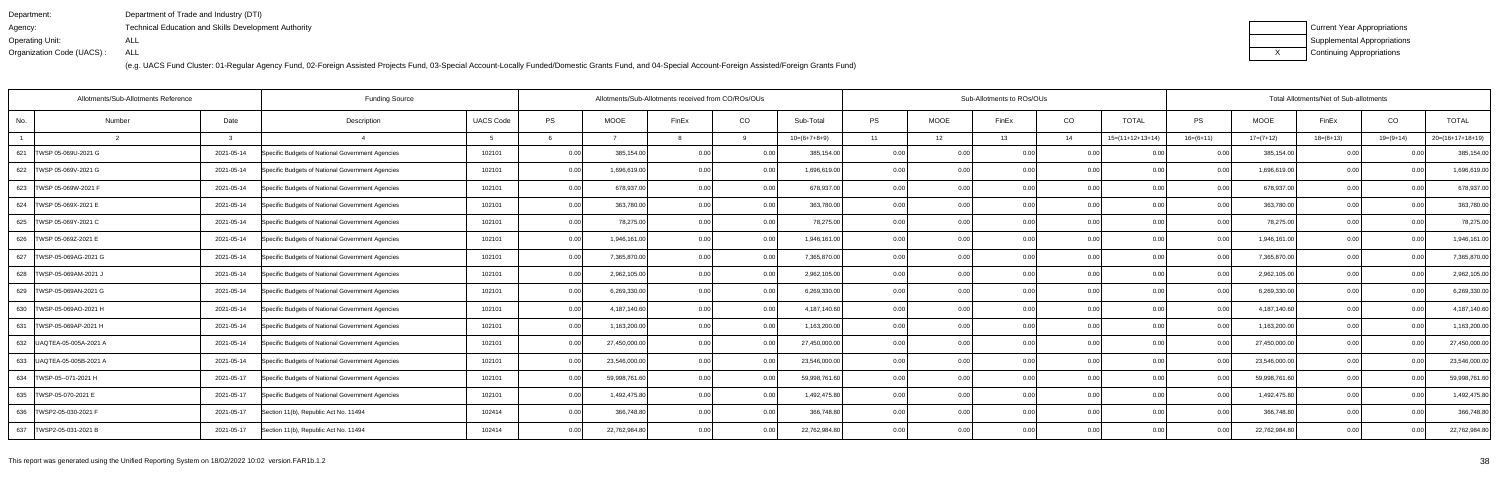Department: Department of Trade and Industry (DTI)
Agency: Technical Education and Skills Development Authority
Operating Unit: ALL
Organization Code (UACS) : ALL

(e.g. UACS Fund Cluster: 01-Regular Agency Fund, 02-Foreign Assisted Projects Fund, 03-Special Account-Locally Funded/Domestic Grants Fund, and 04-Special Account-Foreign Assisted/Foreign Grants Fund)

| | Current Year Appropriations |
|---|---|
| | Supplemental Appropriations |
| X | Continuing Appropriations |

| Allotments/Sub-Allotments Reference | | | Funding Source | | Allotments/Sub-Allotments received from CO/ROs/OUs | | | | | Sub-Allotments to ROs/OUs | | | | | Total Allotments/Net of Sub-allotments | | | | |
|---|---|---|---|---|---|---|---|---|---|---|---|---|---|---|---|---|---|---|---|
| No. | Number | Date | Description | UACS Code | PS | MOOE | FinEx | CO | Sub-Total | PS | MOOE | FinEx | CO | TOTAL | PS | MOOE | FinEx | CO | TOTAL |
| 1 | 2 | 3 | 4 | 5 | 6 | 7 | 8 | 9 | 10=(6+7+8+9) | 11 | 12 | 13 | 14 | 15=(11+12+13+14) | 16=(6+11) | 17=(7+12) | 18=(8+13) | 19=(9+14) | 20=(16+17+18+19) |
| 621 | TWSP 05-069U-2021 G | 2021-05-14 | Specific Budgets of National Government Agencies | 102101 | 0.00 | 385,154.00 | 0.00 | 0.00 | 385,154.00 | 0.00 | 0.00 | 0.00 | 0.00 | 0.00 | 0.00 | 385,154.00 | 0.00 | 0.00 | 385,154.00 |
| 622 | TWSP 05-069V-2021 G | 2021-05-14 | Specific Budgets of National Government Agencies | 102101 | 0.00 | 1,696,619.00 | 0.00 | 0.00 | 1,696,619.00 | 0.00 | 0.00 | 0.00 | 0.00 | 0.00 | 0.00 | 1,696,619.00 | 0.00 | 0.00 | 1,696,619.00 |
| 623 | TWSP 05-069W-2021 F | 2021-05-14 | Specific Budgets of National Government Agencies | 102101 | 0.00 | 678,937.00 | 0.00 | 0.00 | 678,937.00 | 0.00 | 0.00 | 0.00 | 0.00 | 0.00 | 0.00 | 678,937.00 | 0.00 | 0.00 | 678,937.00 |
| 624 | TWSP 05-069X-2021 E | 2021-05-14 | Specific Budgets of National Government Agencies | 102101 | 0.00 | 363,780.00 | 0.00 | 0.00 | 363,780.00 | 0.00 | 0.00 | 0.00 | 0.00 | 0.00 | 0.00 | 363,780.00 | 0.00 | 0.00 | 363,780.00 |
| 625 | TWSP 05-069Y-2021 C | 2021-05-14 | Specific Budgets of National Government Agencies | 102101 | 0.00 | 78,275.00 | 0.00 | 0.00 | 78,275.00 | 0.00 | 0.00 | 0.00 | 0.00 | 0.00 | 0.00 | 78,275.00 | 0.00 | 0.00 | 78,275.00 |
| 626 | TWSP 05-069Z-2021 E | 2021-05-14 | Specific Budgets of National Government Agencies | 102101 | 0.00 | 1,946,161.00 | 0.00 | 0.00 | 1,946,161.00 | 0.00 | 0.00 | 0.00 | 0.00 | 0.00 | 0.00 | 1,946,161.00 | 0.00 | 0.00 | 1,946,161.00 |
| 627 | TWSP-05-069AG-2021 G | 2021-05-14 | Specific Budgets of National Government Agencies | 102101 | 0.00 | 7,365,870.00 | 0.00 | 0.00 | 7,365,870.00 | 0.00 | 0.00 | 0.00 | 0.00 | 0.00 | 0.00 | 7,365,870.00 | 0.00 | 0.00 | 7,365,870.00 |
| 628 | TWSP-05-069AM-2021 J | 2021-05-14 | Specific Budgets of National Government Agencies | 102101 | 0.00 | 2,962,105.00 | 0.00 | 0.00 | 2,962,105.00 | 0.00 | 0.00 | 0.00 | 0.00 | 0.00 | 0.00 | 2,962,105.00 | 0.00 | 0.00 | 2,962,105.00 |
| 629 | TWSP-05-069AN-2021 G | 2021-05-14 | Specific Budgets of National Government Agencies | 102101 | 0.00 | 6,269,330.00 | 0.00 | 0.00 | 6,269,330.00 | 0.00 | 0.00 | 0.00 | 0.00 | 0.00 | 0.00 | 6,269,330.00 | 0.00 | 0.00 | 6,269,330.00 |
| 630 | TWSP-05-069AO-2021 H | 2021-05-14 | Specific Budgets of National Government Agencies | 102101 | 0.00 | 4,187,140.60 | 0.00 | 0.00 | 4,187,140.60 | 0.00 | 0.00 | 0.00 | 0.00 | 0.00 | 0.00 | 4,187,140.60 | 0.00 | 0.00 | 4,187,140.60 |
| 631 | TWSP-05-069AP-2021 H | 2021-05-14 | Specific Budgets of National Government Agencies | 102101 | 0.00 | 1,163,200.00 | 0.00 | 0.00 | 1,163,200.00 | 0.00 | 0.00 | 0.00 | 0.00 | 0.00 | 0.00 | 1,163,200.00 | 0.00 | 0.00 | 1,163,200.00 |
| 632 | UAQTEA-05-005A-2021 A | 2021-05-14 | Specific Budgets of National Government Agencies | 102101 | 0.00 | 27,450,000.00 | 0.00 | 0.00 | 27,450,000.00 | 0.00 | 0.00 | 0.00 | 0.00 | 0.00 | 0.00 | 27,450,000.00 | 0.00 | 0.00 | 27,450,000.00 |
| 633 | UAQTEA-05-005B-2021 A | 2021-05-14 | Specific Budgets of National Government Agencies | 102101 | 0.00 | 23,546,000.00 | 0.00 | 0.00 | 23,546,000.00 | 0.00 | 0.00 | 0.00 | 0.00 | 0.00 | 0.00 | 23,546,000.00 | 0.00 | 0.00 | 23,546,000.00 |
| 634 | TWSP-05--071-2021 H | 2021-05-17 | Specific Budgets of National Government Agencies | 102101 | 0.00 | 59,998,761.60 | 0.00 | 0.00 | 59,998,761.60 | 0.00 | 0.00 | 0.00 | 0.00 | 0.00 | 0.00 | 59,998,761.60 | 0.00 | 0.00 | 59,998,761.60 |
| 635 | TWSP-05-070-2021 E | 2021-05-17 | Specific Budgets of National Government Agencies | 102101 | 0.00 | 1,492,475.80 | 0.00 | 0.00 | 1,492,475.80 | 0.00 | 0.00 | 0.00 | 0.00 | 0.00 | 0.00 | 1,492,475.80 | 0.00 | 0.00 | 1,492,475.80 |
| 636 | TWSP2-05-030-2021 F | 2021-05-17 | Section 11(b), Republic Act No. 11494 | 102414 | 0.00 | 366,748.80 | 0.00 | 0.00 | 366,748.80 | 0.00 | 0.00 | 0.00 | 0.00 | 0.00 | 0.00 | 366,748.80 | 0.00 | 0.00 | 366,748.80 |
| 637 | TWSP2-05-031-2021 B | 2021-05-17 | Section 11(b), Republic Act No. 11494 | 102414 | 0.00 | 22,762,984.80 | 0.00 | 0.00 | 22,762,984.80 | 0.00 | 0.00 | 0.00 | 0.00 | 0.00 | 0.00 | 22,762,984.80 | 0.00 | 0.00 | 22,762,984.80 |

This report was generated using the Unified Reporting System on 18/02/2022 10:02 version.FAR1b.1.2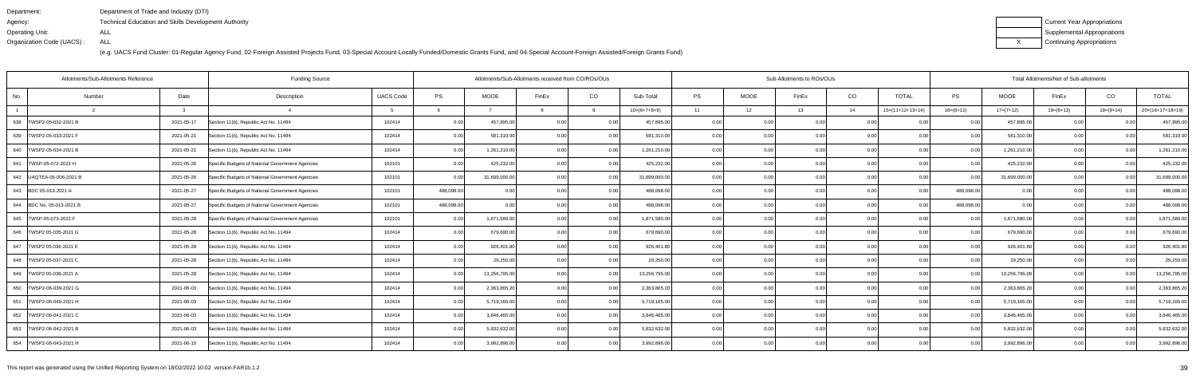Department: Department of Trade and Industry (DTI)
Agency: Technical Education and Skills Development Authority
Operating Unit: ALL
Organization Code (UACS) : ALL

(e.g. UACS Fund Cluster: 01-Regular Agency Fund, 02-Foreign Assisted Projects Fund, 03-Special Account-Locally Funded/Domestic Grants Fund, and 04-Special Account-Foreign Assisted/Foreign Grants Fund)

| | Current Year Appropriations |
|---|---|
| | Supplemental Appropriations |
| X | Continuing Appropriations |

| Allotments/Sub-Allotments Reference | | | Funding Source | | Allotments/Sub-Allotments received from CO/ROs/OUs | | | | | Sub-Allotments to ROs/OUs | | | | | Total Allotments/Net of Sub-allotments | | | | |
|---|---|---|---|---|---|---|---|---|---|---|---|---|---|---|---|---|---|---|---|
| No. | Number | Date | Description | UACS Code | PS | MOOE | FinEx | CO | Sub-Total | PS | MOOE | FinEx | CO | TOTAL | PS | MOOE | FinEx | CO | TOTAL |
| 1 | 2 | 3 | 4 | 5 | 6 | 7 | 8 | 9 | 10=(6+7+8+9) | 11 | 12 | 13 | 14 | 15=(11+12+13+14) | 16=(6+11) | 17=(7+12) | 18=(8+13) | 19=(9+14) | 20=(16+17+18+19) |
| 638 | TWSP2-05-032-2021 B | 2021-05-17 | Section 11(b), Republic Act No. 11494 | 102414 | 0.00 | 457,895.00 | 0.00 | 0.00 | 457,895.00 | 0.00 | 0.00 | 0.00 | 0.00 | 0.00 | 0.00 | 457,895.00 | 0.00 | 0.00 | 457,895.00 |
| 639 | TWSP2-05-033-2021 F | 2021-05-21 | Section 11(b), Republic Act No. 11494 | 102414 | 0.00 | 581,310.00 | 0.00 | 0.00 | 581,310.00 | 0.00 | 0.00 | 0.00 | 0.00 | 0.00 | 0.00 | 581,310.00 | 0.00 | 0.00 | 581,310.00 |
| 640 | TWSP2-05-034-2021 B | 2021-05-21 | Section 11(b), Republic Act No. 11494 | 102414 | 0.00 | 1,261,210.00 | 0.00 | 0.00 | 1,261,210.00 | 0.00 | 0.00 | 0.00 | 0.00 | 0.00 | 0.00 | 1,261,210.00 | 0.00 | 0.00 | 1,261,210.00 |
| 641 | TWSP-05-072-2021 H | 2021-05-26 | Specific Budgets of National Government Agencies | 102101 | 0.00 | 425,232.00 | 0.00 | 0.00 | 425,232.00 | 0.00 | 0.00 | 0.00 | 0.00 | 0.00 | 0.00 | 425,232.00 | 0.00 | 0.00 | 425,232.00 |
| 642 | UAQTEA-05-006-2021 B | 2021-05-26 | Specific Budgets of National Government Agencies | 102101 | 0.00 | 31,699,000.00 | 0.00 | 0.00 | 31,699,000.00 | 0.00 | 0.00 | 0.00 | 0.00 | 0.00 | 0.00 | 31,699,000.00 | 0.00 | 0.00 | 31,699,000.00 |
| 643 | BDC 05-013-2021 A | 2021-05-27 | Specific Budgets of National Government Agencies | 102101 | 488,098.00 | 0.00 | 0.00 | 0.00 | 488,098.00 | 0.00 | 0.00 | 0.00 | 0.00 | 0.00 | 488,098.00 | 0.00 | 0.00 | 0.00 | 488,098.00 |
| 644 | BDC No. 05-013-2021 B | 2021-05-27 | Specific Budgets of National Government Agencies | 102101 | 488,098.00 | 0.00 | 0.00 | 0.00 | 488,098.00 | 0.00 | 0.00 | 0.00 | 0.00 | 0.00 | 488,098.00 | 0.00 | 0.00 | 0.00 | 488,098.00 |
| 645 | TWSP-05-073-2021 F | 2021-05-28 | Specific Budgets of National Government Agencies | 102101 | 0.00 | 1,871,580.00 | 0.00 | 0.00 | 1,871,580.00 | 0.00 | 0.00 | 0.00 | 0.00 | 0.00 | 0.00 | 1,871,580.00 | 0.00 | 0.00 | 1,871,580.00 |
| 646 | TWSP2-05-035-2021 G | 2021-05-28 | Section 11(b), Republic Act No. 11494 | 102414 | 0.00 | 679,690.00 | 0.00 | 0.00 | 679,690.00 | 0.00 | 0.00 | 0.00 | 0.00 | 0.00 | 0.00 | 679,690.00 | 0.00 | 0.00 | 679,690.00 |
| 647 | TWSP2-05-036-2021 E | 2021-05-28 | Section 11(b), Republic Act No. 11494 | 102414 | 0.00 | 926,401.80 | 0.00 | 0.00 | 926,401.80 | 0.00 | 0.00 | 0.00 | 0.00 | 0.00 | 0.00 | 926,401.80 | 0.00 | 0.00 | 926,401.80 |
| 648 | TWSP2-05-037-2021 C | 2021-05-28 | Section 11(b), Republic Act No. 11494 | 102414 | 0.00 | 29,250.00 | 0.00 | 0.00 | 29,250.00 | 0.00 | 0.00 | 0.00 | 0.00 | 0.00 | 0.00 | 29,250.00 | 0.00 | 0.00 | 29,250.00 |
| 649 | TWSP2-05-038-2021 A | 2021-05-28 | Section 11(b), Republic Act No. 11494 | 102414 | 0.00 | 13,256,795.00 | 0.00 | 0.00 | 13,256,795.00 | 0.00 | 0.00 | 0.00 | 0.00 | 0.00 | 0.00 | 13,256,795.00 | 0.00 | 0.00 | 13,256,795.00 |
| 650 | TWSP2-06-039-2021 G | 2021-06-03 | Section 11(b), Republic Act No. 11494 | 102414 | 0.00 | 2,363,865.20 | 0.00 | 0.00 | 2,363,865.20 | 0.00 | 0.00 | 0.00 | 0.00 | 0.00 | 0.00 | 2,363,865.20 | 0.00 | 0.00 | 2,363,865.20 |
| 651 | TWSP2-06-040-2021 H | 2021-06-03 | Section 11(b), Republic Act No. 11494 | 102414 | 0.00 | 5,719,165.00 | 0.00 | 0.00 | 5,719,165.00 | 0.00 | 0.00 | 0.00 | 0.00 | 0.00 | 0.00 | 5,719,165.00 | 0.00 | 0.00 | 5,719,165.00 |
| 652 | TWSP2-06-041-2021 C | 2021-06-03 | Section 11(b), Republic Act No. 11494 | 102414 | 0.00 | 3,846,465.00 | 0.00 | 0.00 | 3,846,465.00 | 0.00 | 0.00 | 0.00 | 0.00 | 0.00 | 0.00 | 3,846,465.00 | 0.00 | 0.00 | 3,846,465.00 |
| 653 | TWSP2-06-042-2021 B | 2021-06-03 | Section 11(b), Republic Act No. 11494 | 102414 | 0.00 | 5,832,632.00 | 0.00 | 0.00 | 5,832,632.00 | 0.00 | 0.00 | 0.00 | 0.00 | 0.00 | 0.00 | 5,832,632.00 | 0.00 | 0.00 | 5,832,632.00 |
| 654 | TWSP2-06-043-2021 H | 2021-06-10 | Section 11(b), Republic Act No. 11494 | 102414 | 0.00 | 3,992,896.00 | 0.00 | 0.00 | 3,992,896.00 | 0.00 | 0.00 | 0.00 | 0.00 | 0.00 | 0.00 | 3,992,896.00 | 0.00 | 0.00 | 3,992,896.00 |

This report was generated using the Unified Reporting System on 18/02/2022 10:02 version.FAR1b.1.2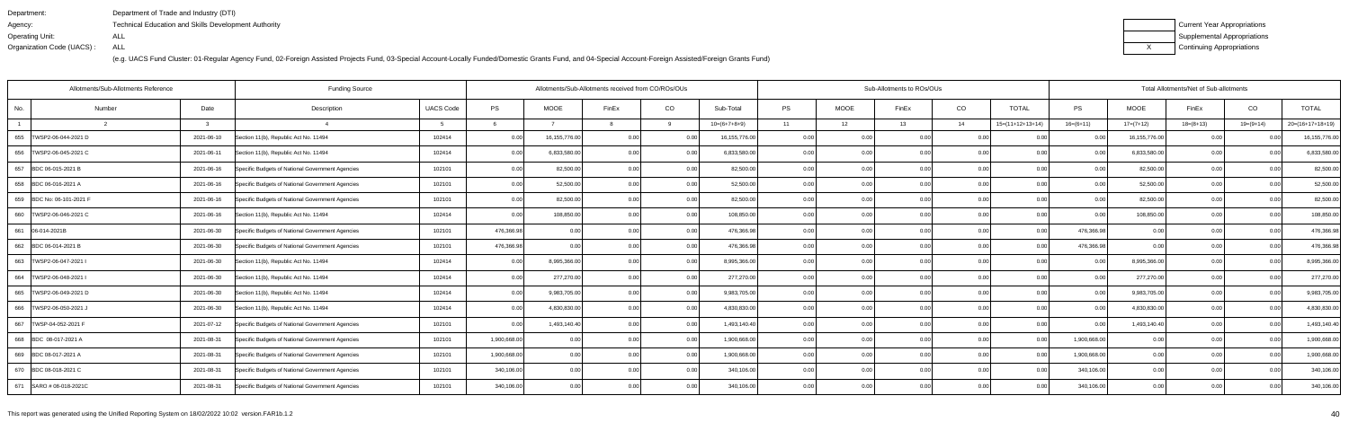Department: Department of Trade and Industry (DTI)
Agency: Technical Education and Skills Development Authority
Operating Unit: ALL
Organization Code (UACS) : ALL

(e.g. UACS Fund Cluster: 01-Regular Agency Fund, 02-Foreign Assisted Projects Fund, 03-Special Account-Locally Funded/Domestic Grants Fund, and 04-Special Account-Foreign Assisted/Foreign Grants Fund)

| | Current Year Appropriations |
|---|---|
| | Supplemental Appropriations |
| X | Continuing Appropriations |

| Allotments/Sub-Allotments Reference | | | Funding Source | | Allotments/Sub-Allotments received from CO/ROs/OUs | | | | | Sub-Allotments to ROs/OUs | | | | | Total Allotments/Net of Sub-allotments | | | | |
|---|---|---|---|---|---|---|---|---|---|---|---|---|---|---|---|---|---|---|---|
| No. | Number | Date | Description | UACS Code | PS | MOOE | FinEx | CO | Sub-Total | PS | MOOE | FinEx | CO | TOTAL | PS | MOOE | FinEx | CO | TOTAL |
| 1 | 2 | 3 | 4 | 5 | 6 | 7 | 8 | 9 | 10=(6+7+8+9) | 11 | 12 | 13 | 14 | 15=(11+12+13+14) | 16=(6+11) | 17=(7+12) | 18=(8+13) | 19=(9+14) | 20=(16+17+18+19) |
| 655 | TWSP2-06-044-2021 D | 2021-06-10 | Section 11(b), Republic Act No. 11494 | 102414 | 0.00 | 16,155,776.00 | 0.00 | 0.00 | 16,155,776.00 | 0.00 | 0.00 | 0.00 | 0.00 | 0.00 | 0.00 | 16,155,776.00 | 0.00 | 0.00 | 16,155,776.00 |
| 656 | TWSP2-06-045-2021 C | 2021-06-11 | Section 11(b), Republic Act No. 11494 | 102414 | 0.00 | 6,833,580.00 | 0.00 | 0.00 | 6,833,580.00 | 0.00 | 0.00 | 0.00 | 0.00 | 0.00 | 0.00 | 6,833,580.00 | 0.00 | 0.00 | 6,833,580.00 |
| 657 | BDC 06-015-2021 B | 2021-06-16 | Specific Budgets of National Government Agencies | 102101 | 0.00 | 82,500.00 | 0.00 | 0.00 | 82,500.00 | 0.00 | 0.00 | 0.00 | 0.00 | 0.00 | 0.00 | 82,500.00 | 0.00 | 0.00 | 82,500.00 |
| 658 | BDC 06-016-2021 A | 2021-06-16 | Specific Budgets of National Government Agencies | 102101 | 0.00 | 52,500.00 | 0.00 | 0.00 | 52,500.00 | 0.00 | 0.00 | 0.00 | 0.00 | 0.00 | 0.00 | 52,500.00 | 0.00 | 0.00 | 52,500.00 |
| 659 | BDC No: 06-101-2021 F | 2021-06-16 | Specific Budgets of National Government Agencies | 102101 | 0.00 | 82,500.00 | 0.00 | 0.00 | 82,500.00 | 0.00 | 0.00 | 0.00 | 0.00 | 0.00 | 0.00 | 82,500.00 | 0.00 | 0.00 | 82,500.00 |
| 660 | TWSP2-06-046-2021 C | 2021-06-16 | Section 11(b), Republic Act No. 11494 | 102414 | 0.00 | 108,850.00 | 0.00 | 0.00 | 108,850.00 | 0.00 | 0.00 | 0.00 | 0.00 | 0.00 | 0.00 | 108,850.00 | 0.00 | 0.00 | 108,850.00 |
| 661 | 06-014-2021B | 2021-06-30 | Specific Budgets of National Government Agencies | 102101 | 476,366.98 | 0.00 | 0.00 | 0.00 | 476,366.98 | 0.00 | 0.00 | 0.00 | 0.00 | 0.00 | 476,366.98 | 0.00 | 0.00 | 0.00 | 476,366.98 |
| 662 | BDC 06-014-2021 B | 2021-06-30 | Specific Budgets of National Government Agencies | 102101 | 476,366.98 | 0.00 | 0.00 | 0.00 | 476,366.98 | 0.00 | 0.00 | 0.00 | 0.00 | 0.00 | 476,366.98 | 0.00 | 0.00 | 0.00 | 476,366.98 |
| 663 | TWSP2-06-047-2021 I | 2021-06-30 | Section 11(b), Republic Act No. 11494 | 102414 | 0.00 | 8,995,366.00 | 0.00 | 0.00 | 8,995,366.00 | 0.00 | 0.00 | 0.00 | 0.00 | 0.00 | 0.00 | 8,995,366.00 | 0.00 | 0.00 | 8,995,366.00 |
| 664 | TWSP2-06-048-2021 I | 2021-06-30 | Section 11(b), Republic Act No. 11494 | 102414 | 0.00 | 277,270.00 | 0.00 | 0.00 | 277,270.00 | 0.00 | 0.00 | 0.00 | 0.00 | 0.00 | 0.00 | 277,270.00 | 0.00 | 0.00 | 277,270.00 |
| 665 | TWSP2-06-049-2021 D | 2021-06-30 | Section 11(b), Republic Act No. 11494 | 102414 | 0.00 | 9,983,705.00 | 0.00 | 0.00 | 9,983,705.00 | 0.00 | 0.00 | 0.00 | 0.00 | 0.00 | 0.00 | 9,983,705.00 | 0.00 | 0.00 | 9,983,705.00 |
| 666 | TWSP2-06-050-2021 J | 2021-06-30 | Section 11(b), Republic Act No. 11494 | 102414 | 0.00 | 4,830,830.00 | 0.00 | 0.00 | 4,830,830.00 | 0.00 | 0.00 | 0.00 | 0.00 | 0.00 | 0.00 | 4,830,830.00 | 0.00 | 0.00 | 4,830,830.00 |
| 667 | TWSP-04-052-2021 F | 2021-07-12 | Specific Budgets of National Government Agencies | 102101 | 0.00 | 1,493,140.40 | 0.00 | 0.00 | 1,493,140.40 | 0.00 | 0.00 | 0.00 | 0.00 | 0.00 | 0.00 | 1,493,140.40 | 0.00 | 0.00 | 1,493,140.40 |
| 668 | BDC 08-017-2021 A | 2021-08-31 | Specific Budgets of National Government Agencies | 102101 | 1,900,668.00 | 0.00 | 0.00 | 0.00 | 1,900,668.00 | 0.00 | 0.00 | 0.00 | 0.00 | 0.00 | 1,900,668.00 | 0.00 | 0.00 | 0.00 | 1,900,668.00 |
| 669 | BDC 08-017-2021 A | 2021-08-31 | Specific Budgets of National Government Agencies | 102101 | 1,900,668.00 | 0.00 | 0.00 | 0.00 | 1,900,668.00 | 0.00 | 0.00 | 0.00 | 0.00 | 0.00 | 1,900,668.00 | 0.00 | 0.00 | 0.00 | 1,900,668.00 |
| 670 | BDC 08-018-2021 C | 2021-08-31 | Specific Budgets of National Government Agencies | 102101 | 340,106.00 | 0.00 | 0.00 | 0.00 | 340,106.00 | 0.00 | 0.00 | 0.00 | 0.00 | 0.00 | 340,106.00 | 0.00 | 0.00 | 0.00 | 340,106.00 |
| 671 | SARO # 08-018-2021C | 2021-08-31 | Specific Budgets of National Government Agencies | 102101 | 340,106.00 | 0.00 | 0.00 | 0.00 | 340,106.00 | 0.00 | 0.00 | 0.00 | 0.00 | 0.00 | 340,106.00 | 0.00 | 0.00 | 0.00 | 340,106.00 |

This report was generated using the Unified Reporting System on 18/02/2022 10:02 version.FAR1b.1.2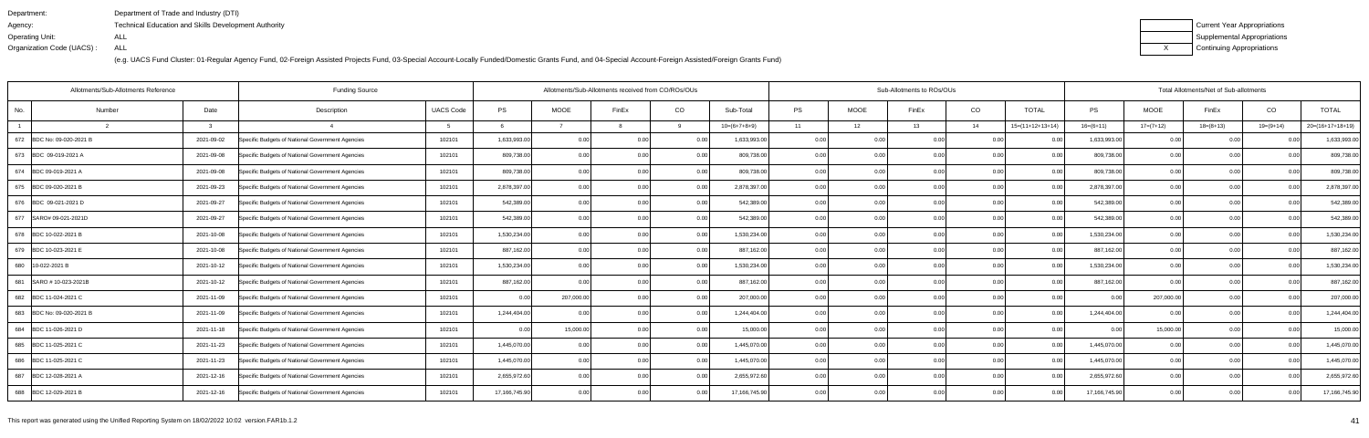Department: Department of Trade and Industry (DTI)
Agency: Technical Education and Skills Development Authority
Operating Unit: ALL
Organization Code (UACS) : ALL

(e.g. UACS Fund Cluster: 01-Regular Agency Fund, 02-Foreign Assisted Projects Fund, 03-Special Account-Locally Funded/Domestic Grants Fund, and 04-Special Account-Foreign Assisted/Foreign Grants Fund)

| | Current Year Appropriations |
|---|---|
| | Supplemental Appropriations |
| X | Continuing Appropriations |

| Allotments/Sub-Allotments Reference | | | Funding Source | | Allotments/Sub-Allotments received from CO/ROs/OUs | | | | | Sub-Allotments to ROs/OUs | | | | | Total Allotments/Net of Sub-allotments | | | | |
|---|---|---|---|---|---|---|---|---|---|---|---|---|---|---|---|---|---|---|---|
| No. | Number | Date | Description | UACS Code | PS | MOOE | FinEx | CO | Sub-Total | PS | MOOE | FinEx | CO | TOTAL | PS | MOOE | FinEx | CO | TOTAL |
| 1 | 2 | 3 | 4 | 5 | 6 | 7 | 8 | 9 | 10=(6+7+8+9) | 11 | 12 | 13 | 14 | 15=(11+12+13+14) | 16=(6+11) | 17=(7+12) | 18=(8+13) | 19=(9+14) | 20=(16+17+18+19) |
| 672 | BDC No: 09-020-2021 B | 2021-09-02 | Specific Budgets of National Government Agencies | 102101 | 1,633,993.00 | 0.00 | 0.00 | 0.00 | 1,633,993.00 | 0.00 | 0.00 | 0.00 | 0.00 | 0.00 | 1,633,993.00 | 0.00 | 0.00 | 0.00 | 1,633,993.00 |
| 673 | BDC 09-019-2021 A | 2021-09-08 | Specific Budgets of National Government Agencies | 102101 | 809,738.00 | 0.00 | 0.00 | 0.00 | 809,738.00 | 0.00 | 0.00 | 0.00 | 0.00 | 0.00 | 809,738.00 | 0.00 | 0.00 | 0.00 | 809,738.00 |
| 674 | BDC 09-019-2021 A | 2021-09-08 | Specific Budgets of National Government Agencies | 102101 | 809,738.00 | 0.00 | 0.00 | 0.00 | 809,738.00 | 0.00 | 0.00 | 0.00 | 0.00 | 0.00 | 809,738.00 | 0.00 | 0.00 | 0.00 | 809,738.00 |
| 675 | BDC 09-020-2021 B | 2021-09-23 | Specific Budgets of National Government Agencies | 102101 | 2,878,397.00 | 0.00 | 0.00 | 0.00 | 2,878,397.00 | 0.00 | 0.00 | 0.00 | 0.00 | 0.00 | 2,878,397.00 | 0.00 | 0.00 | 0.00 | 2,878,397.00 |
| 676 | BDC 09-021-2021 D | 2021-09-27 | Specific Budgets of National Government Agencies | 102101 | 542,389.00 | 0.00 | 0.00 | 0.00 | 542,389.00 | 0.00 | 0.00 | 0.00 | 0.00 | 0.00 | 542,389.00 | 0.00 | 0.00 | 0.00 | 542,389.00 |
| 677 | SARO# 09-021-2021D | 2021-09-27 | Specific Budgets of National Government Agencies | 102101 | 542,389.00 | 0.00 | 0.00 | 0.00 | 542,389.00 | 0.00 | 0.00 | 0.00 | 0.00 | 0.00 | 542,389.00 | 0.00 | 0.00 | 0.00 | 542,389.00 |
| 678 | BDC 10-022-2021 B | 2021-10-08 | Specific Budgets of National Government Agencies | 102101 | 1,530,234.00 | 0.00 | 0.00 | 0.00 | 1,530,234.00 | 0.00 | 0.00 | 0.00 | 0.00 | 0.00 | 1,530,234.00 | 0.00 | 0.00 | 0.00 | 1,530,234.00 |
| 679 | BDC 10-023-2021 E | 2021-10-08 | Specific Budgets of National Government Agencies | 102101 | 887,162.00 | 0.00 | 0.00 | 0.00 | 887,162.00 | 0.00 | 0.00 | 0.00 | 0.00 | 0.00 | 887,162.00 | 0.00 | 0.00 | 0.00 | 887,162.00 |
| 680 | 10-022-2021 B | 2021-10-12 | Specific Budgets of National Government Agencies | 102101 | 1,530,234.00 | 0.00 | 0.00 | 0.00 | 1,530,234.00 | 0.00 | 0.00 | 0.00 | 0.00 | 0.00 | 1,530,234.00 | 0.00 | 0.00 | 0.00 | 1,530,234.00 |
| 681 | SARO # 10-023-2021B | 2021-10-12 | Specific Budgets of National Government Agencies | 102101 | 887,162.00 | 0.00 | 0.00 | 0.00 | 887,162.00 | 0.00 | 0.00 | 0.00 | 0.00 | 0.00 | 887,162.00 | 0.00 | 0.00 | 0.00 | 887,162.00 |
| 682 | BDC 11-024-2021 C | 2021-11-09 | Specific Budgets of National Government Agencies | 102101 | 0.00 | 207,000.00 | 0.00 | 0.00 | 207,000.00 | 0.00 | 0.00 | 0.00 | 0.00 | 0.00 | 0.00 | 207,000.00 | 0.00 | 0.00 | 207,000.00 |
| 683 | BDC No: 09-020-2021 B | 2021-11-09 | Specific Budgets of National Government Agencies | 102101 | 1,244,404.00 | 0.00 | 0.00 | 0.00 | 1,244,404.00 | 0.00 | 0.00 | 0.00 | 0.00 | 0.00 | 1,244,404.00 | 0.00 | 0.00 | 0.00 | 1,244,404.00 |
| 684 | BDC 11-026-2021 D | 2021-11-18 | Specific Budgets of National Government Agencies | 102101 | 0.00 | 15,000.00 | 0.00 | 0.00 | 15,000.00 | 0.00 | 0.00 | 0.00 | 0.00 | 0.00 | 0.00 | 15,000.00 | 0.00 | 0.00 | 15,000.00 |
| 685 | BDC 11-025-2021 C | 2021-11-23 | Specific Budgets of National Government Agencies | 102101 | 1,445,070.00 | 0.00 | 0.00 | 0.00 | 1,445,070.00 | 0.00 | 0.00 | 0.00 | 0.00 | 0.00 | 1,445,070.00 | 0.00 | 0.00 | 0.00 | 1,445,070.00 |
| 686 | BDC 11-025-2021 C | 2021-11-23 | Specific Budgets of National Government Agencies | 102101 | 1,445,070.00 | 0.00 | 0.00 | 0.00 | 1,445,070.00 | 0.00 | 0.00 | 0.00 | 0.00 | 0.00 | 1,445,070.00 | 0.00 | 0.00 | 0.00 | 1,445,070.00 |
| 687 | BDC 12-028-2021 A | 2021-12-16 | Specific Budgets of National Government Agencies | 102101 | 2,655,972.60 | 0.00 | 0.00 | 0.00 | 2,655,972.60 | 0.00 | 0.00 | 0.00 | 0.00 | 0.00 | 2,655,972.60 | 0.00 | 0.00 | 0.00 | 2,655,972.60 |
| 688 | BDC 12-029-2021 B | 2021-12-16 | Specific Budgets of National Government Agencies | 102101 | 17,166,745.90 | 0.00 | 0.00 | 0.00 | 17,166,745.90 | 0.00 | 0.00 | 0.00 | 0.00 | 0.00 | 17,166,745.90 | 0.00 | 0.00 | 0.00 | 17,166,745.90 |

This report was generated using the Unified Reporting System on 18/02/2022 10:02 version.FAR1b.1.2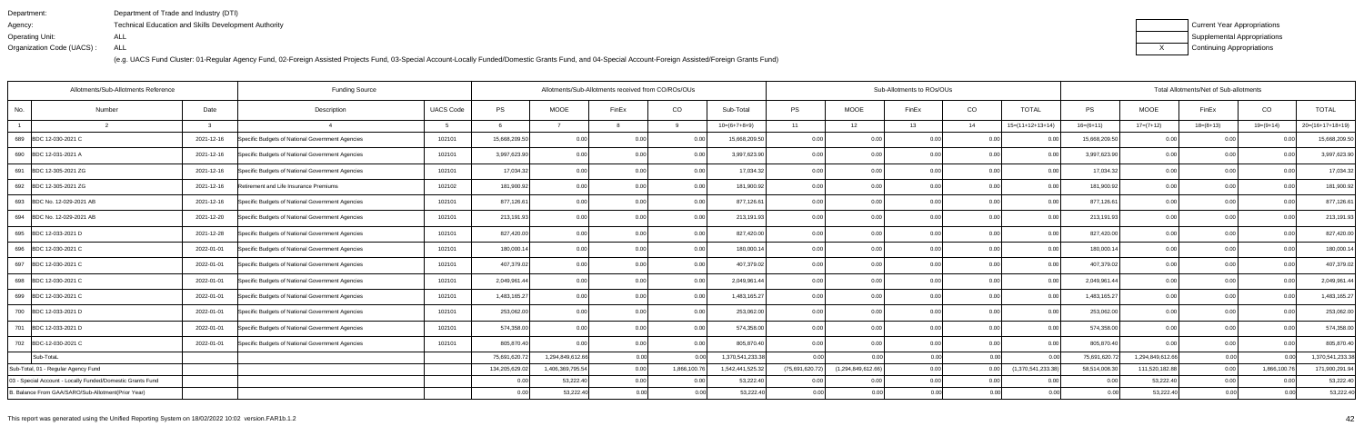Department: Department of Trade and Industry (DTI)
Agency: Technical Education and Skills Development Authority
Operating Unit: ALL
Organization Code (UACS) : ALL

(e.g. UACS Fund Cluster: 01-Regular Agency Fund, 02-Foreign Assisted Projects Fund, 03-Special Account-Locally Funded/Domestic Grants Fund, and 04-Special Account-Foreign Assisted/Foreign Grants Fund)

| | Current Year Appropriations |
|---|---|
| | Supplemental Appropriations |
| X | Continuing Appropriations |

| Allotments/Sub-Allotments Reference | | | Funding Source | | Allotments/Sub-Allotments received from CO/ROs/OUs | | | | | Sub-Allotments to ROs/OUs | | | | | Total Allotments/Net of Sub-allotments | | | | |
|---|---|---|---|---|---|---|---|---|---|---|---|---|---|---|---|---|---|---|---|
| No. | Number | Date | Description | UACS Code | PS | MOOE | FinEx | CO | Sub-Total | PS | MOOE | FinEx | CO | TOTAL | PS | MOOE | FinEx | CO | TOTAL |
| 1 | 2 | 3 | 4 | 5 | 6 | 7 | 8 | 9 | 10=(6+7+8+9) | 11 | 12 | 13 | 14 | 15=(11+12+13+14) | 16=(6+11) | 17=(7+12) | 18=(8+13) | 19=(9+14) | 20=(16+17+18+19) |
| 689 | BDC 12-030-2021 C | 2021-12-16 | Specific Budgets of National Government Agencies | 102101 | 15,668,209.50 | 0.00 | 0.00 | 0.00 | 15,668,209.50 | 0.00 | 0.00 | 0.00 | 0.00 | 0.00 | 15,668,209.50 | 0.00 | 0.00 | 0.00 | 15,668,209.50 |
| 690 | BDC 12-031-2021 A | 2021-12-16 | Specific Budgets of National Government Agencies | 102101 | 3,997,623.90 | 0.00 | 0.00 | 0.00 | 3,997,623.90 | 0.00 | 0.00 | 0.00 | 0.00 | 0.00 | 3,997,623.90 | 0.00 | 0.00 | 0.00 | 3,997,623.90 |
| 691 | BDC 12-305-2021 ZG | 2021-12-16 | Specific Budgets of National Government Agencies | 102101 | 17,034.32 | 0.00 | 0.00 | 0.00 | 17,034.32 | 0.00 | 0.00 | 0.00 | 0.00 | 0.00 | 17,034.32 | 0.00 | 0.00 | 0.00 | 17,034.32 |
| 692 | BDC 12-305-2021 ZG | 2021-12-16 | Retirement and Life Insurance Premiums | 102102 | 181,900.92 | 0.00 | 0.00 | 0.00 | 181,900.92 | 0.00 | 0.00 | 0.00 | 0.00 | 0.00 | 181,900.92 | 0.00 | 0.00 | 0.00 | 181,900.92 |
| 693 | BDC No. 12-029-2021 AB | 2021-12-16 | Specific Budgets of National Government Agencies | 102101 | 877,126.61 | 0.00 | 0.00 | 0.00 | 877,126.61 | 0.00 | 0.00 | 0.00 | 0.00 | 0.00 | 877,126.61 | 0.00 | 0.00 | 0.00 | 877,126.61 |
| 694 | BDC No. 12-029-2021 AB | 2021-12-20 | Specific Budgets of National Government Agencies | 102101 | 213,191.93 | 0.00 | 0.00 | 0.00 | 213,191.93 | 0.00 | 0.00 | 0.00 | 0.00 | 0.00 | 213,191.93 | 0.00 | 0.00 | 0.00 | 213,191.93 |
| 695 | BDC 12-033-2021 D | 2021-12-28 | Specific Budgets of National Government Agencies | 102101 | 827,420.00 | 0.00 | 0.00 | 0.00 | 827,420.00 | 0.00 | 0.00 | 0.00 | 0.00 | 0.00 | 827,420.00 | 0.00 | 0.00 | 0.00 | 827,420.00 |
| 696 | BDC 12-030-2021 C | 2022-01-01 | Specific Budgets of National Government Agencies | 102101 | 180,000.14 | 0.00 | 0.00 | 0.00 | 180,000.14 | 0.00 | 0.00 | 0.00 | 0.00 | 0.00 | 180,000.14 | 0.00 | 0.00 | 0.00 | 180,000.14 |
| 697 | BDC 12-030-2021 C | 2022-01-01 | Specific Budgets of National Government Agencies | 102101 | 407,379.02 | 0.00 | 0.00 | 0.00 | 407,379.02 | 0.00 | 0.00 | 0.00 | 0.00 | 0.00 | 407,379.02 | 0.00 | 0.00 | 0.00 | 407,379.02 |
| 698 | BDC 12-030-2021 C | 2022-01-01 | Specific Budgets of National Government Agencies | 102101 | 2,049,961.44 | 0.00 | 0.00 | 0.00 | 2,049,961.44 | 0.00 | 0.00 | 0.00 | 0.00 | 0.00 | 2,049,961.44 | 0.00 | 0.00 | 0.00 | 2,049,961.44 |
| 699 | BDC 12-030-2021 C | 2022-01-01 | Specific Budgets of National Government Agencies | 102101 | 1,483,165.27 | 0.00 | 0.00 | 0.00 | 1,483,165.27 | 0.00 | 0.00 | 0.00 | 0.00 | 0.00 | 1,483,165.27 | 0.00 | 0.00 | 0.00 | 1,483,165.27 |
| 700 | BDC 12-033-2021 D | 2022-01-01 | Specific Budgets of National Government Agencies | 102101 | 253,062.00 | 0.00 | 0.00 | 0.00 | 253,062.00 | 0.00 | 0.00 | 0.00 | 0.00 | 0.00 | 253,062.00 | 0.00 | 0.00 | 0.00 | 253,062.00 |
| 701 | BDC 12-033-2021 D | 2022-01-01 | Specific Budgets of National Government Agencies | 102101 | 574,358.00 | 0.00 | 0.00 | 0.00 | 574,358.00 | 0.00 | 0.00 | 0.00 | 0.00 | 0.00 | 574,358.00 | 0.00 | 0.00 | 0.00 | 574,358.00 |
| 702 | BDC-12-030-2021 C | 2022-01-01 | Specific Budgets of National Government Agencies | 102101 | 805,870.40 | 0.00 | 0.00 | 0.00 | 805,870.40 | 0.00 | 0.00 | 0.00 | 0.00 | 0.00 | 805,870.40 | 0.00 | 0.00 | 0.00 | 805,870.40 |
| | Sub-Total. | | | | 75,691,620.72 | 1,294,849,612.66 | 0.00 | 0.00 | 1,370,541,233.38 | 0.00 | 0.00 | 0.00 | 0.00 | 0.00 | 75,691,620.72 | 1,294,849,612.66 | 0.00 | 0.00 | 1,370,541,233.38 |
| Sub-Total, 01 - Regular Agency Fund | | | | | 134,205,629.02 | 1,406,369,795.54 | 0.00 | 1,866,100.76 | 1,542,441,525.32 | (75,691,620.72) | (1,294,849,612.66) | 0.00 | 0.00 | (1,370,541,233.38) | 58,514,008.30 | 111,520,182.88 | 0.00 | 1,866,100.76 | 171,900,291.94 |
| 03 - Special Account - Locally Funded/Domestic Grants Fund | | | | | 0.00 | 53,222.40 | 0.00 | 0.00 | 53,222.40 | 0.00 | 0.00 | 0.00 | 0.00 | 0.00 | 0.00 | 53,222.40 | 0.00 | 0.00 | 53,222.40 |
| B. Balance From GAA/SARO/Sub-Allotment(Prior Year) | | | | | 0.00 | 53,222.40 | 0.00 | 0.00 | 53,222.40 | 0.00 | 0.00 | 0.00 | 0.00 | 0.00 | 0.00 | 53,222.40 | 0.00 | 0.00 | 53,222.40 |

This report was generated using the Unified Reporting System on 18/02/2022 10:02 version.FAR1b.1.2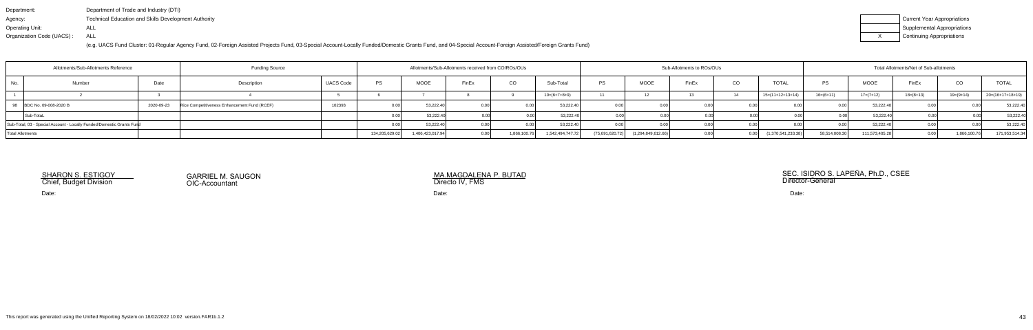Department: Department of Trade and Industry (DTI)
Agency: Technical Education and Skills Development Authority
Operating Unit: ALL
Organization Code (UACS) : ALL

(e.g. UACS Fund Cluster: 01-Regular Agency Fund, 02-Foreign Assisted Projects Fund, 03-Special Account-Locally Funded/Domestic Grants Fund, and 04-Special Account-Foreign Assisted/Foreign Grants Fund)

| | |
|---|---|
| | Current Year Appropriations |
| | Supplemental Appropriations |
| X | Continuing Appropriations |

| Allotments/Sub-Allotments Reference | | | Funding Source | | Allotments/Sub-Allotments received from CO/ROs/OUs | | | | | Sub-Allotments to ROs/OUs | | | | | Total Allotments/Net of Sub-allotments | | | | |
|---|---|---|---|---|---|---|---|---|---|---|---|---|---|---|---|---|---|---|---|
| No. | Number | Date | Description | UACS Code | PS | MOOE | FinEx | CO | Sub-Total | PS | MOOE | FinEx | CO | TOTAL | PS | MOOE | FinEx | CO | TOTAL |
| 1 | 2 | 3 | 4 | 5 | 6 | 7 | 8 | 9 | 10=(6+7+8+9) | 11 | 12 | 13 | 14 | 15=(11+12+13+14) | 16=(6+11) | 17=(7+12) | 18=(8+13) | 19=(9+14) | 20=(16+17+18+19) |
| 98 | BDC No. 09-008-2020 B | 2020-09-23 | Rice Competitiveness Enhancement Fund (RCEF) | 102393 | 0.00 | 53,222.40 | 0.00 | 0.00 | 53,222.40 | 0.00 | 0.00 | 0.00 | 0.00 | 0.00 | 0.00 | 53,222.40 | 0.00 | 0.00 | 53,222.40 |
| | Sub-Total, | | | | 0.00 | 53,222.40 | 0.00 | 0.00 | 53,222.40 | 0.00 | 0.00 | 0.00 | 0.00 | 0.00 | 0.00 | 53,222.40 | 0.00 | 0.00 | 53,222.40 |
| Sub-Total, 03 - Special Account - Locally Funded/Domestic Grants Fund | | | | | 0.00 | 53,222.40 | 0.00 | 0.00 | 53,222.40 | 0.00 | 0.00 | 0.00 | 0.00 | 0.00 | 0.00 | 53,222.40 | 0.00 | 0.00 | 53,222.40 |
| Total Allotments | | | | | 134,205,629.02 | 1,406,423,017.94 | 0.00 | 1,866,100.76 | 1,542,494,747.72 | (75,691,620.72) | (1,294,849,612.66) | 0.00 | 0.00 | (1,370,541,233.38) | 58,514,008.30 | 111,573,405.28 | 0.00 | 1,866,100.76 | 171,953,514.34 |

SHARON S. ESTIGOY
Chief, Budget Division

GARRIEL M. SAUGON
OIC-Accountant

MA.MAGDALENA P. BUTAD
Directo IV, FMS

SEC. ISIDRO S. LAPEÑA, Ph.D., CSEE
Director-General

Date: Date: Date:

This report was generated using the Unified Reporting System on 18/02/2022 10:02 version.FAR1b.1.2